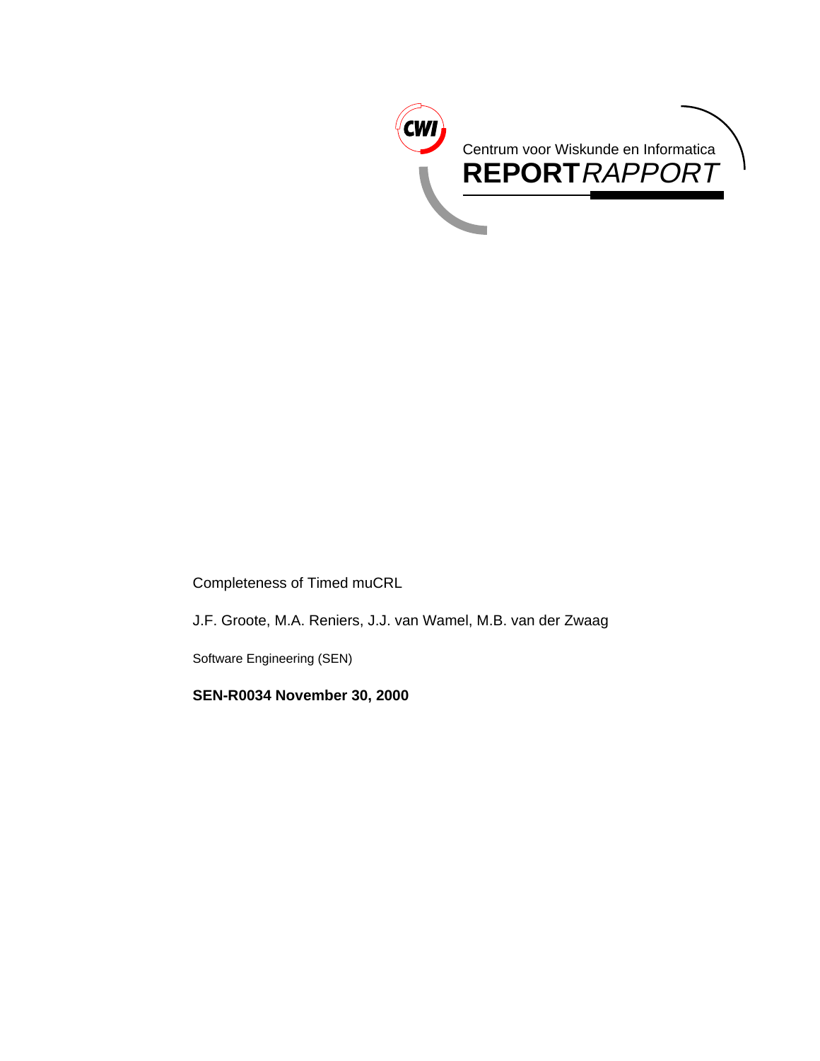CWI

Centrum voor Wiskunde en Informatica

**REPORT** *RAPPORT*

Completeness of Timed muCRL

J.F. Groote, M.A. Reniers, J.J. van Wamel, M.B. van der Zwaag

Software Engineering (SEN)

**SEN-R0034 November 30, 2000**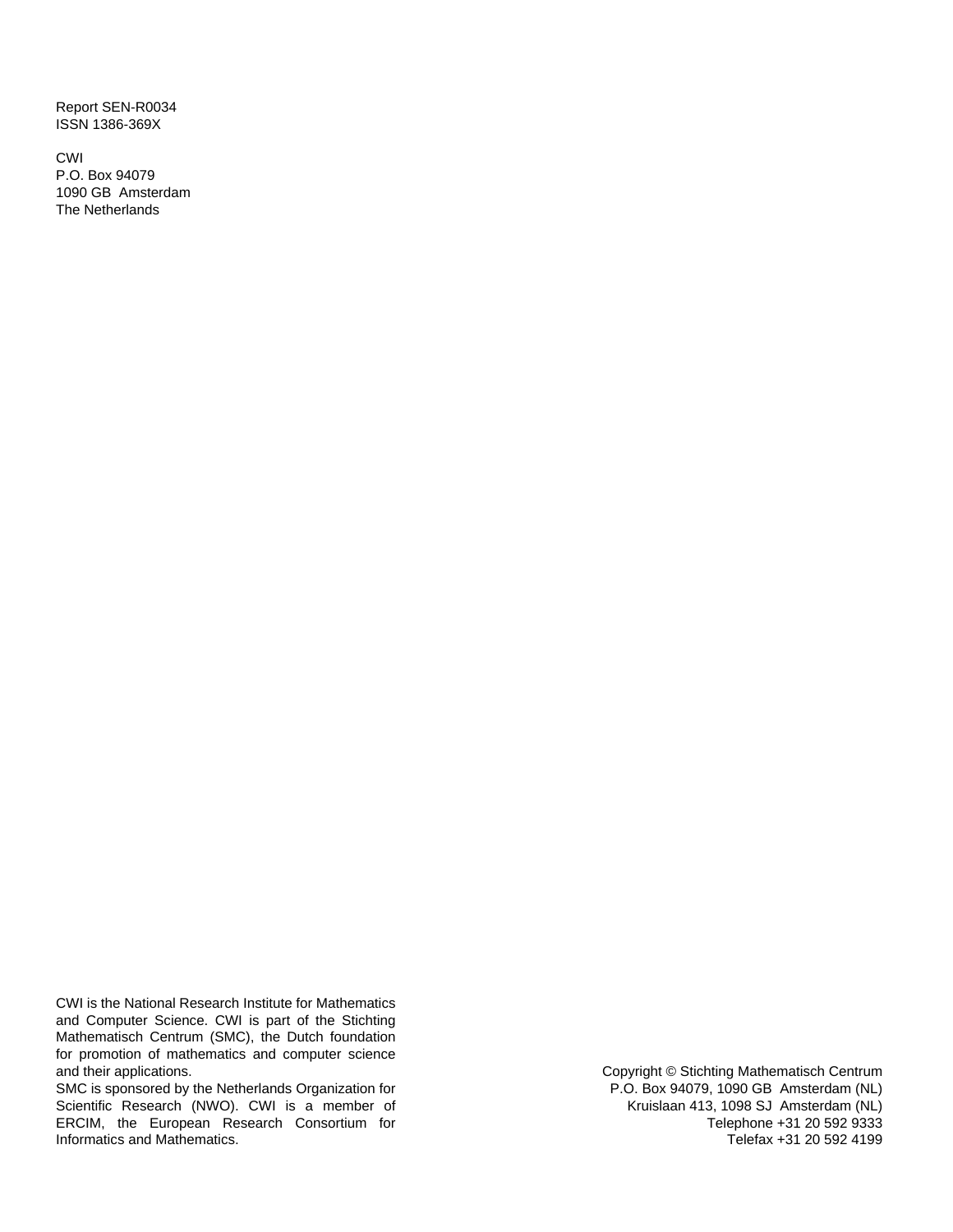Report SEN-R0034
ISSN 1386-369X

CWI
P.O. Box 94079
1090 GB Amsterdam
The Netherlands

CWI is the National Research Institute for Mathematics and Computer Science. CWI is part of the Stichting Mathematisch Centrum (SMC), the Dutch foundation for promotion of mathematics and computer science and their applications.
SMC is sponsored by the Netherlands Organization for Scientific Research (NWO). CWI is a member of ERCIM, the European Research Consortium for Informatics and Mathematics.

Copyright © Stichting Mathematisch Centrum
P.O. Box 94079, 1090 GB Amsterdam (NL)
Kruislaan 413, 1098 SJ Amsterdam (NL)
Telephone +31 20 592 9333
Telefax +31 20 592 4199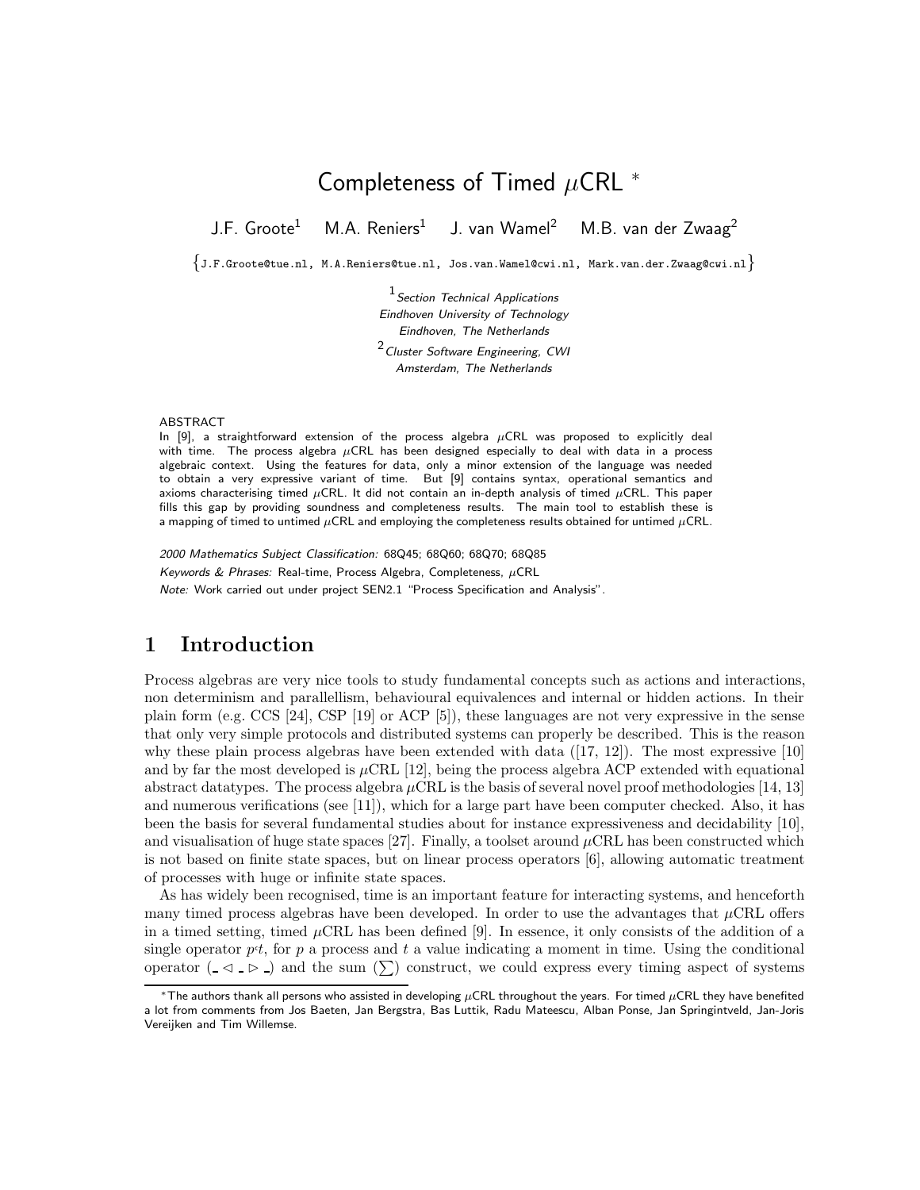# Completeness of Timed $\mu$CRL *

J.F. Groote[1] M.A. Reniers[1] J. van Wamel[2] M.B. van der Zwaag[2]

{J.F.Groote@tue.nl, M.A.Reniers@tue.nl, Jos.van.Wamel@cwi.nl, Mark.van.der.Zwaag@cwi.nl}

[1] *Section Technical Applications*
*Eindhoven University of Technology*
*Eindhoven, The Netherlands*
[2] *Cluster Software Engineering, CWI*
*Amsterdam, The Netherlands*

ABSTRACT

In [9], a straightforward extension of the process algebra $\mu$CRL was proposed to explicitly deal with time. The process algebra $\mu$CRL has been designed especially to deal with data in a process algebraic context. Using the features for data, only a minor extension of the language was needed to obtain a very expressive variant of time. But [9] contains syntax, operational semantics and axioms characterising timed $\mu$CRL. It did not contain an in-depth analysis of timed $\mu$CRL. This paper fills this gap by providing soundness and completeness results. The main tool to establish these is a mapping of timed to untimed $\mu$CRL and employing the completeness results obtained for untimed $\mu$CRL.

*2000 Mathematics Subject Classification:* 68Q45; 68Q60; 68Q70; 68Q85

*Keywords & Phrases:* Real-time, Process Algebra, Completeness, $\mu$CRL

*Note:* Work carried out under project SEN2.1 "Process Specification and Analysis".

## 1 Introduction

Process algebras are very nice tools to study fundamental concepts such as actions and interactions, non determinism and parallellism, behavioural equivalences and internal or hidden actions. In their plain form (e.g. CCS [24], CSP [19] or ACP [5]), these languages are not very expressive in the sense that only very simple protocols and distributed systems can properly be described. This is the reason why these plain process algebras have been extended with data ([17, 12]). The most expressive [10] and by far the most developed is $\mu$CRL [12], being the process algebra ACP extended with equational abstract datatypes. The process algebra $\mu$CRL is the basis of several novel proof methodologies [14, 13] and numerous verifications (see [11]), which for a large part have been computer checked. Also, it has been the basis for several fundamental studies about for instance expressiveness and decidability [10], and visualisation of huge state spaces [27]. Finally, a toolset around $\mu$CRL has been constructed which is not based on finite state spaces, but on linear process operators [6], allowing automatic treatment of processes with huge or infinite state spaces.

As has widely been recognised, time is an important feature for interacting systems, and henceforth many timed process algebras have been developed. In order to use the advantages that $\mu$CRL offers in a timed setting, timed $\mu$CRL has been defined [9]. In essence, it only consists of the addition of a single operator $p^{\varsigma}t$, for $p$ a process and $t$ a value indicating a moment in time. Using the conditional operator ($\_ \lhd \_ \rhd \_$) and the sum ($\sum$) construct, we could express every timing aspect of systems

*The authors thank all persons who assisted in developing $\mu$CRL throughout the years. For timed $\mu$CRL they have benefited a lot from comments from Jos Baeten, Jan Bergstra, Bas Luttik, Radu Mateescu, Alban Ponse, Jan Springintveld, Jan-Joris Vereijken and Tim Willemse.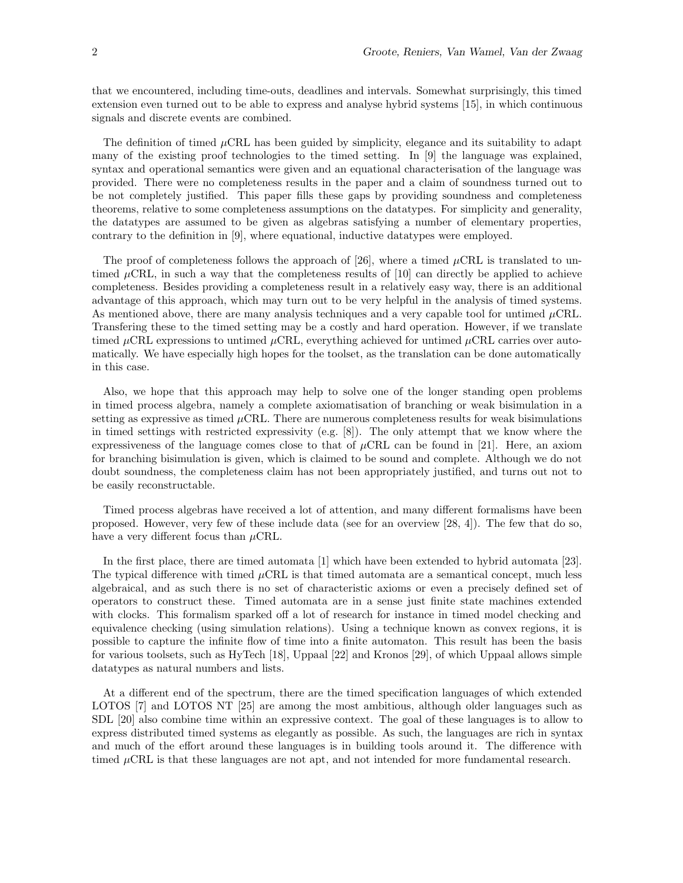that we encountered, including time-outs, deadlines and intervals. Somewhat surprisingly, this timed extension even turned out to be able to express and analyse hybrid systems [15], in which continuous signals and discrete events are combined.

The definition of timed $\mu$CRL has been guided by simplicity, elegance and its suitability to adapt many of the existing proof technologies to the timed setting. In [9] the language was explained, syntax and operational semantics were given and an equational characterisation of the language was provided. There were no completeness results in the paper and a claim of soundness turned out to be not completely justified. This paper fills these gaps by providing soundness and completeness theorems, relative to some completeness assumptions on the datatypes. For simplicity and generality, the datatypes are assumed to be given as algebras satisfying a number of elementary properties, contrary to the definition in [9], where equational, inductive datatypes were employed.

The proof of completeness follows the approach of [26], where a timed $\mu$CRL is translated to untimed $\mu$CRL, in such a way that the completeness results of [10] can directly be applied to achieve completeness. Besides providing a completeness result in a relatively easy way, there is an additional advantage of this approach, which may turn out to be very helpful in the analysis of timed systems. As mentioned above, there are many analysis techniques and a very capable tool for untimed $\mu$CRL. Transfering these to the timed setting may be a costly and hard operation. However, if we translate timed $\mu$CRL expressions to untimed $\mu$CRL, everything achieved for untimed $\mu$CRL carries over automatically. We have especially high hopes for the toolset, as the translation can be done automatically in this case.

Also, we hope that this approach may help to solve one of the longer standing open problems in timed process algebra, namely a complete axiomatisation of branching or weak bisimulation in a setting as expressive as timed $\mu$CRL. There are numerous completeness results for weak bisimulations in timed settings with restricted expressivity (e.g. [8]). The only attempt that we know where the expressiveness of the language comes close to that of $\mu$CRL can be found in [21]. Here, an axiom for branching bisimulation is given, which is claimed to be sound and complete. Although we do not doubt soundness, the completeness claim has not been appropriately justified, and turns out not to be easily reconstructable.

Timed process algebras have received a lot of attention, and many different formalisms have been proposed. However, very few of these include data (see for an overview [28, 4]). The few that do so, have a very different focus than $\mu$CRL.

In the first place, there are timed automata [1] which have been extended to hybrid automata [23]. The typical difference with timed $\mu$CRL is that timed automata are a semantical concept, much less algebraical, and as such there is no set of characteristic axioms or even a precisely defined set of operators to construct these. Timed automata are in a sense just finite state machines extended with clocks. This formalism sparked off a lot of research for instance in timed model checking and equivalence checking (using simulation relations). Using a technique known as convex regions, it is possible to capture the infinite flow of time into a finite automaton. This result has been the basis for various toolsets, such as HyTech [18], Uppaal [22] and Kronos [29], of which Uppaal allows simple datatypes as natural numbers and lists.

At a different end of the spectrum, there are the timed specification languages of which extended LOTOS [7] and LOTOS NT [25] are among the most ambitious, although older languages such as SDL [20] also combine time within an expressive context. The goal of these languages is to allow to express distributed timed systems as elegantly as possible. As such, the languages are rich in syntax and much of the effort around these languages is in building tools around it. The difference with timed $\mu$CRL is that these languages are not apt, and not intended for more fundamental research.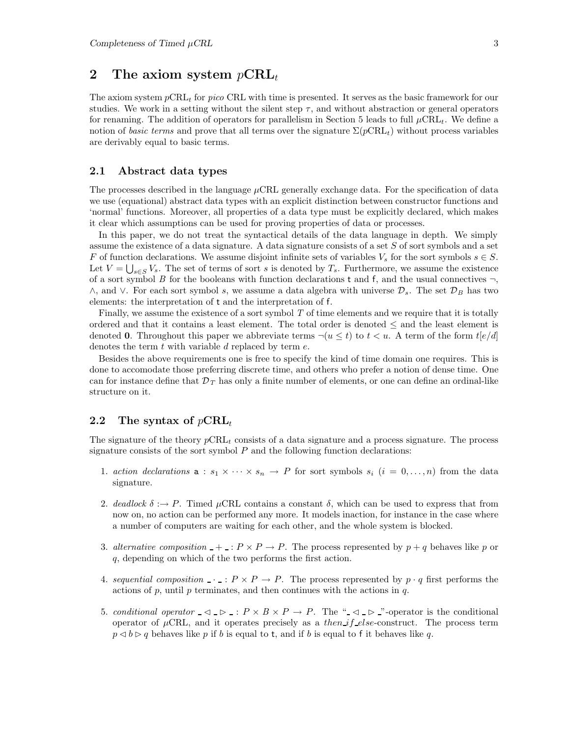# 2 The axiom system $p\mathrm{CRL}_t$

The axiom system $p\mathrm{CRL}_t$ for *pico* CRL with time is presented. It serves as the basic framework for our studies. We work in a setting without the silent step $\tau$, and without abstraction or general operators for renaming. The addition of operators for parallelism in Section 5 leads to full $\mu\mathrm{CRL}_t$. We define a notion of *basic terms* and prove that all terms over the signature $\Sigma(p\mathrm{CRL}_t)$ without process variables are derivably equal to basic terms.

## 2.1 Abstract data types

The processes described in the language $\mu$CRL generally exchange data. For the specification of data we use (equational) abstract data types with an explicit distinction between constructor functions and 'normal' functions. Moreover, all properties of a data type must be explicitly declared, which makes it clear which assumptions can be used for proving properties of data or processes.

In this paper, we do not treat the syntactical details of the data language in depth. We simply assume the existence of a data signature. A data signature consists of a set $S$ of sort symbols and a set $F$ of function declarations. We assume disjoint infinite sets of variables $V_s$ for the sort symbols $s \in S$. Let $V = \bigcup_{s \in S} V_s$. The set of terms of sort $s$ is denoted by $T_s$. Furthermore, we assume the existence of a sort symbol $B$ for the booleans with function declarations $\mathsf{t}$ and $\mathsf{f}$, and the usual connectives $\neg$, $\wedge$, and $\vee$. For each sort symbol $s$, we assume a data algebra with universe $\mathcal{D}_s$. The set $\mathcal{D}_B$ has two elements: the interpretation of $\mathsf{t}$ and the interpretation of $\mathsf{f}$.

Finally, we assume the existence of a sort symbol $T$ of time elements and we require that it is totally ordered and that it contains a least element. The total order is denoted $\leq$ and the least element is denoted $\mathbf{0}$. Throughout this paper we abbreviate terms $\neg(u \leq t)$ to $t < u$. A term of the form $t[e/d]$ denotes the term $t$ with variable $d$ replaced by term $e$.

Besides the above requirements one is free to specify the kind of time domain one requires. This is done to accomodate those preferring discrete time, and others who prefer a notion of dense time. One can for instance define that $\mathcal{D}_T$ has only a finite number of elements, or one can define an ordinal-like structure on it.

## 2.2 The syntax of $p\mathrm{CRL}_t$

The signature of the theory $p\mathrm{CRL}_t$ consists of a data signature and a process signature. The process signature consists of the sort symbol $P$ and the following function declarations:

1. *action declarations* $\mathsf{a} : s_1 \times \cdots \times s_n \rightarrow P$ for sort symbols $s_i$ $(i = 0, \ldots, n)$ from the data signature.

2. *deadlock* $\delta :\rightarrow P$. Timed $\mu$CRL contains a constant $\delta$, which can be used to express that from now on, no action can be performed any more. It models inaction, for instance in the case where a number of computers are waiting for each other, and the whole system is blocked.

3. *alternative composition* $\_ + \_ : P \times P \rightarrow P$. The process represented by $p + q$ behaves like $p$ or $q$, depending on which of the two performs the first action.

4. *sequential composition* $\_ \cdot \_ : P \times P \rightarrow P$. The process represented by $p \cdot q$ first performs the actions of $p$, until $p$ terminates, and then continues with the actions in $q$.

5. *conditional operator* $\_ \lhd \_ \rhd \_ : P \times B \times P \rightarrow P$. The "$\_ \lhd \_ \rhd \_$"-operator is the conditional operator of $\mu$CRL, and it operates precisely as a *then_if_else*-construct. The process term $p \lhd b \rhd q$ behaves like $p$ if $b$ is equal to $\mathsf{t}$, and if $b$ is equal to $\mathsf{f}$ it behaves like $q$.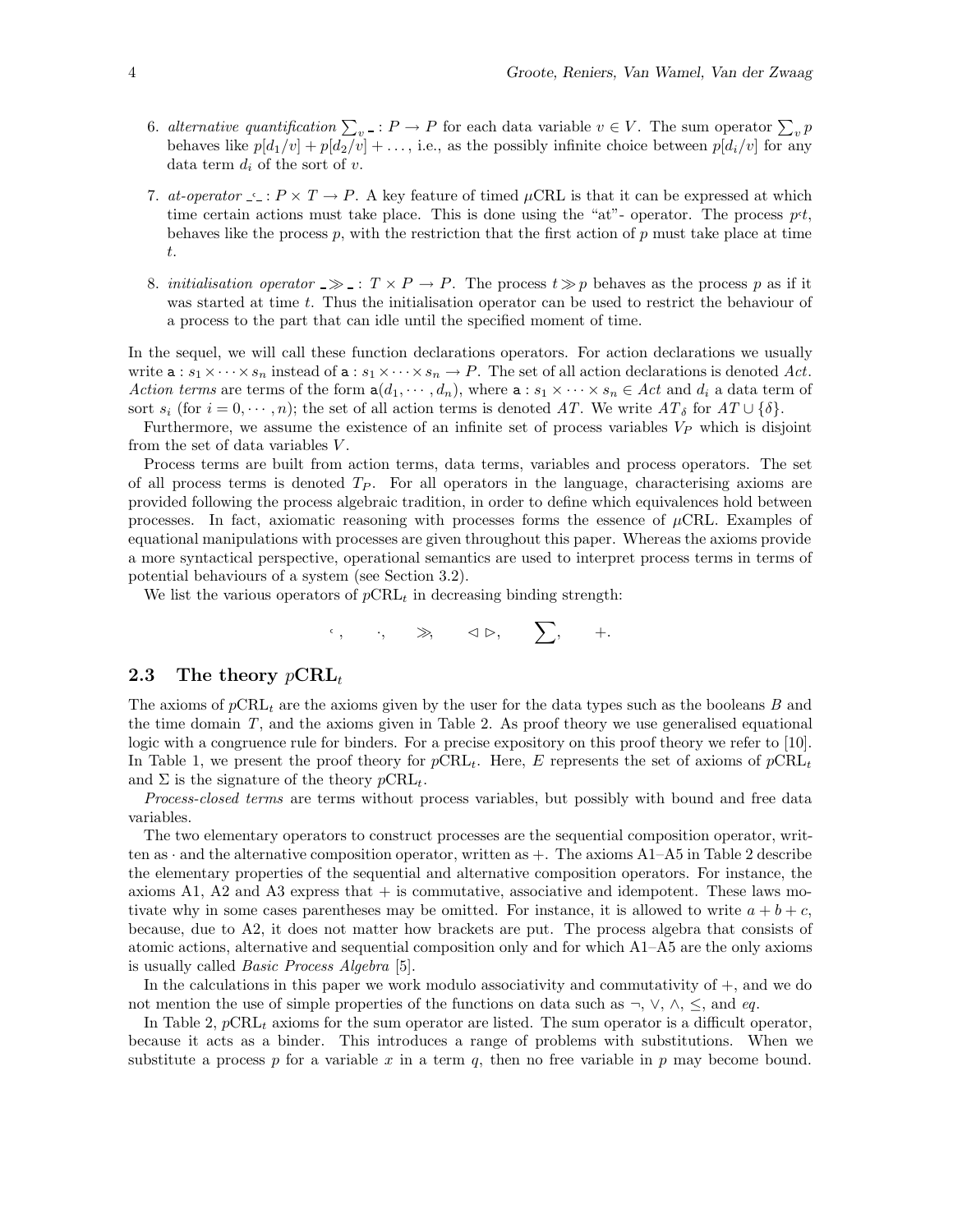6. *alternative quantification* $\sum_v \_ : P \to P$ for each data variable $v \in V$. The sum operator $\sum_v p$ behaves like $p[d_1/v] + p[d_2/v] + \ldots$, i.e., as the possibly infinite choice between $p[d_i/v]$ for any data term $d_i$ of the sort of $v$.

7. *at-operator* $\_ ^{\text{c}} \_ : P \times T \to P$. A key feature of timed $\mu$CRL is that it can be expressed at which time certain actions must take place. This is done using the "at"- operator. The process $p^{\text{c}}t$, behaves like the process $p$, with the restriction that the first action of $p$ must take place at time $t$.

8. *initialisation operator* $\_ \gg \_ : T \times P \to P$. The process $t \gg p$ behaves as the process $p$ as if it was started at time $t$. Thus the initialisation operator can be used to restrict the behaviour of a process to the part that can idle until the specified moment of time.

In the sequel, we will call these function declarations operators. For action declarations we usually write $\mathtt{a} : s_1 \times \cdots \times s_n$ instead of $\mathtt{a} : s_1 \times \cdots \times s_n \to P$. The set of all action declarations is denoted $Act$. *Action terms* are terms of the form $\mathtt{a}(d_1, \cdots, d_n)$, where $\mathtt{a} : s_1 \times \cdots \times s_n \in Act$ and $d_i$ a data term of sort $s_i$ (for $i = 0, \cdots, n$); the set of all action terms is denoted $AT$. We write $AT_\delta$ for $AT \cup \{\delta\}$.

Furthermore, we assume the existence of an infinite set of process variables $V_P$ which is disjoint from the set of data variables $V$.

Process terms are built from action terms, data terms, variables and process operators. The set of all process terms is denoted $T_P$. For all operators in the language, characterising axioms are provided following the process algebraic tradition, in order to define which equivalences hold between processes. In fact, axiomatic reasoning with processes forms the essence of $\mu$CRL. Examples of equational manipulations with processes are given throughout this paper. Whereas the axioms provide a more syntactical perspective, operational semantics are used to interpret process terms in terms of potential behaviours of a system (see Section 3.2).

We list the various operators of $p\text{CRL}_t$ in decreasing binding strength:

$$^{\text{c}}, \qquad \cdot, \qquad \gg, \qquad \lhd\ \rhd, \qquad \sum, \qquad +.$$

## 2.3 The theory $p\text{CRL}_t$

The axioms of $p\text{CRL}_t$ are the axioms given by the user for the data types such as the booleans $B$ and the time domain $T$, and the axioms given in Table 2. As proof theory we use generalised equational logic with a congruence rule for binders. For a precise expository on this proof theory we refer to [10]. In Table 1, we present the proof theory for $p\text{CRL}_t$. Here, $E$ represents the set of axioms of $p\text{CRL}_t$ and $\Sigma$ is the signature of the theory $p\text{CRL}_t$.

*Process-closed terms* are terms without process variables, but possibly with bound and free data variables.

The two elementary operators to construct processes are the sequential composition operator, written as $\cdot$ and the alternative composition operator, written as $+$. The axioms A1–A5 in Table 2 describe the elementary properties of the sequential and alternative composition operators. For instance, the axioms A1, A2 and A3 express that $+$ is commutative, associative and idempotent. These laws motivate why in some cases parentheses may be omitted. For instance, it is allowed to write $a + b + c$, because, due to A2, it does not matter how brackets are put. The process algebra that consists of atomic actions, alternative and sequential composition only and for which A1–A5 are the only axioms is usually called *Basic Process Algebra* [5].

In the calculations in this paper we work modulo associativity and commutativity of $+$, and we do not mention the use of simple properties of the functions on data such as $\neg$, $\vee$, $\wedge$, $\leq$, and $eq$.

In Table 2, $p\text{CRL}_t$ axioms for the sum operator are listed. The sum operator is a difficult operator, because it acts as a binder. This introduces a range of problems with substitutions. When we substitute a process $p$ for a variable $x$ in a term $q$, then no free variable in $p$ may become bound.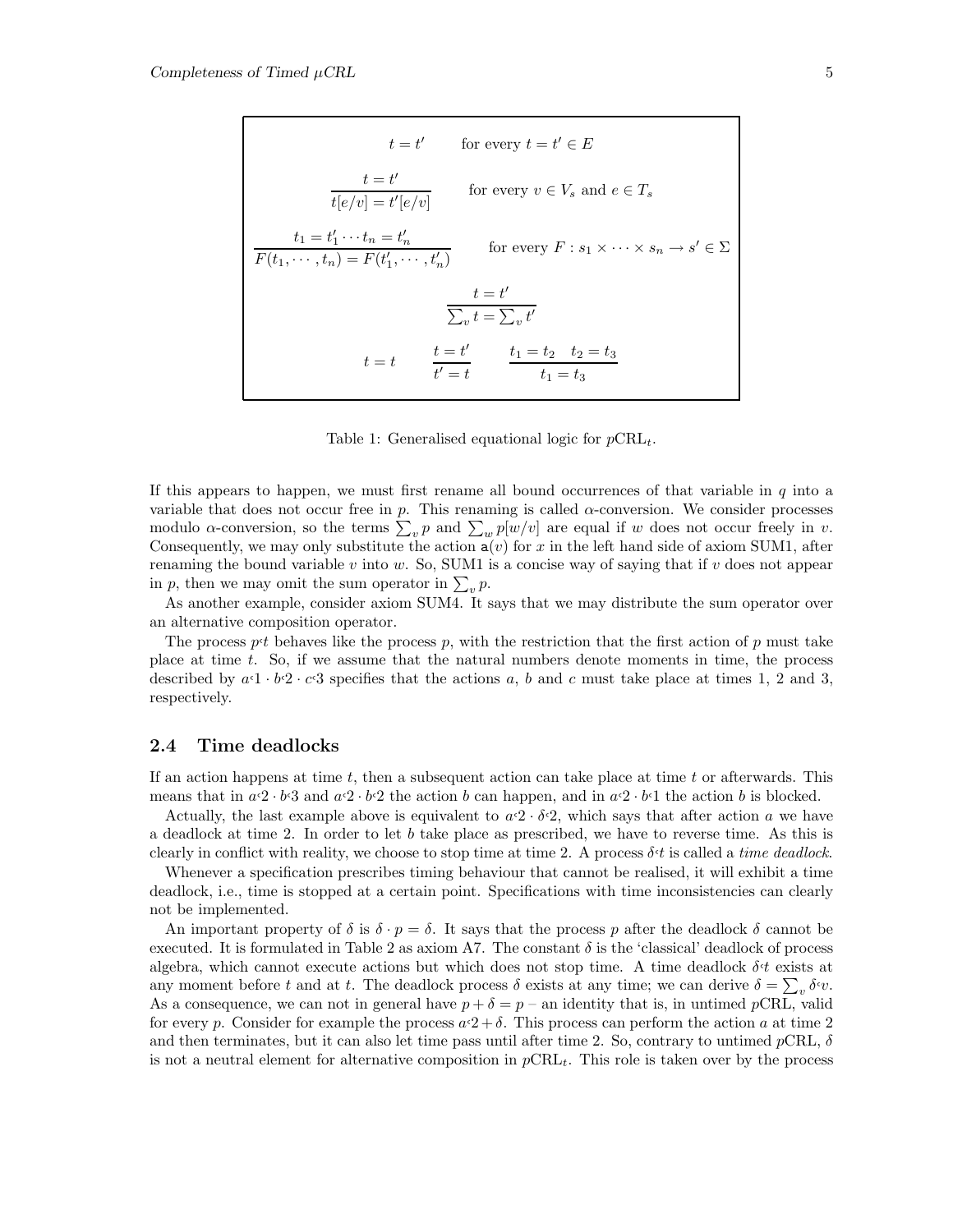$$t = t' \qquad \text{for every } t = t' \in E$$

$$\frac{t = t'}{t[e/v] = t'[e/v]} \qquad \text{for every } v \in V_s \text{ and } e \in T_s$$

$$\frac{t_1 = t_1' \cdots t_n = t_n'}{F(t_1, \cdots, t_n) = F(t_1', \cdots, t_n')} \qquad \text{for every } F : s_1 \times \cdots \times s_n \to s' \in \Sigma$$

$$\frac{t = t'}{\sum_v t = \sum_v t'}$$

$$t = t \qquad \frac{t = t'}{t' = t} \qquad \frac{t_1 = t_2 \quad t_2 = t_3}{t_1 = t_3}$$

Table 1: Generalised equational logic for $p\text{CRL}_t$.

If this appears to happen, we must first rename all bound occurrences of that variable in $q$ into a variable that does not occur free in $p$. This renaming is called $\alpha$-conversion. We consider processes modulo $\alpha$-conversion, so the terms $\sum_v p$ and $\sum_w p[w/v]$ are equal if $w$ does not occur freely in $v$. Consequently, we may only substitute the action $\mathsf{a}(v)$ for $x$ in the left hand side of axiom SUM1, after renaming the bound variable $v$ into $w$. So, SUM1 is a concise way of saying that if $v$ does not appear in $p$, then we may omit the sum operator in $\sum_v p$.

As another example, consider axiom SUM4. It says that we may distribute the sum operator over an alternative composition operator.

The process $p^{\varsigma}t$ behaves like the process $p$, with the restriction that the first action of $p$ must take place at time $t$. So, if we assume that the natural numbers denote moments in time, the process described by $a^{\varsigma}1 \cdot b^{\varsigma}2 \cdot c^{\varsigma}3$ specifies that the actions $a$, $b$ and $c$ must take place at times 1, 2 and 3, respectively.

### 2.4 Time deadlocks

If an action happens at time $t$, then a subsequent action can take place at time $t$ or afterwards. This means that in $a^{\varsigma}2 \cdot b^{\varsigma}3$ and $a^{\varsigma}2 \cdot b^{\varsigma}2$ the action $b$ can happen, and in $a^{\varsigma}2 \cdot b^{\varsigma}1$ the action $b$ is blocked.

Actually, the last example above is equivalent to $a^{\varsigma}2 \cdot \delta^{\varsigma}2$, which says that after action $a$ we have a deadlock at time 2. In order to let $b$ take place as prescribed, we have to reverse time. As this is clearly in conflict with reality, we choose to stop time at time 2. A process $\delta^{\varsigma}t$ is called a *time deadlock*.

Whenever a specification prescribes timing behaviour that cannot be realised, it will exhibit a time deadlock, i.e., time is stopped at a certain point. Specifications with time inconsistencies can clearly not be implemented.

An important property of $\delta$ is $\delta \cdot p = \delta$. It says that the process $p$ after the deadlock $\delta$ cannot be executed. It is formulated in Table 2 as axiom A7. The constant $\delta$ is the 'classical' deadlock of process algebra, which cannot execute actions but which does not stop time. A time deadlock $\delta^{\varsigma}t$ exists at any moment before $t$ and at $t$. The deadlock process $\delta$ exists at any time; we can derive $\delta = \sum_v \delta^{\varsigma}v$. As a consequence, we can not in general have $p + \delta = p$ – an identity that is, in untimed $p$CRL, valid for every $p$. Consider for example the process $a^{\varsigma}2 + \delta$. This process can perform the action $a$ at time 2 and then terminates, but it can also let time pass until after time 2. So, contrary to untimed $p$CRL, $\delta$ is not a neutral element for alternative composition in $p\text{CRL}_t$. This role is taken over by the process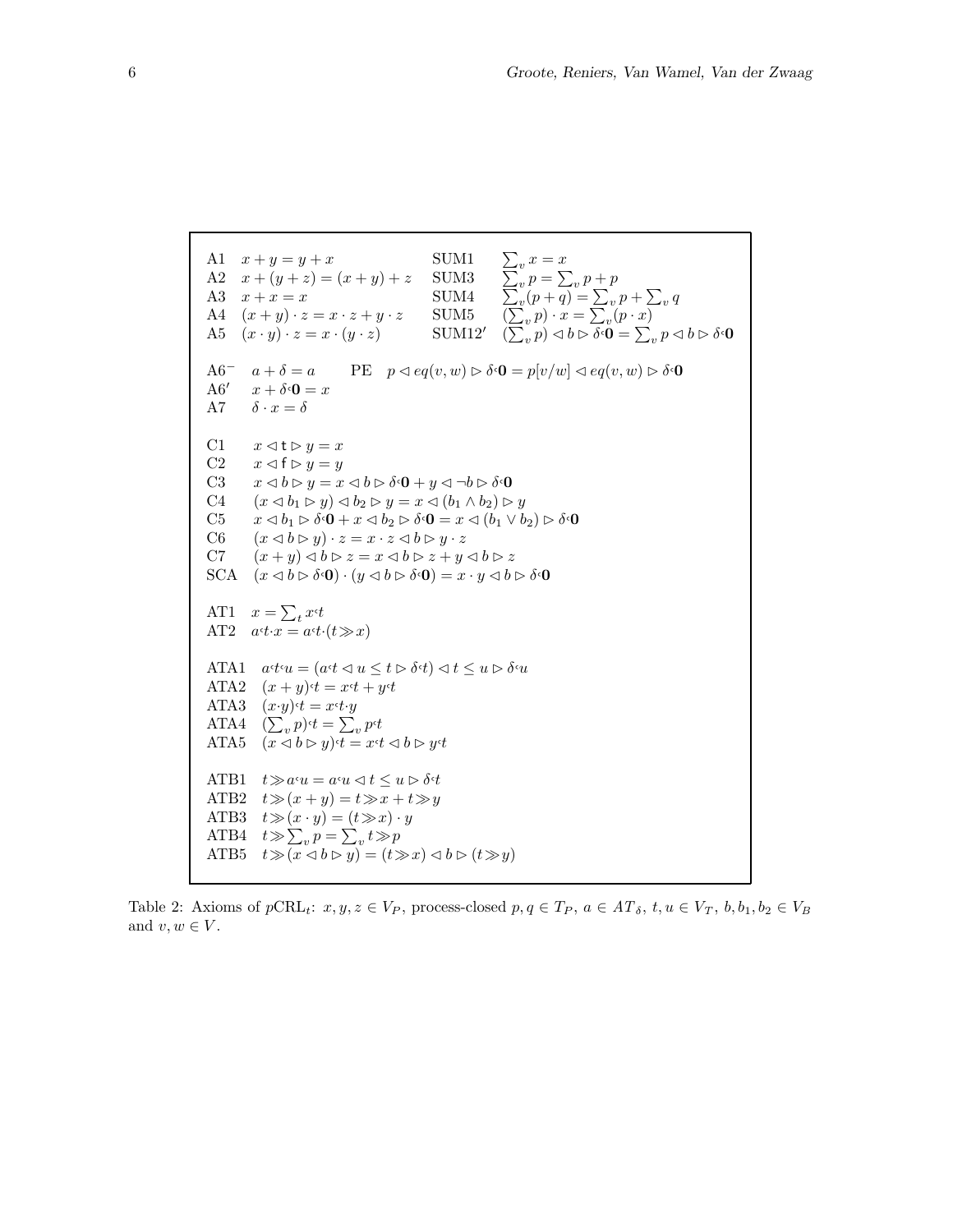| | | | |
|---|---|---|---|
| A1 | $x + y = y + x$ | SUM1 | $\sum_v x = x$ |
| A2 | $x + (y + z) = (x + y) + z$ | SUM3 | $\sum_v p = \sum_v p + p$ |
| A3 | $x + x = x$ | SUM4 | $\sum_v (p + q) = \sum_v p + \sum_v q$ |
| A4 | $(x + y) \cdot z = x \cdot z + y \cdot z$ | SUM5 | $(\sum_v p) \cdot x = \sum_v (p \cdot x)$ |
| A5 | $(x \cdot y) \cdot z = x \cdot (y \cdot z)$ | SUM12′ | $(\sum_v p) \lhd b \rhd \delta ˁ \mathbf{0} = \sum_v p \lhd b \rhd \delta ˁ \mathbf{0}$ |

| | |
|---|---|
| A6⁻ | $a + \delta = a$ &nbsp;&nbsp;&nbsp; PE &nbsp; $p \lhd eq(v, w) \rhd \delta ˁ \mathbf{0} = p[v/w] \lhd eq(v, w) \rhd \delta ˁ \mathbf{0}$ |
| A6′ | $x + \delta ˁ \mathbf{0} = x$ |
| A7 | $\delta \cdot x = \delta$ |
| C1 | $x \lhd \mathsf{t} \rhd y = x$ |
| C2 | $x \lhd \mathsf{f} \rhd y = y$ |
| C3 | $x \lhd b \rhd y = x \lhd b \rhd \delta ˁ \mathbf{0} + y \lhd \neg b \rhd \delta ˁ \mathbf{0}$ |
| C4 | $(x \lhd b_1 \rhd y) \lhd b_2 \rhd y = x \lhd (b_1 \wedge b_2) \rhd y$ |
| C5 | $x \lhd b_1 \rhd \delta ˁ \mathbf{0} + x \lhd b_2 \rhd \delta ˁ \mathbf{0} = x \lhd (b_1 \vee b_2) \rhd \delta ˁ \mathbf{0}$ |
| C6 | $(x \lhd b \rhd y) \cdot z = x \cdot z \lhd b \rhd y \cdot z$ |
| C7 | $(x + y) \lhd b \rhd z = x \lhd b \rhd z + y \lhd b \rhd z$ |
| SCA | $(x \lhd b \rhd \delta ˁ \mathbf{0}) \cdot (y \lhd b \rhd \delta ˁ \mathbf{0}) = x \cdot y \lhd b \rhd \delta ˁ \mathbf{0}$ |
| AT1 | $x = \sum_t x ˁ t$ |
| AT2 | $a ˁ t \cdot x = a ˁ t \cdot (t \gg x)$ |
| ATA1 | $a ˁ t ˁ u = (a ˁ t \lhd u \leq t \rhd \delta ˁ t) \lhd t \leq u \rhd \delta ˁ u$ |
| ATA2 | $(x + y) ˁ t = x ˁ t + y ˁ t$ |
| ATA3 | $(x \cdot y) ˁ t = x ˁ t \cdot y$ |
| ATA4 | $(\sum_v p) ˁ t = \sum_v p ˁ t$ |
| ATA5 | $(x \lhd b \rhd y) ˁ t = x ˁ t \lhd b \rhd y ˁ t$ |
| ATB1 | $t \gg a ˁ u = a ˁ u \lhd t \leq u \rhd \delta ˁ t$ |
| ATB2 | $t \gg (x + y) = t \gg x + t \gg y$ |
| ATB3 | $t \gg (x \cdot y) = (t \gg x) \cdot y$ |
| ATB4 | $t \gg \sum_v p = \sum_v t \gg p$ |
| ATB5 | $t \gg (x \lhd b \rhd y) = (t \gg x) \lhd b \rhd (t \gg y)$ |

Table 2: Axioms of $p\mathrm{CRL}_t$: $x, y, z \in V_P$, process-closed $p, q \in T_P$, $a \in AT_\delta$, $t, u \in V_T$, $b, b_1, b_2 \in V_B$ and $v, w \in V$.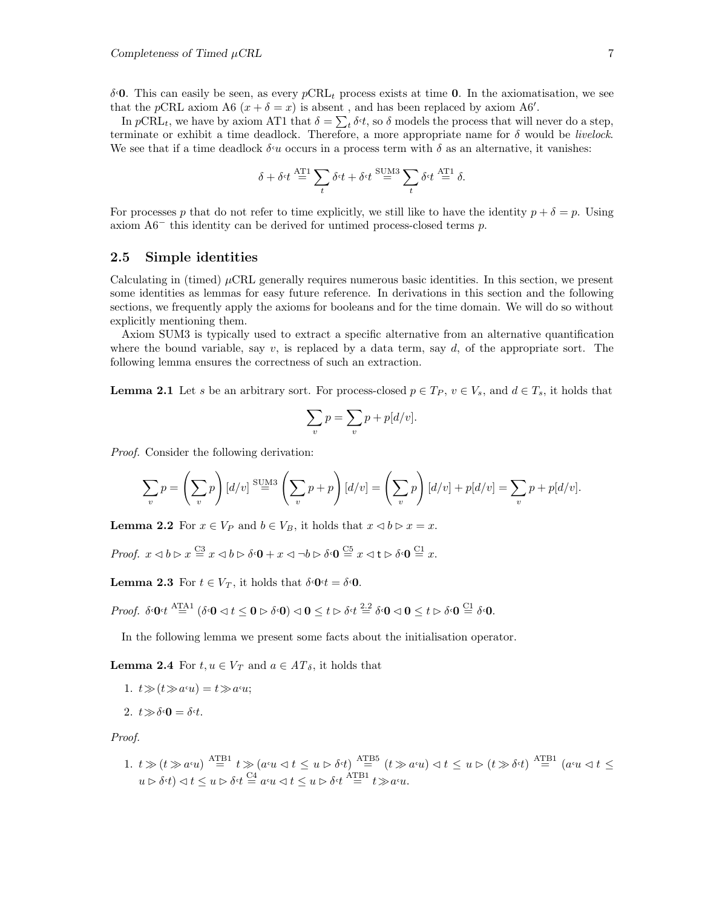$\delta\text{ʿ}\mathbf{0}$. This can easily be seen, as every $p\text{CRL}_t$ process exists at time $\mathbf{0}$. In the axiomatisation, we see that the $p$CRL axiom A6 ($x + \delta = x$) is absent , and has been replaced by axiom A6′.

In $p\text{CRL}_t$, we have by axiom AT1 that $\delta = \sum_t \delta\text{ʿ}t$, so $\delta$ models the process that will never do a step, terminate or exhibit a time deadlock. Therefore, a more appropriate name for $\delta$ would be *livelock*. We see that if a time deadlock $\delta\text{ʿ}u$ occurs in a process term with $\delta$ as an alternative, it vanishes:

$$\delta + \delta\text{ʿ}t \overset{\text{AT1}}{=} \sum_t \delta\text{ʿ}t + \delta\text{ʿ}t \overset{\text{SUM3}}{=} \sum_t \delta\text{ʿ}t \overset{\text{AT1}}{=} \delta.$$

For processes $p$ that do not refer to time explicitly, we still like to have the identity $p + \delta = p$. Using axiom A6$^-$ this identity can be derived for untimed process-closed terms $p$.

## 2.5 Simple identities

Calculating in (timed) $\mu$CRL generally requires numerous basic identities. In this section, we present some identities as lemmas for easy future reference. In derivations in this section and the following sections, we frequently apply the axioms for booleans and for the time domain. We will do so without explicitly mentioning them.

Axiom SUM3 is typically used to extract a specific alternative from an alternative quantification where the bound variable, say $v$, is replaced by a data term, say $d$, of the appropriate sort. The following lemma ensures the correctness of such an extraction.

**Lemma 2.1** Let $s$ be an arbitrary sort. For process-closed $p \in T_P$, $v \in V_s$, and $d \in T_s$, it holds that

$$\sum_v p = \sum_v p + p[d/v].$$

*Proof.* Consider the following derivation:

$$\sum_v p = \left(\sum_v p\right)[d/v] \overset{\text{SUM3}}{=} \left(\sum_v p + p\right)[d/v] = \left(\sum_v p\right)[d/v] + p[d/v] = \sum_v p + p[d/v].$$

**Lemma 2.2** For $x \in V_P$ and $b \in V_B$, it holds that $x \lhd b \rhd x = x$.

*Proof.* $x \lhd b \rhd x \overset{\text{C3}}{=} x \lhd b \rhd \delta\text{ʿ}\mathbf{0} + x \lhd \neg b \rhd \delta\text{ʿ}\mathbf{0} \overset{\text{C5}}{=} x \lhd \mathsf{t} \rhd \delta\text{ʿ}\mathbf{0} \overset{\text{C1}}{=} x.$

**Lemma 2.3** For $t \in V_T$, it holds that $\delta\text{ʿ}\mathbf{0}\text{ʿ}t = \delta\text{ʿ}\mathbf{0}$.

*Proof.* $\delta\text{ʿ}\mathbf{0}\text{ʿ}t \overset{\text{ATA1}}{=} (\delta\text{ʿ}\mathbf{0} \lhd t \leq \mathbf{0} \rhd \delta\text{ʿ}\mathbf{0}) \lhd \mathbf{0} \leq t \rhd \delta\text{ʿ}t \overset{2.2}{=} \delta\text{ʿ}\mathbf{0} \lhd \mathbf{0} \leq t \rhd \delta\text{ʿ}\mathbf{0} \overset{\text{C1}}{=} \delta\text{ʿ}\mathbf{0}.$

In the following lemma we present some facts about the initialisation operator.

**Lemma 2.4** For $t, u \in V_T$ and $a \in AT_\delta$, it holds that

1. $t \gg (t \gg a\text{ʿ}u) = t \gg a\text{ʿ}u$;
2. $t \gg \delta\text{ʿ}\mathbf{0} = \delta\text{ʿ}t$.

*Proof.*

1. $t \gg (t \gg a\text{ʿ}u) \overset{\text{ATB1}}{=} t \gg (a\text{ʿ}u \lhd t \leq u \rhd \delta\text{ʿ}t) \overset{\text{ATB5}}{=} (t \gg a\text{ʿ}u) \lhd t \leq u \rhd (t \gg \delta\text{ʿ}t) \overset{\text{ATB1}}{=} (a\text{ʿ}u \lhd t \leq u \rhd \delta\text{ʿ}t) \lhd t \leq u \rhd \delta\text{ʿ}t \overset{\text{C4}}{=} a\text{ʿ}u \lhd t \leq u \rhd \delta\text{ʿ}t \overset{\text{ATB1}}{=} t \gg a\text{ʿ}u.$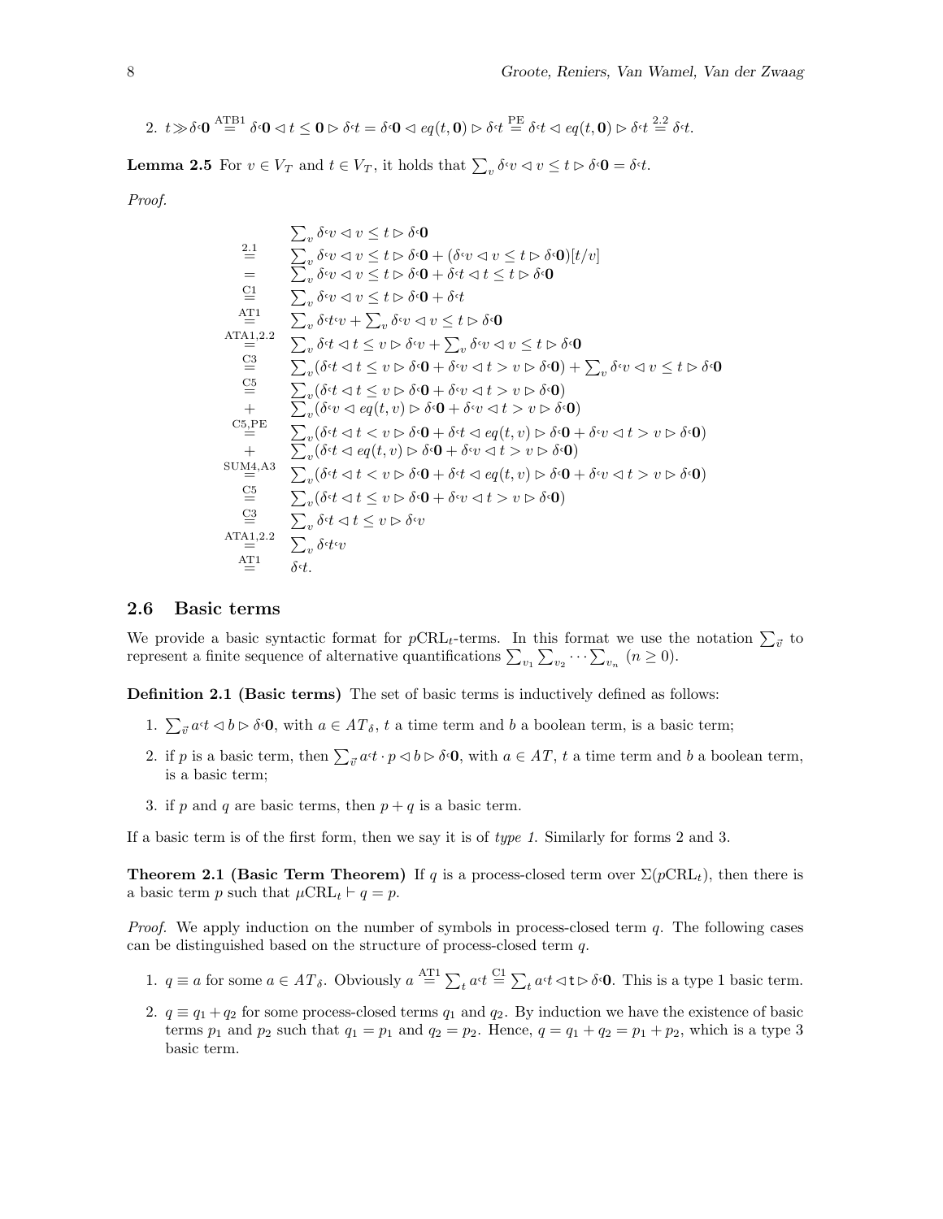2. $t \gg \delta^{\text{c}}\mathbf{0} \overset{\text{ATB1}}{=} \delta^{\text{c}}\mathbf{0} \lhd t \leq \mathbf{0} \rhd \delta^{\text{c}}t = \delta^{\text{c}}\mathbf{0} \lhd eq(t, \mathbf{0}) \rhd \delta^{\text{c}}t \overset{\text{PE}}{=} \delta^{\text{c}}t \lhd eq(t, \mathbf{0}) \rhd \delta^{\text{c}}t \overset{2.2}{=} \delta^{\text{c}}t.$

**Lemma 2.5** For $v \in V_T$ and $t \in V_T$, it holds that $\sum_v \delta^{\text{c}}v \lhd v \leq t \rhd \delta^{\text{c}}\mathbf{0} = \delta^{\text{c}}t$.

*Proof.*

$$
\begin{array}{cl}
 & \sum_v \delta^{\text{c}}v \lhd v \leq t \rhd \delta^{\text{c}}\mathbf{0} \\
\overset{2.1}{=} & \sum_v \delta^{\text{c}}v \lhd v \leq t \rhd \delta^{\text{c}}\mathbf{0} + (\delta^{\text{c}}v \lhd v \leq t \rhd \delta^{\text{c}}\mathbf{0})[t/v] \\
= & \sum_v \delta^{\text{c}}v \lhd v \leq t \rhd \delta^{\text{c}}\mathbf{0} + \delta^{\text{c}}t \lhd t \leq t \rhd \delta^{\text{c}}\mathbf{0} \\
\overset{\text{C1}}{=} & \sum_v \delta^{\text{c}}v \lhd v \leq t \rhd \delta^{\text{c}}\mathbf{0} + \delta^{\text{c}}t \\
\overset{\text{AT1}}{=} & \sum_v \delta^{\text{c}}t^{\text{c}}v + \sum_v \delta^{\text{c}}v \lhd v \leq t \rhd \delta^{\text{c}}\mathbf{0} \\
\overset{\text{ATA1,2.2}}{=} & \sum_v \delta^{\text{c}}t \lhd t \leq v \rhd \delta^{\text{c}}v + \sum_v \delta^{\text{c}}v \lhd v \leq t \rhd \delta^{\text{c}}\mathbf{0} \\
\overset{\text{C3}}{=} & \sum_v (\delta^{\text{c}}t \lhd t \leq v \rhd \delta^{\text{c}}\mathbf{0} + \delta^{\text{c}}v \lhd t > v \rhd \delta^{\text{c}}\mathbf{0}) + \sum_v \delta^{\text{c}}v \lhd v \leq t \rhd \delta^{\text{c}}\mathbf{0} \\
\overset{\text{C5}}{=} & \sum_v (\delta^{\text{c}}t \lhd t \leq v \rhd \delta^{\text{c}}\mathbf{0} + \delta^{\text{c}}v \lhd t > v \rhd \delta^{\text{c}}\mathbf{0}) \\
+ & \sum_v (\delta^{\text{c}}v \lhd eq(t,v) \rhd \delta^{\text{c}}\mathbf{0} + \delta^{\text{c}}v \lhd t > v \rhd \delta^{\text{c}}\mathbf{0}) \\
\overset{\text{C5,PE}}{=} & \sum_v (\delta^{\text{c}}t \lhd t < v \rhd \delta^{\text{c}}\mathbf{0} + \delta^{\text{c}}t \lhd eq(t,v) \rhd \delta^{\text{c}}\mathbf{0} + \delta^{\text{c}}v \lhd t > v \rhd \delta^{\text{c}}\mathbf{0}) \\
+ & \sum_v (\delta^{\text{c}}t \lhd eq(t,v) \rhd \delta^{\text{c}}\mathbf{0} + \delta^{\text{c}}v \lhd t > v \rhd \delta^{\text{c}}\mathbf{0}) \\
\overset{\text{SUM4,A3}}{=} & \sum_v (\delta^{\text{c}}t \lhd t < v \rhd \delta^{\text{c}}\mathbf{0} + \delta^{\text{c}}t \lhd eq(t,v) \rhd \delta^{\text{c}}\mathbf{0} + \delta^{\text{c}}v \lhd t > v \rhd \delta^{\text{c}}\mathbf{0}) \\
\overset{\text{C5}}{=} & \sum_v (\delta^{\text{c}}t \lhd t \leq v \rhd \delta^{\text{c}}\mathbf{0} + \delta^{\text{c}}v \lhd t > v \rhd \delta^{\text{c}}\mathbf{0}) \\
\overset{\text{C3}}{=} & \sum_v \delta^{\text{c}}t \lhd t \leq v \rhd \delta^{\text{c}}v \\
\overset{\text{ATA1,2.2}}{=} & \sum_v \delta^{\text{c}}t^{\text{c}}v \\
\overset{\text{AT1}}{=} & \delta^{\text{c}}t.
\end{array}
$$

## 2.6 Basic terms

We provide a basic syntactic format for $p$CRL$_t$-terms. In this format we use the notation $\sum_{\vec{v}}$ to represent a finite sequence of alternative quantifications $\sum_{v_1} \sum_{v_2} \cdots \sum_{v_n}$ $(n \geq 0)$.

**Definition 2.1 (Basic terms)** The set of basic terms is inductively defined as follows:

1. $\sum_{\vec{v}} a^{\text{c}}t \lhd b \rhd \delta^{\text{c}}\mathbf{0}$, with $a \in AT_\delta$, $t$ a time term and $b$ a boolean term, is a basic term;
2. if $p$ is a basic term, then $\sum_{\vec{v}} a^{\text{c}}t \cdot p \lhd b \rhd \delta^{\text{c}}\mathbf{0}$, with $a \in AT$, $t$ a time term and $b$ a boolean term, is a basic term;
3. if $p$ and $q$ are basic terms, then $p + q$ is a basic term.

If a basic term is of the first form, then we say it is of *type 1*. Similarly for forms 2 and 3.

**Theorem 2.1 (Basic Term Theorem)** If $q$ is a process-closed term over $\Sigma(p\text{CRL}_t)$, then there is a basic term $p$ such that $\mu\text{CRL}_t \vdash q = p$.

*Proof.* We apply induction on the number of symbols in process-closed term $q$. The following cases can be distinguished based on the structure of process-closed term $q$.

1. $q \equiv a$ for some $a \in AT_\delta$. Obviously $a \overset{\text{AT1}}{=} \sum_t a^{\text{c}}t \overset{\text{C1}}{=} \sum_t a^{\text{c}}t \lhd \mathsf{t} \rhd \delta^{\text{c}}\mathbf{0}$. This is a type 1 basic term.
2. $q \equiv q_1 + q_2$ for some process-closed terms $q_1$ and $q_2$. By induction we have the existence of basic terms $p_1$ and $p_2$ such that $q_1 = p_1$ and $q_2 = p_2$. Hence, $q = q_1 + q_2 = p_1 + p_2$, which is a type 3 basic term.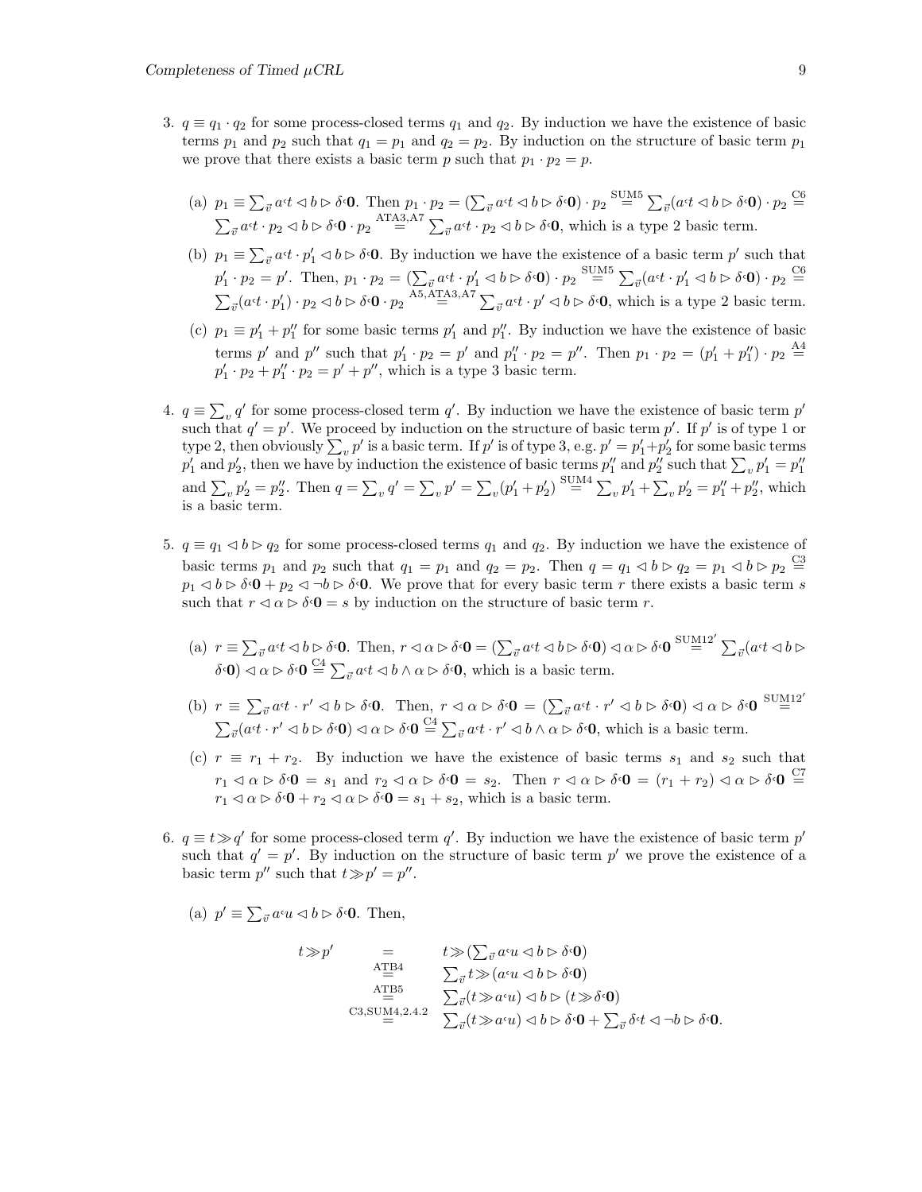3. $q \equiv q_1 \cdot q_2$ for some process-closed terms $q_1$ and $q_2$. By induction we have the existence of basic terms $p_1$ and $p_2$ such that $q_1 = p_1$ and $q_2 = p_2$. By induction on the structure of basic term $p_1$ we prove that there exists a basic term $p$ such that $p_1 \cdot p_2 = p$.

   (a) $p_1 \equiv \sum_{\vec{v}} a{\cdot}t \lhd b \rhd \delta{\cdot}\mathbf{0}$. Then $p_1 \cdot p_2 = (\sum_{\vec{v}} a{\cdot}t \lhd b \rhd \delta{\cdot}\mathbf{0}) \cdot p_2 \stackrel{\text{SUM5}}{=} \sum_{\vec{v}}(a{\cdot}t \lhd b \rhd \delta{\cdot}\mathbf{0}) \cdot p_2 \stackrel{\text{C6}}{=} \sum_{\vec{v}} a{\cdot}t \cdot p_2 \lhd b \rhd \delta{\cdot}\mathbf{0} \cdot p_2 \stackrel{\text{ATA3,A7}}{=} \sum_{\vec{v}} a{\cdot}t \cdot p_2 \lhd b \rhd \delta{\cdot}\mathbf{0}$, which is a type 2 basic term.

   (b) $p_1 \equiv \sum_{\vec{v}} a{\cdot}t \cdot p_1' \lhd b \rhd \delta{\cdot}\mathbf{0}$. By induction we have the existence of a basic term $p'$ such that $p_1' \cdot p_2 = p'$. Then, $p_1 \cdot p_2 = (\sum_{\vec{v}} a{\cdot}t \cdot p_1' \lhd b \rhd \delta{\cdot}\mathbf{0}) \cdot p_2 \stackrel{\text{SUM5}}{=} \sum_{\vec{v}}(a{\cdot}t \cdot p_1' \lhd b \rhd \delta{\cdot}\mathbf{0}) \cdot p_2 \stackrel{\text{C6}}{=} \sum_{\vec{v}}(a{\cdot}t \cdot p_1') \cdot p_2 \lhd b \rhd \delta{\cdot}\mathbf{0} \cdot p_2 \stackrel{\text{A5,ATA3,A7}}{=} \sum_{\vec{v}} a{\cdot}t \cdot p' \lhd b \rhd \delta{\cdot}\mathbf{0}$, which is a type 2 basic term.

   (c) $p_1 \equiv p_1' + p_1''$ for some basic terms $p_1'$ and $p_1''$. By induction we have the existence of basic terms $p'$ and $p''$ such that $p_1' \cdot p_2 = p'$ and $p_1'' \cdot p_2 = p''$. Then $p_1 \cdot p_2 = (p_1' + p_1'') \cdot p_2 \stackrel{\text{A4}}{=} p_1' \cdot p_2 + p_1'' \cdot p_2 = p' + p''$, which is a type 3 basic term.

4. $q \equiv \sum_v q'$ for some process-closed term $q'$. By induction we have the existence of basic term $p'$ such that $q' = p'$. We proceed by induction on the structure of basic term $p'$. If $p'$ is of type 1 or type 2, then obviously $\sum_v p'$ is a basic term. If $p'$ is of type 3, e.g. $p' = p_1' + p_2'$ for some basic terms $p_1'$ and $p_2'$, then we have by induction the existence of basic terms $p_1''$ and $p_2''$ such that $\sum_v p_1' = p_1''$ and $\sum_v p_2' = p_2''$. Then $q = \sum_v q' = \sum_v p' = \sum_v (p_1' + p_2') \stackrel{\text{SUM4}}{=} \sum_v p_1' + \sum_v p_2' = p_1'' + p_2''$, which is a basic term.

5. $q \equiv q_1 \lhd b \rhd q_2$ for some process-closed terms $q_1$ and $q_2$. By induction we have the existence of basic terms $p_1$ and $p_2$ such that $q_1 = p_1$ and $q_2 = p_2$. Then $q = q_1 \lhd b \rhd q_2 = p_1 \lhd b \rhd p_2 \stackrel{\text{C3}}{=} p_1 \lhd b \rhd \delta{\cdot}\mathbf{0} + p_2 \lhd \neg b \rhd \delta{\cdot}\mathbf{0}$. We prove that for every basic term $r$ there exists a basic term $s$ such that $r \lhd \alpha \rhd \delta{\cdot}\mathbf{0} = s$ by induction on the structure of basic term $r$.

   (a) $r \equiv \sum_{\vec{v}} a{\cdot}t \lhd b \rhd \delta{\cdot}\mathbf{0}$. Then, $r \lhd \alpha \rhd \delta{\cdot}\mathbf{0} = (\sum_{\vec{v}} a{\cdot}t \lhd b \rhd \delta{\cdot}\mathbf{0}) \lhd \alpha \rhd \delta{\cdot}\mathbf{0} \stackrel{\text{SUM12}'}{=} \sum_{\vec{v}}(a{\cdot}t \lhd b \rhd \delta{\cdot}\mathbf{0}) \lhd \alpha \rhd \delta{\cdot}\mathbf{0} \stackrel{\text{C4}}{=} \sum_{\vec{v}} a{\cdot}t \lhd b \wedge \alpha \rhd \delta{\cdot}\mathbf{0}$, which is a basic term.

   (b) $r \equiv \sum_{\vec{v}} a{\cdot}t \cdot r' \lhd b \rhd \delta{\cdot}\mathbf{0}$. Then, $r \lhd \alpha \rhd \delta{\cdot}\mathbf{0} = (\sum_{\vec{v}} a{\cdot}t \cdot r' \lhd b \rhd \delta{\cdot}\mathbf{0}) \lhd \alpha \rhd \delta{\cdot}\mathbf{0} \stackrel{\text{SUM12}'}{=} \sum_{\vec{v}}(a{\cdot}t \cdot r' \lhd b \rhd \delta{\cdot}\mathbf{0}) \lhd \alpha \rhd \delta{\cdot}\mathbf{0} \stackrel{\text{C4}}{=} \sum_{\vec{v}} a{\cdot}t \cdot r' \lhd b \wedge \alpha \rhd \delta{\cdot}\mathbf{0}$, which is a basic term.

   (c) $r \equiv r_1 + r_2$. By induction we have the existence of basic terms $s_1$ and $s_2$ such that $r_1 \lhd \alpha \rhd \delta{\cdot}\mathbf{0} = s_1$ and $r_2 \lhd \alpha \rhd \delta{\cdot}\mathbf{0} = s_2$. Then $r \lhd \alpha \rhd \delta{\cdot}\mathbf{0} = (r_1 + r_2) \lhd \alpha \rhd \delta{\cdot}\mathbf{0} \stackrel{\text{C7}}{=} r_1 \lhd \alpha \rhd \delta{\cdot}\mathbf{0} + r_2 \lhd \alpha \rhd \delta{\cdot}\mathbf{0} = s_1 + s_2$, which is a basic term.

6. $q \equiv t \gg q'$ for some process-closed term $q'$. By induction we have the existence of basic term $p'$ such that $q' = p'$. By induction on the structure of basic term $p'$ we prove the existence of a basic term $p''$ such that $t \gg p' = p''$.

   (a) $p' \equiv \sum_{\vec{v}} a{\cdot}u \lhd b \rhd \delta{\cdot}\mathbf{0}$. Then,

$$
\begin{array}{rcl}
t \gg p' & = & t \gg (\sum_{\vec{v}} a{\cdot}u \lhd b \rhd \delta{\cdot}\mathbf{0}) \\
 & \stackrel{\text{ATB4}}{=} & \sum_{\vec{v}} t \gg (a{\cdot}u \lhd b \rhd \delta{\cdot}\mathbf{0}) \\
 & \stackrel{\text{ATB5}}{=} & \sum_{\vec{v}} (t \gg a{\cdot}u) \lhd b \rhd (t \gg \delta{\cdot}\mathbf{0}) \\
 & \stackrel{\text{C3,SUM4,2.4.2}}{=} & \sum_{\vec{v}} (t \gg a{\cdot}u) \lhd b \rhd \delta{\cdot}\mathbf{0} + \sum_{\vec{v}} \delta{\cdot}t \lhd \neg b \rhd \delta{\cdot}\mathbf{0}.
\end{array}
$$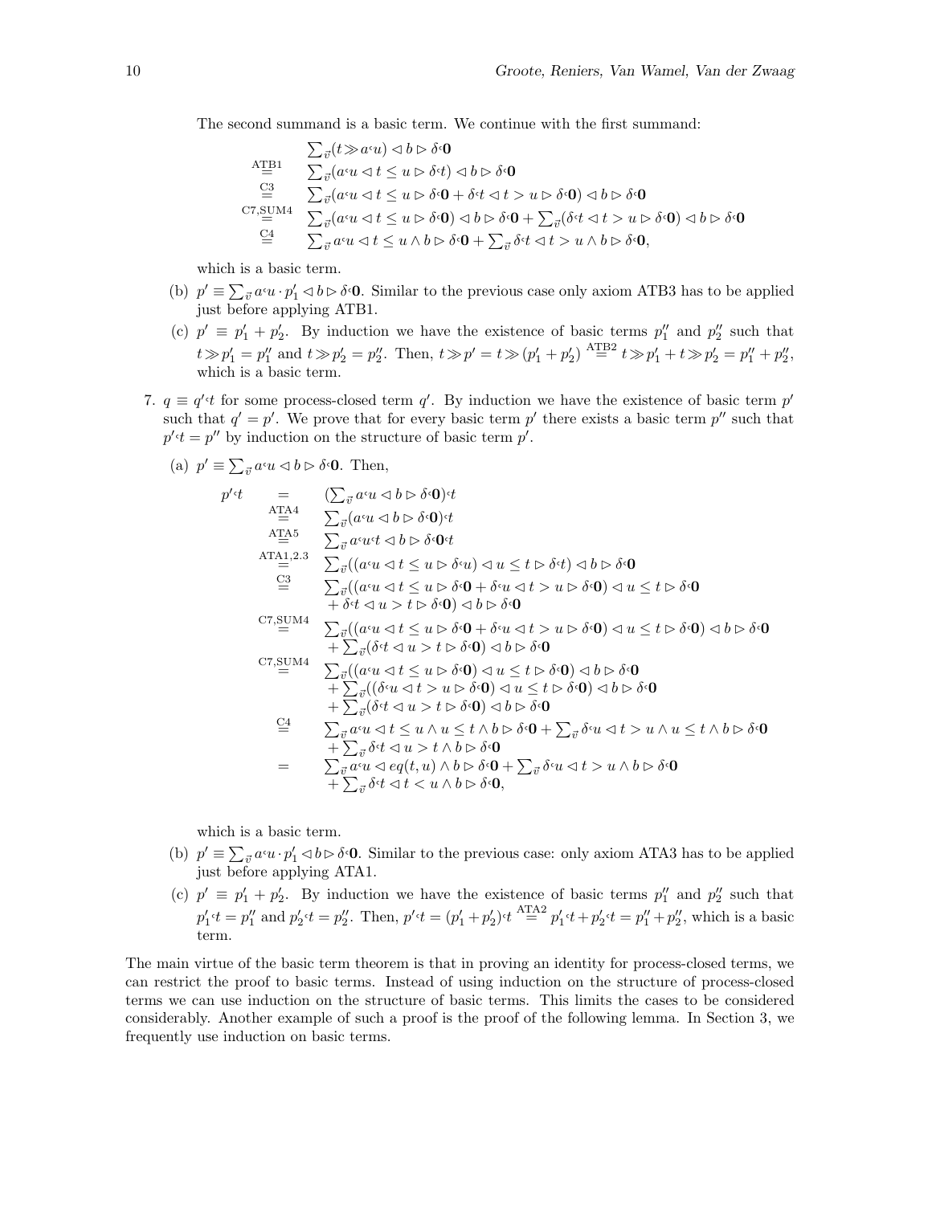The second summand is a basic term. We continue with the first summand:

$$
\begin{array}{cl}
 & \sum_{\vec{v}}(t \gg a{\scriptstyle\text{‘}}u) \lhd b \rhd \delta{\scriptstyle\text{‘}}\mathbf{0} \\
\overset{\text{ATB1}}{=} & \sum_{\vec{v}}(a{\scriptstyle\text{‘}}u \lhd t \leq u \rhd \delta{\scriptstyle\text{‘}}t) \lhd b \rhd \delta{\scriptstyle\text{‘}}\mathbf{0} \\
\overset{\text{C3}}{=} & \sum_{\vec{v}}(a{\scriptstyle\text{‘}}u \lhd t \leq u \rhd \delta{\scriptstyle\text{‘}}\mathbf{0} + \delta{\scriptstyle\text{‘}}t \lhd t > u \rhd \delta{\scriptstyle\text{‘}}\mathbf{0}) \lhd b \rhd \delta{\scriptstyle\text{‘}}\mathbf{0} \\
\overset{\text{C7,SUM4}}{=} & \sum_{\vec{v}}(a{\scriptstyle\text{‘}}u \lhd t \leq u \rhd \delta{\scriptstyle\text{‘}}\mathbf{0}) \lhd b \rhd \delta{\scriptstyle\text{‘}}\mathbf{0} + \sum_{\vec{v}}(\delta{\scriptstyle\text{‘}}t \lhd t > u \rhd \delta{\scriptstyle\text{‘}}\mathbf{0}) \lhd b \rhd \delta{\scriptstyle\text{‘}}\mathbf{0} \\
\overset{\text{C4}}{=} & \sum_{\vec{v}} a{\scriptstyle\text{‘}}u \lhd t \leq u \wedge b \rhd \delta{\scriptstyle\text{‘}}\mathbf{0} + \sum_{\vec{v}} \delta{\scriptstyle\text{‘}}t \lhd t > u \wedge b \rhd \delta{\scriptstyle\text{‘}}\mathbf{0},
\end{array}
$$

which is a basic term.

(b) $p' \equiv \sum_{\vec{v}} a{\scriptstyle\text{‘}}u \cdot p'_1 \lhd b \rhd \delta{\scriptstyle\text{‘}}\mathbf{0}$. Similar to the previous case only axiom ATB3 has to be applied just before applying ATB1.

(c) $p' \equiv p'_1 + p'_2$. By induction we have the existence of basic terms $p''_1$ and $p''_2$ such that $t \gg p'_1 = p''_1$ and $t \gg p'_2 = p''_2$. Then, $t \gg p' = t \gg (p'_1 + p'_2) \overset{\text{ATB2}}{=} t \gg p'_1 + t \gg p'_2 = p''_1 + p''_2$, which is a basic term.

7. $q \equiv q'{\scriptstyle\text{‘}}t$ for some process-closed term $q'$. By induction we have the existence of basic term $p'$ such that $q' = p'$. We prove that for every basic term $p'$ there exists a basic term $p''$ such that $p'{\scriptstyle\text{‘}}t = p''$ by induction on the structure of basic term $p'$.

(a) $p' \equiv \sum_{\vec{v}} a{\scriptstyle\text{‘}}u \lhd b \rhd \delta{\scriptstyle\text{‘}}\mathbf{0}$. Then,

$$
\begin{array}{rcl}
p'{\scriptstyle\text{‘}}t & = & (\sum_{\vec{v}} a{\scriptstyle\text{‘}}u \lhd b \rhd \delta{\scriptstyle\text{‘}}\mathbf{0}){\scriptstyle\text{‘}}t \\
 & \overset{\text{ATA4}}{=} & \sum_{\vec{v}}(a{\scriptstyle\text{‘}}u \lhd b \rhd \delta{\scriptstyle\text{‘}}\mathbf{0}){\scriptstyle\text{‘}}t \\
 & \overset{\text{ATA5}}{=} & \sum_{\vec{v}} a{\scriptstyle\text{‘}}u{\scriptstyle\text{‘}}t \lhd b \rhd \delta{\scriptstyle\text{‘}}\mathbf{0}{\scriptstyle\text{‘}}t \\
 & \overset{\text{ATA1,2,3}}{=} & \sum_{\vec{v}}((a{\scriptstyle\text{‘}}u \lhd t \leq u \rhd \delta{\scriptstyle\text{‘}}u) \lhd u \leq t \rhd \delta{\scriptstyle\text{‘}}t) \lhd b \rhd \delta{\scriptstyle\text{‘}}\mathbf{0} \\
 & \overset{\text{C3}}{=} & \sum_{\vec{v}}((a{\scriptstyle\text{‘}}u \lhd t \leq u \rhd \delta{\scriptstyle\text{‘}}\mathbf{0} + \delta{\scriptstyle\text{‘}}u \lhd t > u \rhd \delta{\scriptstyle\text{‘}}\mathbf{0}) \lhd u \leq t \rhd \delta{\scriptstyle\text{‘}}\mathbf{0} \\
 & & + \delta{\scriptstyle\text{‘}}t \lhd u > t \rhd \delta{\scriptstyle\text{‘}}\mathbf{0}) \lhd b \rhd \delta{\scriptstyle\text{‘}}\mathbf{0} \\
 & \overset{\text{C7,SUM4}}{=} & \sum_{\vec{v}}((a{\scriptstyle\text{‘}}u \lhd t \leq u \rhd \delta{\scriptstyle\text{‘}}\mathbf{0} + \delta{\scriptstyle\text{‘}}u \lhd t > u \rhd \delta{\scriptstyle\text{‘}}\mathbf{0}) \lhd u \leq t \rhd \delta{\scriptstyle\text{‘}}\mathbf{0}) \lhd b \rhd \delta{\scriptstyle\text{‘}}\mathbf{0} \\
 & & + \sum_{\vec{v}}(\delta{\scriptstyle\text{‘}}t \lhd u > t \rhd \delta{\scriptstyle\text{‘}}\mathbf{0}) \lhd b \rhd \delta{\scriptstyle\text{‘}}\mathbf{0} \\
 & \overset{\text{C7,SUM4}}{=} & \sum_{\vec{v}}((a{\scriptstyle\text{‘}}u \lhd t \leq u \rhd \delta{\scriptstyle\text{‘}}\mathbf{0}) \lhd u \leq t \rhd \delta{\scriptstyle\text{‘}}\mathbf{0}) \lhd b \rhd \delta{\scriptstyle\text{‘}}\mathbf{0} \\
 & & + \sum_{\vec{v}}((\delta{\scriptstyle\text{‘}}u \lhd t > u \rhd \delta{\scriptstyle\text{‘}}\mathbf{0}) \lhd u \leq t \rhd \delta{\scriptstyle\text{‘}}\mathbf{0}) \lhd b \rhd \delta{\scriptstyle\text{‘}}\mathbf{0} \\
 & & + \sum_{\vec{v}}(\delta{\scriptstyle\text{‘}}t \lhd u > t \rhd \delta{\scriptstyle\text{‘}}\mathbf{0}) \lhd b \rhd \delta{\scriptstyle\text{‘}}\mathbf{0} \\
 & \overset{\text{C4}}{=} & \sum_{\vec{v}} a{\scriptstyle\text{‘}}u \lhd t \leq u \wedge u \leq t \wedge b \rhd \delta{\scriptstyle\text{‘}}\mathbf{0} + \sum_{\vec{v}} \delta{\scriptstyle\text{‘}}u \lhd t > u \wedge u \leq t \wedge b \rhd \delta{\scriptstyle\text{‘}}\mathbf{0} \\
 & & + \sum_{\vec{v}} \delta{\scriptstyle\text{‘}}t \lhd u > t \wedge b \rhd \delta{\scriptstyle\text{‘}}\mathbf{0} \\
 & = & \sum_{\vec{v}} a{\scriptstyle\text{‘}}u \lhd eq(t,u) \wedge b \rhd \delta{\scriptstyle\text{‘}}\mathbf{0} + \sum_{\vec{v}} \delta{\scriptstyle\text{‘}}u \lhd t > u \wedge b \rhd \delta{\scriptstyle\text{‘}}\mathbf{0} \\
 & & + \sum_{\vec{v}} \delta{\scriptstyle\text{‘}}t \lhd t < u \wedge b \rhd \delta{\scriptstyle\text{‘}}\mathbf{0},
\end{array}
$$

which is a basic term.

(b) $p' \equiv \sum_{\vec{v}} a{\scriptstyle\text{‘}}u \cdot p'_1 \lhd b \rhd \delta{\scriptstyle\text{‘}}\mathbf{0}$. Similar to the previous case: only axiom ATA3 has to be applied just before applying ATA1.

(c) $p' \equiv p'_1 + p'_2$. By induction we have the existence of basic terms $p''_1$ and $p''_2$ such that $p'_1{\scriptstyle\text{‘}}t = p''_1$ and $p'_2{\scriptstyle\text{‘}}t = p''_2$. Then, $p'{\scriptstyle\text{‘}}t = (p'_1 + p'_2){\scriptstyle\text{‘}}t \overset{\text{ATA2}}{=} p'_1{\scriptstyle\text{‘}}t + p'_2{\scriptstyle\text{‘}}t = p''_1 + p''_2$, which is a basic term.

The main virtue of the basic term theorem is that in proving an identity for process-closed terms, we can restrict the proof to basic terms. Instead of using induction on the structure of process-closed terms we can use induction on the structure of basic terms. This limits the cases to be considered considerably. Another example of such a proof is the proof of the following lemma. In Section 3, we frequently use induction on basic terms.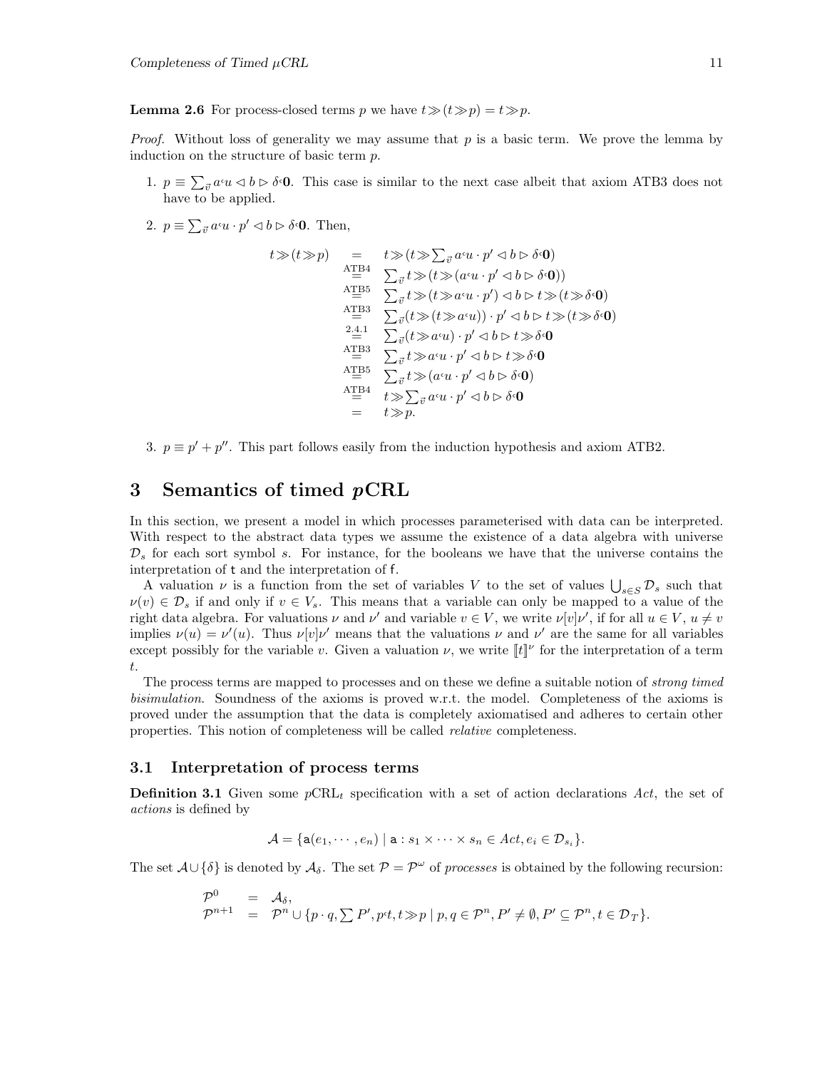**Lemma 2.6** For process-closed terms $p$ we have $t \gg (t \gg p) = t \gg p$.

*Proof.* Without loss of generality we may assume that $p$ is a basic term. We prove the lemma by induction on the structure of basic term $p$.

1. $p \equiv \sum_{\vec{v}} a^{\text{c}} u \lhd b \rhd \delta^{\text{c}} \mathbf{0}$. This case is similar to the next case albeit that axiom ATB3 does not have to be applied.

2. $p \equiv \sum_{\vec{v}} a^{\text{c}} u \cdot p' \lhd b \rhd \delta^{\text{c}} \mathbf{0}$. Then,

$$
\begin{array}{rcl}
t \gg (t \gg p) & = & t \gg (t \gg \sum_{\vec{v}} a^{\text{c}} u \cdot p' \lhd b \rhd \delta^{\text{c}} \mathbf{0}) \\
& \stackrel{\text{ATB4}}{=} & \sum_{\vec{v}} t \gg (t \gg (a^{\text{c}} u \cdot p' \lhd b \rhd \delta^{\text{c}} \mathbf{0})) \\
& \stackrel{\text{ATB5}}{=} & \sum_{\vec{v}} t \gg (t \gg a^{\text{c}} u \cdot p') \lhd b \rhd t \gg (t \gg \delta^{\text{c}} \mathbf{0}) \\
& \stackrel{\text{ATB3}}{=} & \sum_{\vec{v}} (t \gg (t \gg a^{\text{c}} u)) \cdot p' \lhd b \rhd t \gg (t \gg \delta^{\text{c}} \mathbf{0}) \\
& \stackrel{2.4.1}{=} & \sum_{\vec{v}} (t \gg a^{\text{c}} u) \cdot p' \lhd b \rhd t \gg \delta^{\text{c}} \mathbf{0} \\
& \stackrel{\text{ATB3}}{=} & \sum_{\vec{v}} t \gg a^{\text{c}} u \cdot p' \lhd b \rhd t \gg \delta^{\text{c}} \mathbf{0} \\
& \stackrel{\text{ATB5}}{=} & \sum_{\vec{v}} t \gg (a^{\text{c}} u \cdot p' \lhd b \rhd \delta^{\text{c}} \mathbf{0}) \\
& \stackrel{\text{ATB4}}{=} & t \gg \sum_{\vec{v}} a^{\text{c}} u \cdot p' \lhd b \rhd \delta^{\text{c}} \mathbf{0} \\
& = & t \gg p.
\end{array}
$$

3. $p \equiv p' + p''$. This part follows easily from the induction hypothesis and axiom ATB2.

# 3 Semantics of timed $p$CRL

In this section, we present a model in which processes parameterised with data can be interpreted. With respect to the abstract data types we assume the existence of a data algebra with universe $\mathcal{D}_s$ for each sort symbol $s$. For instance, for the booleans we have that the universe contains the interpretation of $\mathsf{t}$ and the interpretation of $\mathsf{f}$.

A valuation $\nu$ is a function from the set of variables $V$ to the set of values $\bigcup_{s \in S} \mathcal{D}_s$ such that $\nu(v) \in \mathcal{D}_s$ if and only if $v \in V_s$. This means that a variable can only be mapped to a value of the right data algebra. For valuations $\nu$ and $\nu'$ and variable $v \in V$, we write $\nu[v]\nu'$, if for all $u \in V$, $u \neq v$ implies $\nu(u) = \nu'(u)$. Thus $\nu[v]\nu'$ means that the valuations $\nu$ and $\nu'$ are the same for all variables except possibly for the variable $v$. Given a valuation $\nu$, we write $[\![t]\!]^{\nu}$ for the interpretation of a term $t$.

The process terms are mapped to processes and on these we define a suitable notion of *strong timed bisimulation*. Soundness of the axioms is proved w.r.t. the model. Completeness of the axioms is proved under the assumption that the data is completely axiomatised and adheres to certain other properties. This notion of completeness will be called *relative* completeness.

## 3.1 Interpretation of process terms

**Definition 3.1** Given some $p\text{CRL}_t$ specification with a set of action declarations $Act$, the set of *actions* is defined by

$$\mathcal{A} = \{\mathsf{a}(e_1, \cdots, e_n) \mid \mathsf{a} : s_1 \times \cdots \times s_n \in Act, e_i \in \mathcal{D}_{s_i}\}.$$

The set $\mathcal{A} \cup \{\delta\}$ is denoted by $\mathcal{A}_\delta$. The set $\mathcal{P} = \mathcal{P}^\omega$ of *processes* is obtained by the following recursion:

$$
\begin{array}{rcl}
\mathcal{P}^0 & = & \mathcal{A}_\delta, \\
\mathcal{P}^{n+1} & = & \mathcal{P}^n \cup \{p \cdot q, \sum P', p^{\text{c}} t, t \gg p \mid p, q \in \mathcal{P}^n, P' \neq \emptyset, P' \subseteq \mathcal{P}^n, t \in \mathcal{D}_T\}.
\end{array}
$$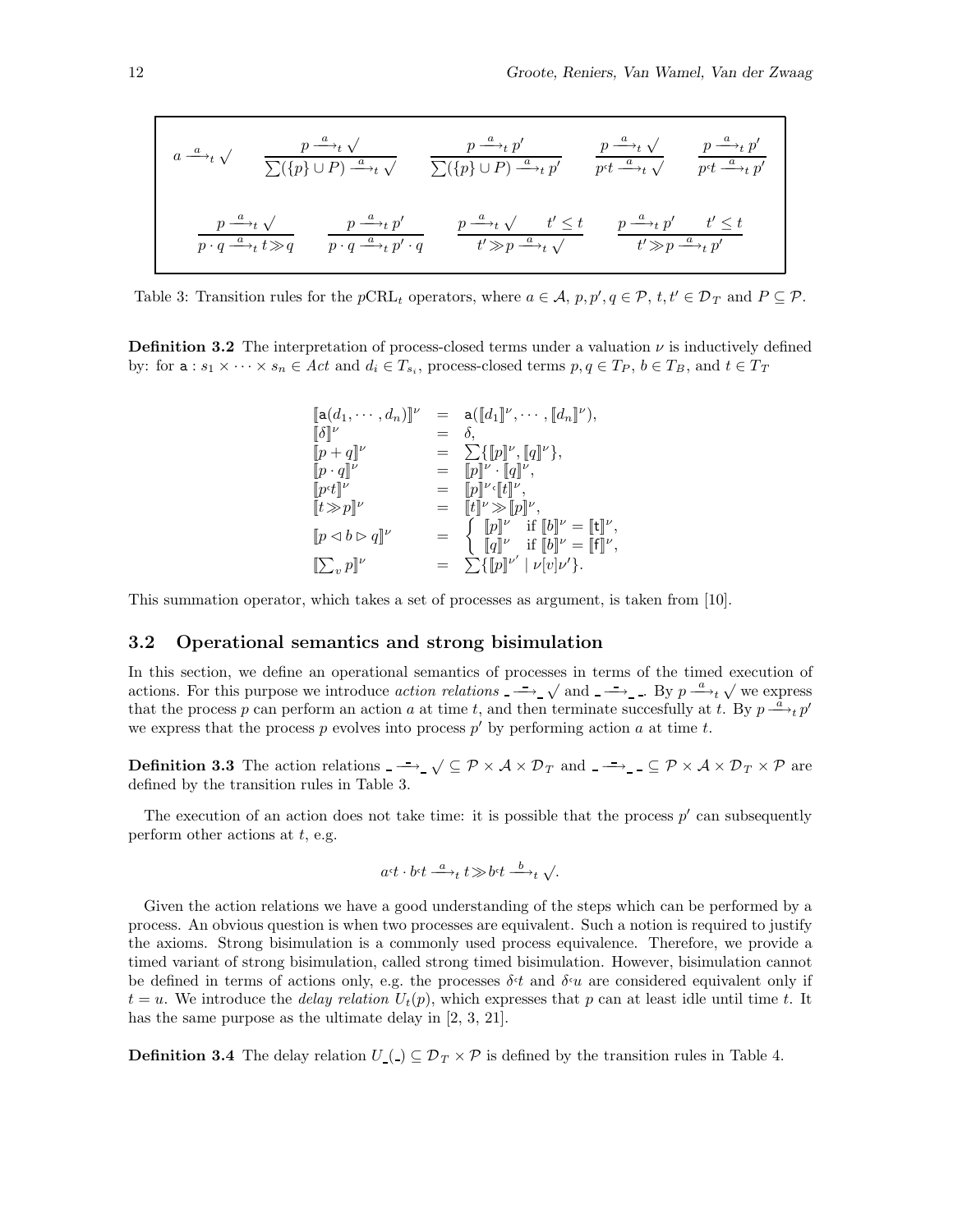$$a \xrightarrow{a}_t \surd \qquad \frac{p \xrightarrow{a}_t \surd}{\sum(\{p\} \cup P) \xrightarrow{a}_t \surd} \qquad \frac{p \xrightarrow{a}_t p'}{\sum(\{p\} \cup P) \xrightarrow{a}_t p'} \qquad \frac{p \xrightarrow{a}_t \surd}{p^{\varsigma}t \xrightarrow{a}_t \surd} \qquad \frac{p \xrightarrow{a}_t p'}{p^{\varsigma}t \xrightarrow{a}_t p'}$$

$$\frac{p \xrightarrow{a}_t \surd}{p \cdot q \xrightarrow{a}_t t \gg q} \qquad \frac{p \xrightarrow{a}_t p'}{p \cdot q \xrightarrow{a}_t p' \cdot q} \qquad \frac{p \xrightarrow{a}_t \surd \quad t' \leq t}{t' \gg p \xrightarrow{a}_t \surd} \qquad \frac{p \xrightarrow{a}_t p' \quad t' \leq t}{t' \gg p \xrightarrow{a}_t p'}$$

Table 3: Transition rules for the $p\mathrm{CRL}_t$ operators, where $a \in \mathcal{A}$, $p, p', q \in \mathcal{P}$, $t, t' \in \mathcal{D}_T$ and $P \subseteq \mathcal{P}$.

**Definition 3.2** The interpretation of process-closed terms under a valuation $\nu$ is inductively defined by: for $\mathsf{a} : s_1 \times \cdots \times s_n \in Act$ and $d_i \in T_{s_i}$, process-closed terms $p, q \in T_P$, $b \in T_B$, and $t \in T_T$

$$\begin{array}{lcl}
[\![\mathsf{a}(d_1, \cdots, d_n)]\!]^\nu & = & \mathsf{a}([\![d_1]\!]^\nu, \cdots, [\![d_n]\!]^\nu), \\
[\![\delta]\!]^\nu & = & \delta, \\
[\![p + q]\!]^\nu & = & \sum\{[\![p]\!]^\nu, [\![q]\!]^\nu\}, \\
[\![p \cdot q]\!]^\nu & = & [\![p]\!]^\nu \cdot [\![q]\!]^\nu, \\
[\![p^{\varsigma}t]\!]^\nu & = & [\![p]\!]^{\nu\,\varsigma}[\![t]\!]^\nu, \\
[\![t \gg p]\!]^\nu & = & [\![t]\!]^\nu \gg [\![p]\!]^\nu, \\
[\![p \lhd b \rhd q]\!]^\nu & = & \left\{ \begin{array}{ll} [\![p]\!]^\nu & \text{if } [\![b]\!]^\nu = [\![\mathsf{t}]\!]^\nu, \\ [\![q]\!]^\nu & \text{if } [\![b]\!]^\nu = [\![\mathsf{f}]\!]^\nu, \end{array} \right. \\
[\![\sum_v p]\!]^\nu & = & \sum\{[\![p]\!]^{\nu'} \mid \nu[v]\nu'\}.
\end{array}$$

This summation operator, which takes a set of processes as argument, is taken from [10].

## 3.2 Operational semantics and strong bisimulation

In this section, we define an operational semantics of processes in terms of the timed execution of actions. For this purpose we introduce *action relations* $\_ \xrightarrow{\_}_\_ \surd$ and $\_ \xrightarrow{\_}_\_ \_$. By $p \xrightarrow{a}_t \surd$ we express that the process $p$ can perform an action $a$ at time $t$, and then terminate succesfully at $t$. By $p \xrightarrow{a}_t p'$ we express that the process $p$ evolves into process $p'$ by performing action $a$ at time $t$.

**Definition 3.3** The action relations $\_ \xrightarrow{\_}_\_ \surd \subseteq \mathcal{P} \times \mathcal{A} \times \mathcal{D}_T$ and $\_ \xrightarrow{\_}_\_ \_ \subseteq \mathcal{P} \times \mathcal{A} \times \mathcal{D}_T \times \mathcal{P}$ are defined by the transition rules in Table 3.

The execution of an action does not take time: it is possible that the process $p'$ can subsequently perform other actions at $t$, e.g.

$$a^{\varsigma}t \cdot b^{\varsigma}t \xrightarrow{a}_t t \gg b^{\varsigma}t \xrightarrow{b}_t \surd.$$

Given the action relations we have a good understanding of the steps which can be performed by a process. An obvious question is when two processes are equivalent. Such a notion is required to justify the axioms. Strong bisimulation is a commonly used process equivalence. Therefore, we provide a timed variant of strong bisimulation, called strong timed bisimulation. However, bisimulation cannot be defined in terms of actions only, e.g. the processes $\delta^{\varsigma}t$ and $\delta^{\varsigma}u$ are considered equivalent only if $t = u$. We introduce the *delay relation* $U_t(p)$, which expresses that $p$ can at least idle until time $t$. It has the same purpose as the ultimate delay in [2, 3, 21].

**Definition 3.4** The delay relation $U_\_(\_) \subseteq \mathcal{D}_T \times \mathcal{P}$ is defined by the transition rules in Table 4.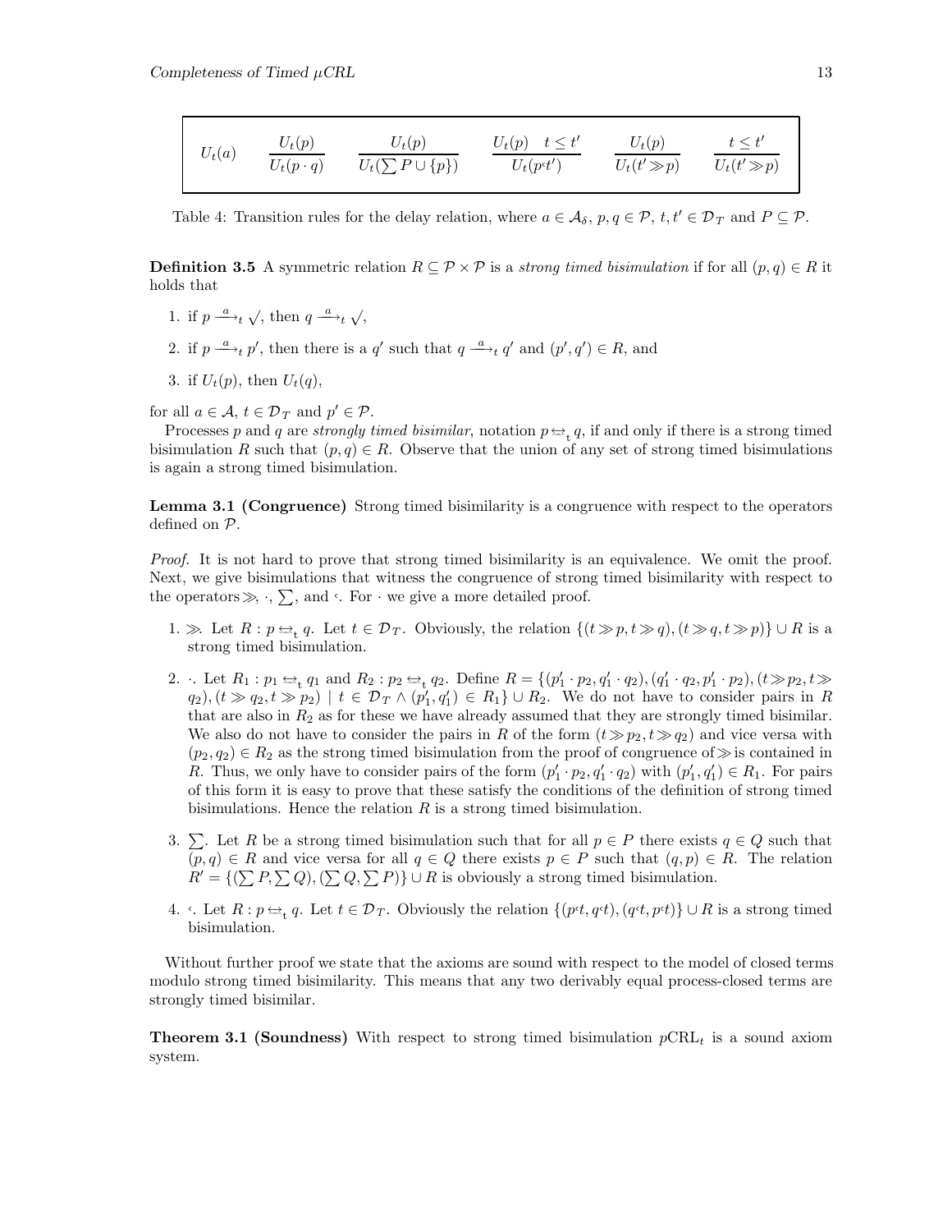| $U_t(a)$ | $\dfrac{U_t(p)}{U_t(p \cdot q)}$ | $\dfrac{U_t(p)}{U_t(\sum P \cup \{p\})}$ | $\dfrac{U_t(p) \quad t \leq t'}{U_t(p ^{\varsigma} t')}$ | $\dfrac{U_t(p)}{U_t(t' \gg p)}$ | $\dfrac{t \leq t'}{U_t(t' \gg p)}$ |
|---|---|---|---|---|---|

Table 4: Transition rules for the delay relation, where $a \in \mathcal{A}_\delta$, $p, q \in \mathcal{P}$, $t, t' \in \mathcal{D}_T$ and $P \subseteq \mathcal{P}$.

**Definition 3.5** A symmetric relation $R \subseteq \mathcal{P} \times \mathcal{P}$ is a *strong timed bisimulation* if for all $(p, q) \in R$ it holds that

1. if $p \xrightarrow{a}_t \surd$, then $q \xrightarrow{a}_t \surd$,
2. if $p \xrightarrow{a}_t p'$, then there is a $q'$ such that $q \xrightarrow{a}_t q'$ and $(p', q') \in R$, and
3. if $U_t(p)$, then $U_t(q)$,

for all $a \in \mathcal{A}$, $t \in \mathcal{D}_T$ and $p' \in \mathcal{P}$.

Processes $p$ and $q$ are *strongly timed bisimilar*, notation $p \leftrightarrow_t q$, if and only if there is a strong timed bisimulation $R$ such that $(p, q) \in R$. Observe that the union of any set of strong timed bisimulations is again a strong timed bisimulation.

**Lemma 3.1 (Congruence)** Strong timed bisimilarity is a congruence with respect to the operators defined on $\mathcal{P}$.

*Proof.* It is not hard to prove that strong timed bisimilarity is an equivalence. We omit the proof. Next, we give bisimulations that witness the congruence of strong timed bisimilarity with respect to the operators $\gg$, $\cdot$, $\sum$, and $^{\varsigma}$. For $\cdot$ we give a more detailed proof.

1. $\gg$. Let $R : p \leftrightarrow_t q$. Let $t \in \mathcal{D}_T$. Obviously, the relation $\{(t \gg p, t \gg q), (t \gg q, t \gg p)\} \cup R$ is a strong timed bisimulation.
2. $\cdot$. Let $R_1 : p_1 \leftrightarrow_t q_1$ and $R_2 : p_2 \leftrightarrow_t q_2$. Define $R = \{(p_1' \cdot p_2, q_1' \cdot q_2), (q_1' \cdot q_2, p_1' \cdot p_2), (t \gg p_2, t \gg q_2), (t \gg q_2, t \gg p_2) \mid t \in \mathcal{D}_T \wedge (p_1', q_1') \in R_1\} \cup R_2$. We do not have to consider pairs in $R$ that are also in $R_2$ as for these we have already assumed that they are strongly timed bisimilar. We also do not have to consider the pairs in $R$ of the form $(t \gg p_2, t \gg q_2)$ and vice versa with $(p_2, q_2) \in R_2$ as the strong timed bisimulation from the proof of congruence of $\gg$ is contained in $R$. Thus, we only have to consider pairs of the form $(p_1' \cdot p_2, q_1' \cdot q_2)$ with $(p_1', q_1') \in R_1$. For pairs of this form it is easy to prove that these satisfy the conditions of the definition of strong timed bisimulations. Hence the relation $R$ is a strong timed bisimulation.
3. $\sum$. Let $R$ be a strong timed bisimulation such that for all $p \in P$ there exists $q \in Q$ such that $(p, q) \in R$ and vice versa for all $q \in Q$ there exists $p \in P$ such that $(q, p) \in R$. The relation $R' = \{(\sum P, \sum Q), (\sum Q, \sum P)\} \cup R$ is obviously a strong timed bisimulation.
4. $^{\varsigma}$. Let $R : p \leftrightarrow_t q$. Let $t \in \mathcal{D}_T$. Obviously the relation $\{(p ^{\varsigma} t, q ^{\varsigma} t), (q ^{\varsigma} t, p ^{\varsigma} t)\} \cup R$ is a strong timed bisimulation.

Without further proof we state that the axioms are sound with respect to the model of closed terms modulo strong timed bisimilarity. This means that any two derivably equal process-closed terms are strongly timed bisimilar.

**Theorem 3.1 (Soundness)** With respect to strong timed bisimulation $p\mathrm{CRL}_t$ is a sound axiom system.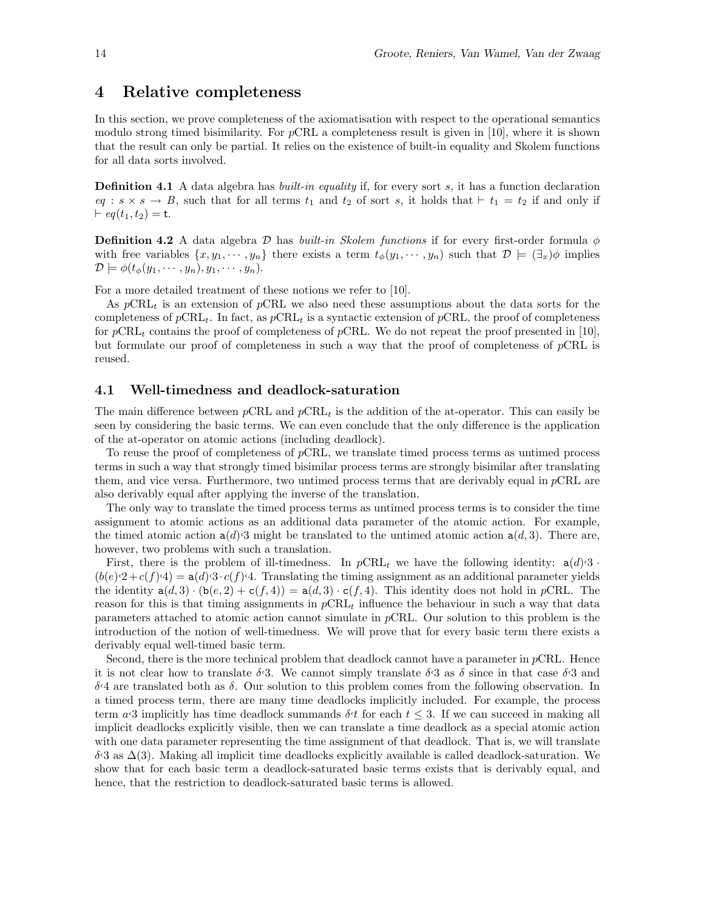# 4 Relative completeness

In this section, we prove completeness of the axiomatisation with respect to the operational semantics modulo strong timed bisimilarity. For $p$CRL a completeness result is given in [10], where it is shown that the result can only be partial. It relies on the existence of built-in equality and Skolem functions for all data sorts involved.

**Definition 4.1** A data algebra has *built-in equality* if, for every sort $s$, it has a function declaration $eq : s \times s \to B$, such that for all terms $t_1$ and $t_2$ of sort $s$, it holds that $\vdash t_1 = t_2$ if and only if $\vdash eq(t_1, t_2) = \mathsf{t}$.

**Definition 4.2** A data algebra $\mathcal{D}$ has *built-in Skolem functions* if for every first-order formula $\phi$ with free variables $\{x, y_1, \cdots, y_n\}$ there exists a term $t_\phi(y_1, \cdots, y_n)$ such that $\mathcal{D} \models (\exists_x)\phi$ implies $\mathcal{D} \models \phi(t_\phi(y_1, \cdots, y_n), y_1, \cdots, y_n)$.

For a more detailed treatment of these notions we refer to [10].

As $p\text{CRL}_t$ is an extension of $p$CRL we also need these assumptions about the data sorts for the completeness of $p\text{CRL}_t$. In fact, as $p\text{CRL}_t$ is a syntactic extension of $p$CRL, the proof of completeness for $p\text{CRL}_t$ contains the proof of completeness of $p$CRL. We do not repeat the proof presented in [10], but formulate our proof of completeness in such a way that the proof of completeness of $p$CRL is reused.

## 4.1 Well-timedness and deadlock-saturation

The main difference between $p$CRL and $p\text{CRL}_t$ is the addition of the at-operator. This can easily be seen by considering the basic terms. We can even conclude that the only difference is the application of the at-operator on atomic actions (including deadlock).

To reuse the proof of completeness of $p$CRL, we translate timed process terms as untimed process terms in such a way that strongly timed bisimilar process terms are strongly bisimilar after translating them, and vice versa. Furthermore, two untimed process terms that are derivably equal in $p$CRL are also derivably equal after applying the inverse of the translation.

The only way to translate the timed process terms as untimed process terms is to consider the time assignment to atomic actions as an additional data parameter of the atomic action. For example, the timed atomic action $\mathsf{a}(d){}^{\varsigma}3$ might be translated to the untimed atomic action $\mathsf{a}(d, 3)$. There are, however, two problems with such a translation.

First, there is the problem of ill-timedness. In $p\text{CRL}_t$ we have the following identity: $\mathsf{a}(d){}^{\varsigma}3 \cdot (b(e){}^{\varsigma}2 + c(f){}^{\varsigma}4) = \mathsf{a}(d){}^{\varsigma}3 \cdot c(f){}^{\varsigma}4$. Translating the timing assignment as an additional parameter yields the identity $\mathsf{a}(d, 3) \cdot (\mathsf{b}(e, 2) + \mathsf{c}(f, 4)) = \mathsf{a}(d, 3) \cdot \mathsf{c}(f, 4)$. This identity does not hold in $p$CRL. The reason for this is that timing assignments in $p\text{CRL}_t$ influence the behaviour in such a way that data parameters attached to atomic action cannot simulate in $p$CRL. Our solution to this problem is the introduction of the notion of well-timedness. We will prove that for every basic term there exists a derivably equal well-timed basic term.

Second, there is the more technical problem that deadlock cannot have a parameter in $p$CRL. Hence it is not clear how to translate $\delta{}^{\varsigma}3$. We cannot simply translate $\delta{}^{\varsigma}3$ as $\delta$ since in that case $\delta{}^{\varsigma}3$ and $\delta{}^{\varsigma}4$ are translated both as $\delta$. Our solution to this problem comes from the following observation. In a timed process term, there are many time deadlocks implicitly included. For example, the process term $a{}^{\varsigma}3$ implicitly has time deadlock summands $\delta{}^{\varsigma}t$ for each $t \leq 3$. If we can succeed in making all implicit deadlocks explicitly visible, then we can translate a time deadlock as a special atomic action with one data parameter representing the time assignment of that deadlock. That is, we will translate $\delta{}^{\varsigma}3$ as $\Delta(3)$. Making all implicit time deadlocks explicitly available is called deadlock-saturation. We show that for each basic term a deadlock-saturated basic terms exists that is derivably equal, and hence, that the restriction to deadlock-saturated basic terms is allowed.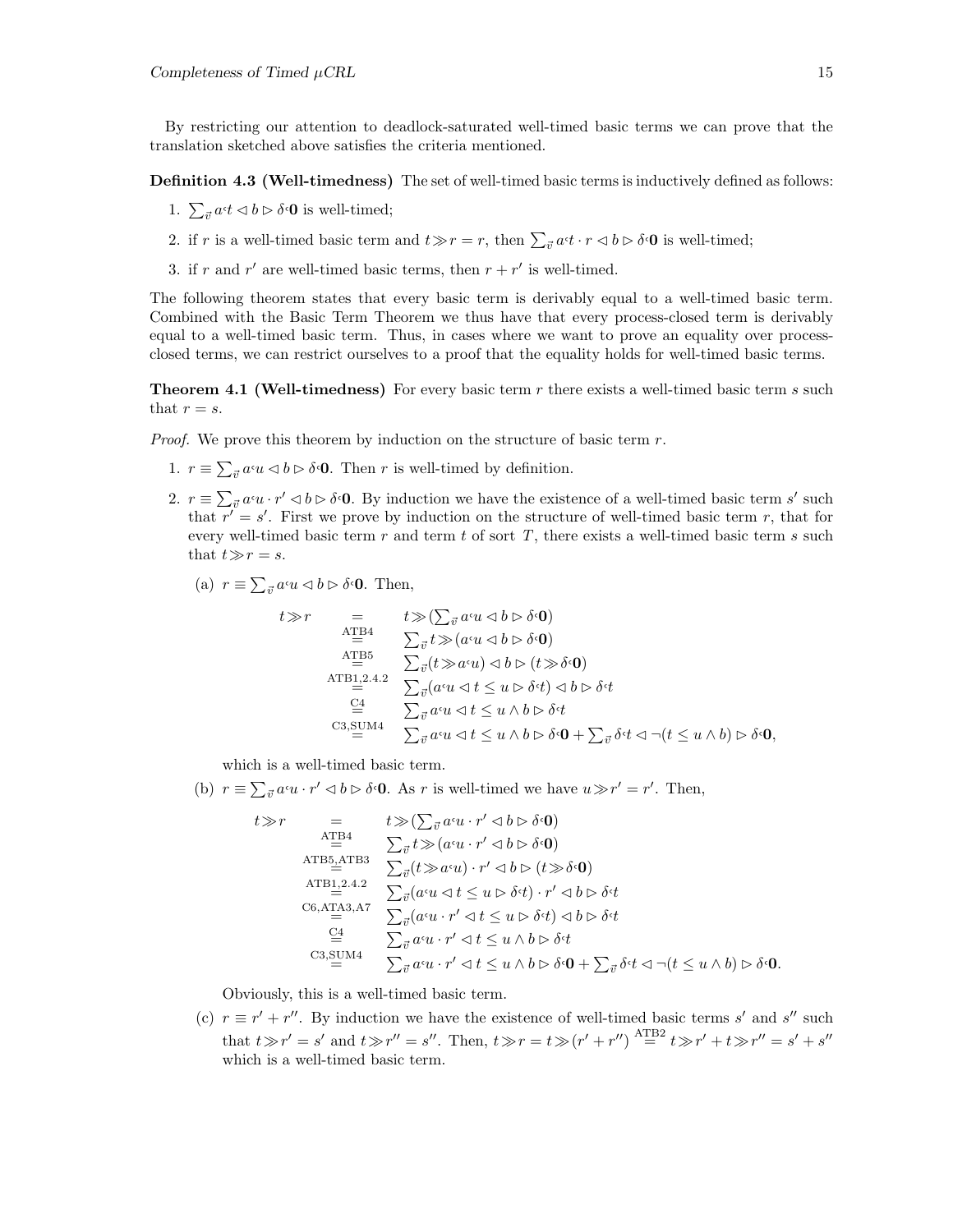By restricting our attention to deadlock-saturated well-timed basic terms we can prove that the translation sketched above satisfies the criteria mentioned.

**Definition 4.3 (Well-timedness)** The set of well-timed basic terms is inductively defined as follows:

1. $\sum_{\vec{v}} a^{\varsigma}t \lhd b \rhd \delta^{\varsigma}\mathbf{0}$ is well-timed;
2. if $r$ is a well-timed basic term and $t \gg r = r$, then $\sum_{\vec{v}} a^{\varsigma}t \cdot r \lhd b \rhd \delta^{\varsigma}\mathbf{0}$ is well-timed;
3. if $r$ and $r'$ are well-timed basic terms, then $r + r'$ is well-timed.

The following theorem states that every basic term is derivably equal to a well-timed basic term. Combined with the Basic Term Theorem we thus have that every process-closed term is derivably equal to a well-timed basic term. Thus, in cases where we want to prove an equality over process-closed terms, we can restrict ourselves to a proof that the equality holds for well-timed basic terms.

**Theorem 4.1 (Well-timedness)** For every basic term $r$ there exists a well-timed basic term $s$ such that $r = s$.

*Proof.* We prove this theorem by induction on the structure of basic term $r$.

1. $r \equiv \sum_{\vec{v}} a^{\varsigma}u \lhd b \rhd \delta^{\varsigma}\mathbf{0}$. Then $r$ is well-timed by definition.
2. $r \equiv \sum_{\vec{v}} a^{\varsigma}u \cdot r' \lhd b \rhd \delta^{\varsigma}\mathbf{0}$. By induction we have the existence of a well-timed basic term $s'$ such that $r' = s'$. First we prove by induction on the structure of well-timed basic term $r$, that for every well-timed basic term $r$ and term $t$ of sort $T$, there exists a well-timed basic term $s$ such that $t \gg r = s$.

   (a) $r \equiv \sum_{\vec{v}} a^{\varsigma}u \lhd b \rhd \delta^{\varsigma}\mathbf{0}$. Then,

   $$\begin{array}{rcl} t \gg r & = & t \gg (\sum_{\vec{v}} a^{\varsigma}u \lhd b \rhd \delta^{\varsigma}\mathbf{0}) \\ & \overset{\text{ATB4}}{=} & \sum_{\vec{v}} t \gg (a^{\varsigma}u \lhd b \rhd \delta^{\varsigma}\mathbf{0}) \\ & \overset{\text{ATB5}}{=} & \sum_{\vec{v}} (t \gg a^{\varsigma}u) \lhd b \rhd (t \gg \delta^{\varsigma}\mathbf{0}) \\ & \overset{\text{ATB1,2.4.2}}{=} & \sum_{\vec{v}} (a^{\varsigma}u \lhd t \leq u \rhd \delta^{\varsigma}t) \lhd b \rhd \delta^{\varsigma}t \\ & \overset{\text{C4}}{=} & \sum_{\vec{v}} a^{\varsigma}u \lhd t \leq u \wedge b \rhd \delta^{\varsigma}t \\ & \overset{\text{C3,SUM4}}{=} & \sum_{\vec{v}} a^{\varsigma}u \lhd t \leq u \wedge b \rhd \delta^{\varsigma}\mathbf{0} + \sum_{\vec{v}} \delta^{\varsigma}t \lhd \neg(t \leq u \wedge b) \rhd \delta^{\varsigma}\mathbf{0}, \end{array}$$

   which is a well-timed basic term.

   (b) $r \equiv \sum_{\vec{v}} a^{\varsigma}u \cdot r' \lhd b \rhd \delta^{\varsigma}\mathbf{0}$. As $r$ is well-timed we have $u \gg r' = r'$. Then,

   $$\begin{array}{rcl} t \gg r & = & t \gg (\sum_{\vec{v}} a^{\varsigma}u \cdot r' \lhd b \rhd \delta^{\varsigma}\mathbf{0}) \\ & \overset{\text{ATB4}}{=} & \sum_{\vec{v}} t \gg (a^{\varsigma}u \cdot r' \lhd b \rhd \delta^{\varsigma}\mathbf{0}) \\ & \overset{\text{ATB5,ATB3}}{=} & \sum_{\vec{v}} (t \gg a^{\varsigma}u) \cdot r' \lhd b \rhd (t \gg \delta^{\varsigma}\mathbf{0}) \\ & \overset{\text{ATB1,2.4.2}}{=} & \sum_{\vec{v}} (a^{\varsigma}u \lhd t \leq u \rhd \delta^{\varsigma}t) \cdot r' \lhd b \rhd \delta^{\varsigma}t \\ & \overset{\text{C6,ATA3,A7}}{=} & \sum_{\vec{v}} (a^{\varsigma}u \cdot r' \lhd t \leq u \rhd \delta^{\varsigma}t) \lhd b \rhd \delta^{\varsigma}t \\ & \overset{\text{C4}}{=} & \sum_{\vec{v}} a^{\varsigma}u \cdot r' \lhd t \leq u \wedge b \rhd \delta^{\varsigma}t \\ & \overset{\text{C3,SUM4}}{=} & \sum_{\vec{v}} a^{\varsigma}u \cdot r' \lhd t \leq u \wedge b \rhd \delta^{\varsigma}\mathbf{0} + \sum_{\vec{v}} \delta^{\varsigma}t \lhd \neg(t \leq u \wedge b) \rhd \delta^{\varsigma}\mathbf{0}. \end{array}$$

   Obviously, this is a well-timed basic term.

   (c) $r \equiv r' + r''$. By induction we have the existence of well-timed basic terms $s'$ and $s''$ such that $t \gg r' = s'$ and $t \gg r'' = s''$. Then, $t \gg r = t \gg (r' + r'') \overset{\text{ATB2}}{=} t \gg r' + t \gg r'' = s' + s''$ which is a well-timed basic term.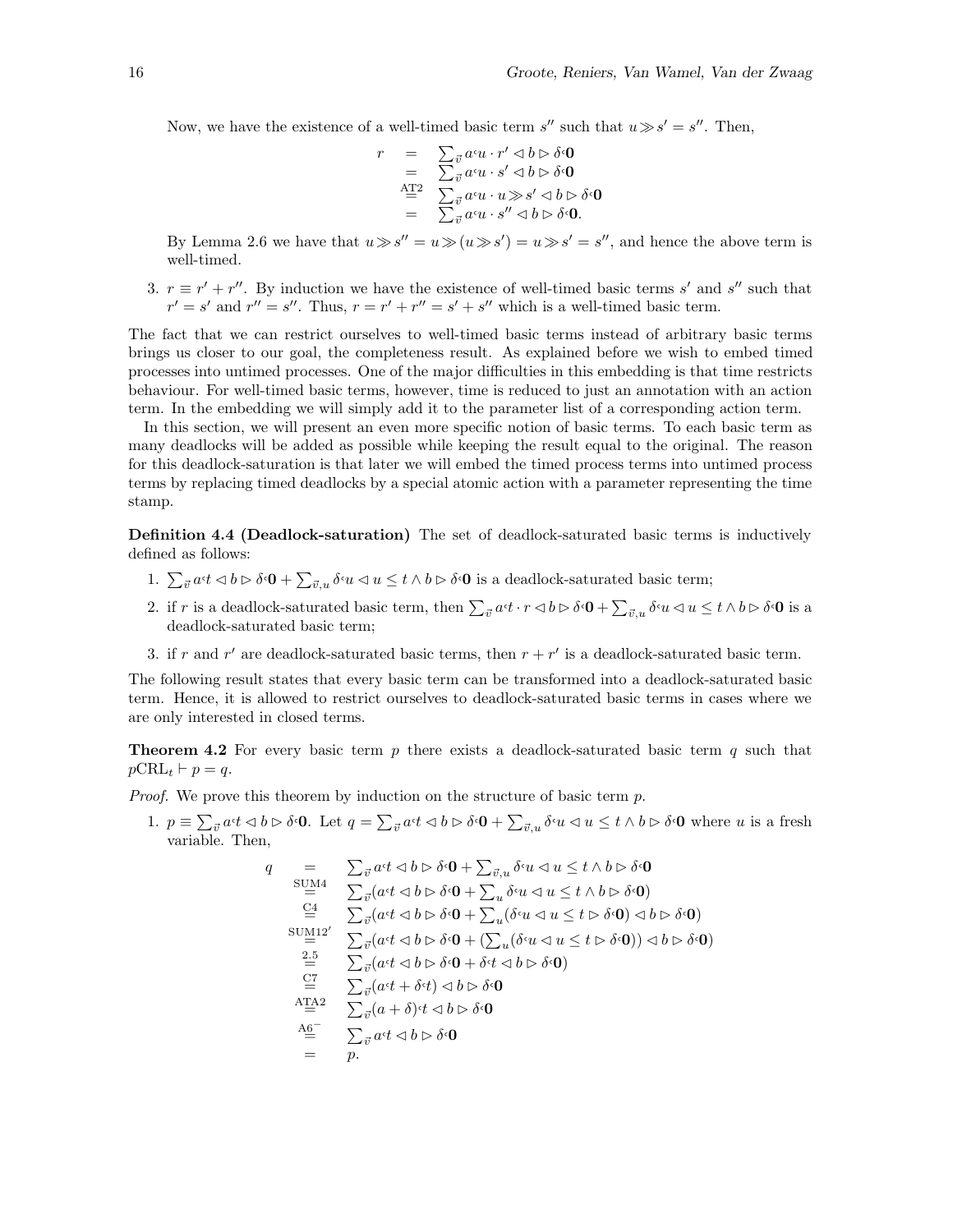Now, we have the existence of a well-timed basic term $s''$ such that $u \gg s' = s''$. Then,

$$
\begin{array}{rcl}
r & = & \sum_{\vec{v}} a^{c}u \cdot r' \lhd b \rhd \delta^{c}\mathbf{0} \\
& = & \sum_{\vec{v}} a^{c}u \cdot s' \lhd b \rhd \delta^{c}\mathbf{0} \\
& \overset{\text{AT2}}{=} & \sum_{\vec{v}} a^{c}u \cdot u \gg s' \lhd b \rhd \delta^{c}\mathbf{0} \\
& = & \sum_{\vec{v}} a^{c}u \cdot s'' \lhd b \rhd \delta^{c}\mathbf{0}.
\end{array}
$$

By Lemma 2.6 we have that $u \gg s'' = u \gg (u \gg s') = u \gg s' = s''$, and hence the above term is well-timed.

3. $r \equiv r' + r''$. By induction we have the existence of well-timed basic terms $s'$ and $s''$ such that $r' = s'$ and $r'' = s''$. Thus, $r = r' + r'' = s' + s''$ which is a well-timed basic term.

The fact that we can restrict ourselves to well-timed basic terms instead of arbitrary basic terms brings us closer to our goal, the completeness result. As explained before we wish to embed timed processes into untimed processes. One of the major difficulties in this embedding is that time restricts behaviour. For well-timed basic terms, however, time is reduced to just an annotation with an action term. In the embedding we will simply add it to the parameter list of a corresponding action term.

In this section, we will present an even more specific notion of basic terms. To each basic term as many deadlocks will be added as possible while keeping the result equal to the original. The reason for this deadlock-saturation is that later we will embed the timed process terms into untimed process terms by replacing timed deadlocks by a special atomic action with a parameter representing the time stamp.

**Definition 4.4 (Deadlock-saturation)** The set of deadlock-saturated basic terms is inductively defined as follows:

1. $\sum_{\vec{v}} a^{c}t \lhd b \rhd \delta^{c}\mathbf{0} + \sum_{\vec{v},u} \delta^{c}u \lhd u \leq t \wedge b \rhd \delta^{c}\mathbf{0}$ is a deadlock-saturated basic term;
2. if $r$ is a deadlock-saturated basic term, then $\sum_{\vec{v}} a^{c}t \cdot r \lhd b \rhd \delta^{c}\mathbf{0} + \sum_{\vec{v},u} \delta^{c}u \lhd u \leq t \wedge b \rhd \delta^{c}\mathbf{0}$ is a deadlock-saturated basic term;
3. if $r$ and $r'$ are deadlock-saturated basic terms, then $r + r'$ is a deadlock-saturated basic term.

The following result states that every basic term can be transformed into a deadlock-saturated basic term. Hence, it is allowed to restrict ourselves to deadlock-saturated basic terms in cases where we are only interested in closed terms.

**Theorem 4.2** For every basic term $p$ there exists a deadlock-saturated basic term $q$ such that $p\text{CRL}_t \vdash p = q$.

*Proof.* We prove this theorem by induction on the structure of basic term $p$.

1. $p \equiv \sum_{\vec{v}} a^{c}t \lhd b \rhd \delta^{c}\mathbf{0}$. Let $q = \sum_{\vec{v}} a^{c}t \lhd b \rhd \delta^{c}\mathbf{0} + \sum_{\vec{v},u} \delta^{c}u \lhd u \leq t \wedge b \rhd \delta^{c}\mathbf{0}$ where $u$ is a fresh variable. Then,

$$
\begin{array}{rcl}
q & = & \sum_{\vec{v}} a^{c}t \lhd b \rhd \delta^{c}\mathbf{0} + \sum_{\vec{v},u} \delta^{c}u \lhd u \leq t \wedge b \rhd \delta^{c}\mathbf{0} \\
& \overset{\text{SUM4}}{=} & \sum_{\vec{v}} (a^{c}t \lhd b \rhd \delta^{c}\mathbf{0} + \sum_{u} \delta^{c}u \lhd u \leq t \wedge b \rhd \delta^{c}\mathbf{0}) \\
& \overset{\text{C4}}{=} & \sum_{\vec{v}} (a^{c}t \lhd b \rhd \delta^{c}\mathbf{0} + \sum_{u} (\delta^{c}u \lhd u \leq t \rhd \delta^{c}\mathbf{0}) \lhd b \rhd \delta^{c}\mathbf{0}) \\
& \overset{\text{SUM12}'}{=} & \sum_{\vec{v}} (a^{c}t \lhd b \rhd \delta^{c}\mathbf{0} + (\sum_{u} (\delta^{c}u \lhd u \leq t \rhd \delta^{c}\mathbf{0})) \lhd b \rhd \delta^{c}\mathbf{0}) \\
& \overset{2.5}{=} & \sum_{\vec{v}} (a^{c}t \lhd b \rhd \delta^{c}\mathbf{0} + \delta^{c}t \lhd b \rhd \delta^{c}\mathbf{0}) \\
& \overset{\text{C7}}{=} & \sum_{\vec{v}} (a^{c}t + \delta^{c}t) \lhd b \rhd \delta^{c}\mathbf{0} \\
& \overset{\text{ATA2}}{=} & \sum_{\vec{v}} (a + \delta)^{c}t \lhd b \rhd \delta^{c}\mathbf{0} \\
& \overset{\text{A6}^{-}}{=} & \sum_{\vec{v}} a^{c}t \lhd b \rhd \delta^{c}\mathbf{0} \\
& = & p.
\end{array}
$$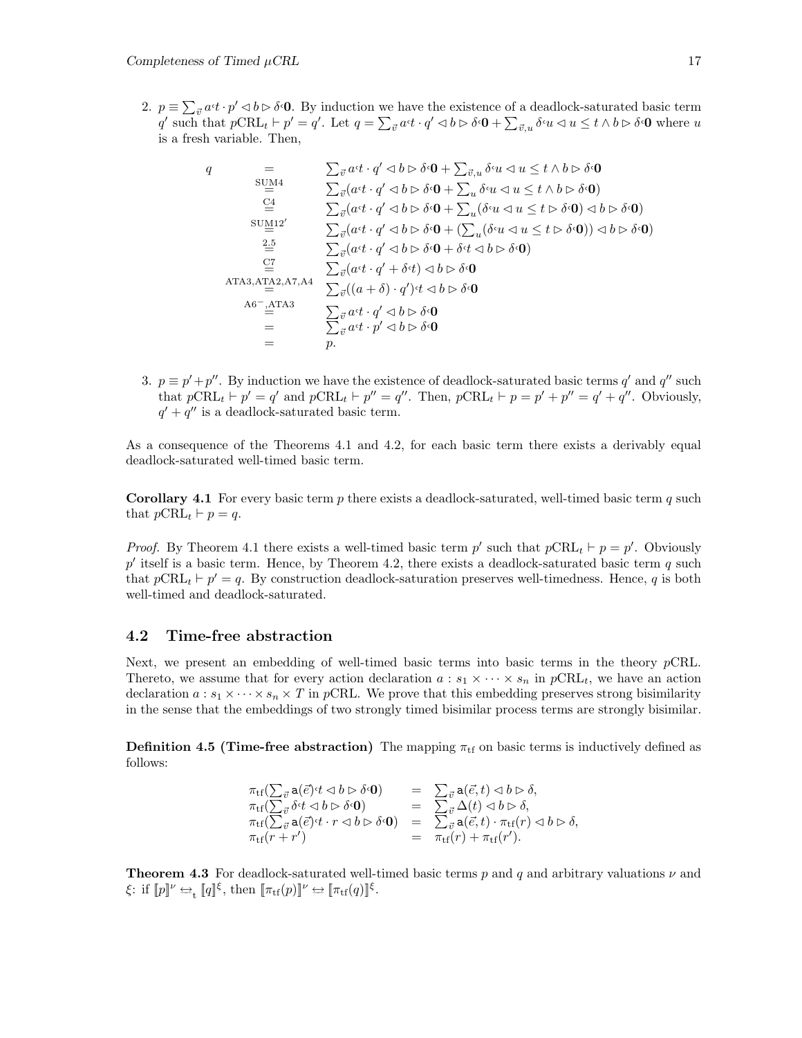2. $p \equiv \sum_{\vec{v}} a^{\varsigma}t \cdot p' \lhd b \rhd \delta^{\varsigma}\mathbf{0}$. By induction we have the existence of a deadlock-saturated basic term $q'$ such that $p\text{CRL}_t \vdash p' = q'$. Let $q = \sum_{\vec{v}} a^{\varsigma}t \cdot q' \lhd b \rhd \delta^{\varsigma}\mathbf{0} + \sum_{\vec{v},u} \delta^{\varsigma}u \lhd u \leq t \wedge b \rhd \delta^{\varsigma}\mathbf{0}$ where $u$ is a fresh variable. Then,

$$
\begin{array}{lcl}
q & = & \sum_{\vec{v}} a^{\varsigma}t \cdot q' \lhd b \rhd \delta^{\varsigma}\mathbf{0} + \sum_{\vec{v},u} \delta^{\varsigma}u \lhd u \leq t \wedge b \rhd \delta^{\varsigma}\mathbf{0} \\
 & \overset{\text{SUM4}}{=} & \sum_{\vec{v}}(a^{\varsigma}t \cdot q' \lhd b \rhd \delta^{\varsigma}\mathbf{0} + \sum_{u} \delta^{\varsigma}u \lhd u \leq t \wedge b \rhd \delta^{\varsigma}\mathbf{0}) \\
 & \overset{\text{C4}}{=} & \sum_{\vec{v}}(a^{\varsigma}t \cdot q' \lhd b \rhd \delta^{\varsigma}\mathbf{0} + \sum_{u}(\delta^{\varsigma}u \lhd u \leq t \rhd \delta^{\varsigma}\mathbf{0}) \lhd b \rhd \delta^{\varsigma}\mathbf{0}) \\
 & \overset{\text{SUM12}'}{=} & \sum_{\vec{v}}(a^{\varsigma}t \cdot q' \lhd b \rhd \delta^{\varsigma}\mathbf{0} + (\sum_{u}(\delta^{\varsigma}u \lhd u \leq t \rhd \delta^{\varsigma}\mathbf{0})) \lhd b \rhd \delta^{\varsigma}\mathbf{0}) \\
 & \overset{2.5}{=} & \sum_{\vec{v}}(a^{\varsigma}t \cdot q' \lhd b \rhd \delta^{\varsigma}\mathbf{0} + \delta^{\varsigma}t \lhd b \rhd \delta^{\varsigma}\mathbf{0}) \\
 & \overset{\text{C7}}{=} & \sum_{\vec{v}}(a^{\varsigma}t \cdot q' + \delta^{\varsigma}t) \lhd b \rhd \delta^{\varsigma}\mathbf{0} \\
 & \overset{\text{ATA3,ATA2,A7,A4}}{=} & \sum_{\vec{v}}((a + \delta) \cdot q')^{\varsigma}t \lhd b \rhd \delta^{\varsigma}\mathbf{0} \\
 & \overset{\text{A6}^{-}\text{,ATA3}}{=} & \sum_{\vec{v}} a^{\varsigma}t \cdot q' \lhd b \rhd \delta^{\varsigma}\mathbf{0} \\
 & = & \sum_{\vec{v}} a^{\varsigma}t \cdot p' \lhd b \rhd \delta^{\varsigma}\mathbf{0} \\
 & = & p.
\end{array}
$$

3. $p \equiv p' + p''$. By induction we have the existence of deadlock-saturated basic terms $q'$ and $q''$ such that $p\text{CRL}_t \vdash p' = q'$ and $p\text{CRL}_t \vdash p'' = q''$. Then, $p\text{CRL}_t \vdash p = p' + p'' = q' + q''$. Obviously, $q' + q''$ is a deadlock-saturated basic term.

As a consequence of the Theorems 4.1 and 4.2, for each basic term there exists a derivably equal deadlock-saturated well-timed basic term.

**Corollary 4.1** For every basic term $p$ there exists a deadlock-saturated, well-timed basic term $q$ such that $p\text{CRL}_t \vdash p = q$.

*Proof.* By Theorem 4.1 there exists a well-timed basic term $p'$ such that $p\text{CRL}_t \vdash p = p'$. Obviously $p'$ itself is a basic term. Hence, by Theorem 4.2, there exists a deadlock-saturated basic term $q$ such that $p\text{CRL}_t \vdash p' = q$. By construction deadlock-saturation preserves well-timedness. Hence, $q$ is both well-timed and deadlock-saturated.

## 4.2 Time-free abstraction

Next, we present an embedding of well-timed basic terms into basic terms in the theory $p$CRL. Thereto, we assume that for every action declaration $a : s_1 \times \cdots \times s_n$ in $p\text{CRL}_t$, we have an action declaration $a : s_1 \times \cdots \times s_n \times T$ in $p$CRL. We prove that this embedding preserves strong bisimilarity in the sense that the embeddings of two strongly timed bisimilar process terms are strongly bisimilar.

**Definition 4.5 (Time-free abstraction)** The mapping $\pi_{\text{tf}}$ on basic terms is inductively defined as follows:

$$
\begin{array}{lcl}
\pi_{\text{tf}}(\sum_{\vec{v}} \mathsf{a}(\vec{e})^{\varsigma}t \lhd b \rhd \delta^{\varsigma}\mathbf{0}) & = & \sum_{\vec{v}} \mathsf{a}(\vec{e}, t) \lhd b \rhd \delta, \\
\pi_{\text{tf}}(\sum_{\vec{v}} \delta^{\varsigma}t \lhd b \rhd \delta^{\varsigma}\mathbf{0}) & = & \sum_{\vec{v}} \Delta(t) \lhd b \rhd \delta, \\
\pi_{\text{tf}}(\sum_{\vec{v}} \mathsf{a}(\vec{e})^{\varsigma}t \cdot r \lhd b \rhd \delta^{\varsigma}\mathbf{0}) & = & \sum_{\vec{v}} \mathsf{a}(\vec{e}, t) \cdot \pi_{\text{tf}}(r) \lhd b \rhd \delta, \\
\pi_{\text{tf}}(r + r') & = & \pi_{\text{tf}}(r) + \pi_{\text{tf}}(r').
\end{array}
$$

**Theorem 4.3** For deadlock-saturated well-timed basic terms $p$ and $q$ and arbitrary valuations $\nu$ and $\xi$: if $[\![p]\!]^{\nu} \leftrightarrow_{\text{t}} [\![q]\!]^{\xi}$, then $[\![\pi_{\text{tf}}(p)]\!]^{\nu} \leftrightarrow [\![\pi_{\text{tf}}(q)]\!]^{\xi}$.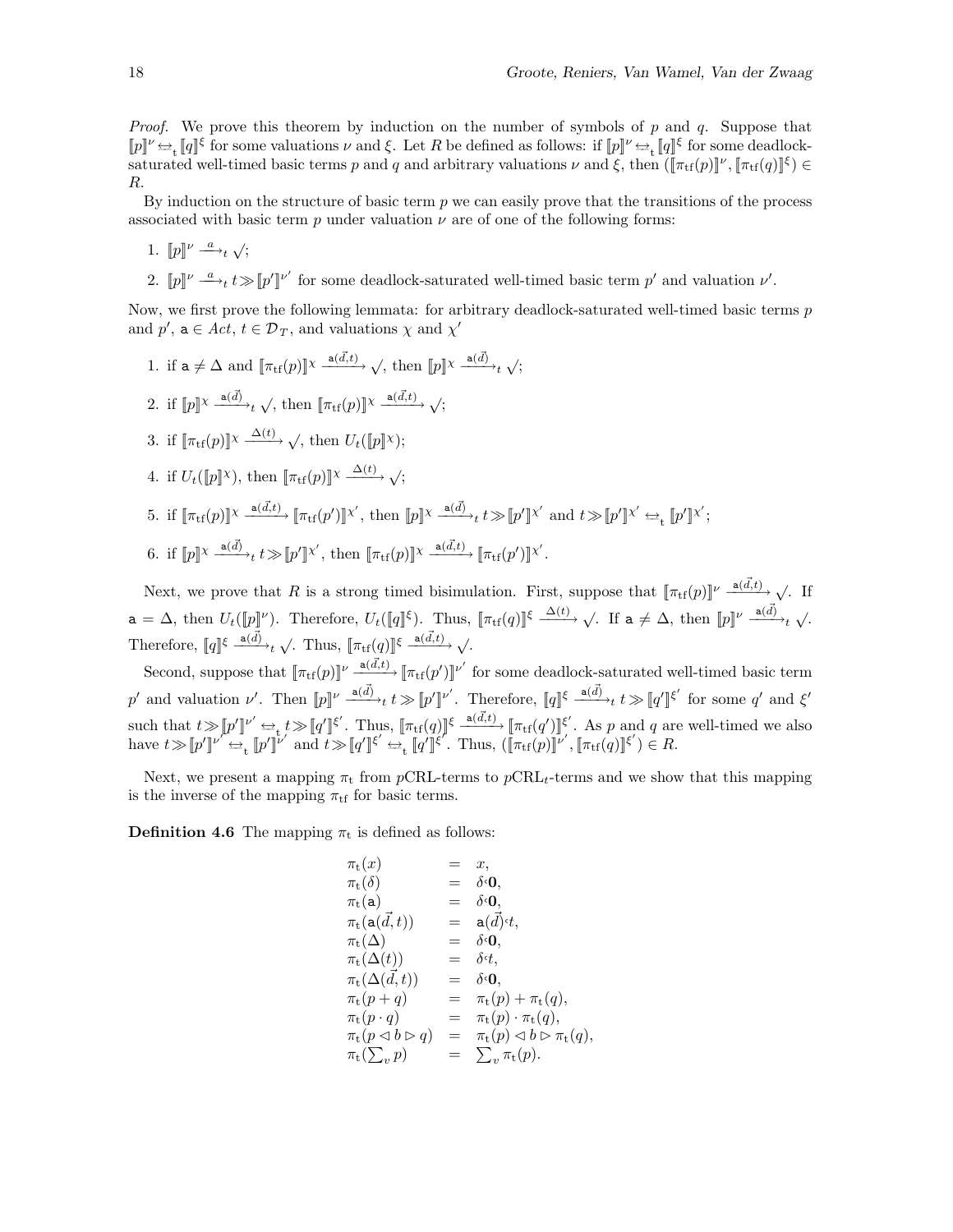*Proof.* We prove this theorem by induction on the number of symbols of $p$ and $q$. Suppose that $[\![p]\!]^\nu \leftrightarrow_{\rm t} [\![q]\!]^\xi$ for some valuations $\nu$ and $\xi$. Let $R$ be defined as follows: if $[\![p]\!]^\nu \leftrightarrow_{\rm t} [\![q]\!]^\xi$ for some deadlock-saturated well-timed basic terms $p$ and $q$ and arbitrary valuations $\nu$ and $\xi$, then $([\![\pi_{\rm tf}(p)]\!]^\nu, [\![\pi_{\rm tf}(q)]\!]^\xi) \in R$.

By induction on the structure of basic term $p$ we can easily prove that the transitions of the process associated with basic term $p$ under valuation $\nu$ are of one of the following forms:

1. $[\![p]\!]^\nu \xrightarrow{a}_t \surd$;
2. $[\![p]\!]^\nu \xrightarrow{a}_t t \gg [\![p']\!]^{\nu'}$ for some deadlock-saturated well-timed basic term $p'$ and valuation $\nu'$.

Now, we first prove the following lemmata: for arbitrary deadlock-saturated well-timed basic terms $p$ and $p'$, $\mathtt{a} \in Act$, $t \in \mathcal{D}_T$, and valuations $\chi$ and $\chi'$

1. if $\mathtt{a} \neq \Delta$ and $[\![\pi_{\rm tf}(p)]\!]^\chi \xrightarrow{\mathtt{a}(\vec{d},t)} \surd$, then $[\![p]\!]^\chi \xrightarrow{\mathtt{a}(\vec{d})}_t \surd$;
2. if $[\![p]\!]^\chi \xrightarrow{\mathtt{a}(\vec{d})}_t \surd$, then $[\![\pi_{\rm tf}(p)]\!]^\chi \xrightarrow{\mathtt{a}(\vec{d},t)} \surd$;
3. if $[\![\pi_{\rm tf}(p)]\!]^\chi \xrightarrow{\Delta(t)} \surd$, then $U_t([\![p]\!]^\chi)$;
4. if $U_t([\![p]\!]^\chi)$, then $[\![\pi_{\rm tf}(p)]\!]^\chi \xrightarrow{\Delta(t)} \surd$;
5. if $[\![\pi_{\rm tf}(p)]\!]^\chi \xrightarrow{\mathtt{a}(\vec{d},t)} [\![\pi_{\rm tf}(p')]\!]^{\chi'}$, then $[\![p]\!]^\chi \xrightarrow{\mathtt{a}(\vec{d})}_t t \gg [\![p']\!]^{\chi'}$ and $t \gg [\![p']\!]^{\chi'} \leftrightarrow_{\rm t} [\![p']\!]^{\chi'}$;
6. if $[\![p]\!]^\chi \xrightarrow{\mathtt{a}(\vec{d})}_t t \gg [\![p']\!]^{\chi'}$, then $[\![\pi_{\rm tf}(p)]\!]^\chi \xrightarrow{\mathtt{a}(\vec{d},t)} [\![\pi_{\rm tf}(p')]\!]^{\chi'}$.

Next, we prove that $R$ is a strong timed bisimulation. First, suppose that $[\![\pi_{\rm tf}(p)]\!]^\nu \xrightarrow{\mathtt{a}(\vec{d},t)} \surd$. If $\mathtt{a} = \Delta$, then $U_t([\![p]\!]^\nu)$. Therefore, $U_t([\![q]\!]^\xi)$. Thus, $[\![\pi_{\rm tf}(q)]\!]^\xi \xrightarrow{\Delta(t)} \surd$. If $\mathtt{a} \neq \Delta$, then $[\![p]\!]^\nu \xrightarrow{\mathtt{a}(\vec{d})}_t \surd$. Therefore, $[\![q]\!]^\xi \xrightarrow{\mathtt{a}(\vec{d})}_t \surd$. Thus, $[\![\pi_{\rm tf}(q)]\!]^\xi \xrightarrow{\mathtt{a}(\vec{d},t)} \surd$.

Second, suppose that $[\![\pi_{\rm tf}(p)]\!]^\nu \xrightarrow{\mathtt{a}(\vec{d},t)} [\![\pi_{\rm tf}(p')]\!]^{\nu'}$ for some deadlock-saturated well-timed basic term $p'$ and valuation $\nu'$. Then $[\![p]\!]^\nu \xrightarrow{\mathtt{a}(\vec{d})}_t t \gg [\![p']\!]^{\nu'}$. Therefore, $[\![q]\!]^\xi \xrightarrow{\mathtt{a}(\vec{d})}_t t \gg [\![q']\!]^{\xi'}$ for some $q'$ and $\xi'$ such that $t \gg [\![p']\!]^{\nu'} \leftrightarrow_{\rm t} t \gg [\![q']\!]^{\xi'}$. Thus, $[\![\pi_{\rm tf}(q)]\!]^\xi \xrightarrow{\mathtt{a}(\vec{d},t)} [\![\pi_{\rm tf}(q')]\!]^{\xi'}$. As $p$ and $q$ are well-timed we also have $t \gg [\![p']\!]^{\nu'} \leftrightarrow_{\rm t} [\![p']\!]^{\nu'}$ and $t \gg [\![q']\!]^{\xi'} \leftrightarrow_{\rm t} [\![q']\!]^{\xi'}$. Thus, $([\![\pi_{\rm tf}(p)]\!]^{\nu'}, [\![\pi_{\rm tf}(q)]\!]^{\xi'}) \in R$.

Next, we present a mapping $\pi_{\rm t}$ from $p$CRL-terms to $p$CRL$_t$-terms and we show that this mapping is the inverse of the mapping $\pi_{\rm tf}$ for basic terms.

**Definition 4.6** The mapping $\pi_{\rm t}$ is defined as follows:

$$
\begin{array}{lcl}
\pi_{\rm t}(x) & = & x, \\
\pi_{\rm t}(\delta) & = & \delta{}^{\varsigma}\mathbf{0}, \\
\pi_{\rm t}(\mathtt{a}) & = & \delta{}^{\varsigma}\mathbf{0}, \\
\pi_{\rm t}(\mathtt{a}(\vec{d},t)) & = & \mathtt{a}(\vec{d}){}^{\varsigma}t, \\
\pi_{\rm t}(\Delta) & = & \delta{}^{\varsigma}\mathbf{0}, \\
\pi_{\rm t}(\Delta(t)) & = & \delta{}^{\varsigma}t, \\
\pi_{\rm t}(\Delta(\vec{d},t)) & = & \delta{}^{\varsigma}\mathbf{0}, \\
\pi_{\rm t}(p+q) & = & \pi_{\rm t}(p) + \pi_{\rm t}(q), \\
\pi_{\rm t}(p \cdot q) & = & \pi_{\rm t}(p) \cdot \pi_{\rm t}(q), \\
\pi_{\rm t}(p \lhd b \rhd q) & = & \pi_{\rm t}(p) \lhd b \rhd \pi_{\rm t}(q), \\
\pi_{\rm t}(\sum_v p) & = & \sum_v \pi_{\rm t}(p).
\end{array}
$$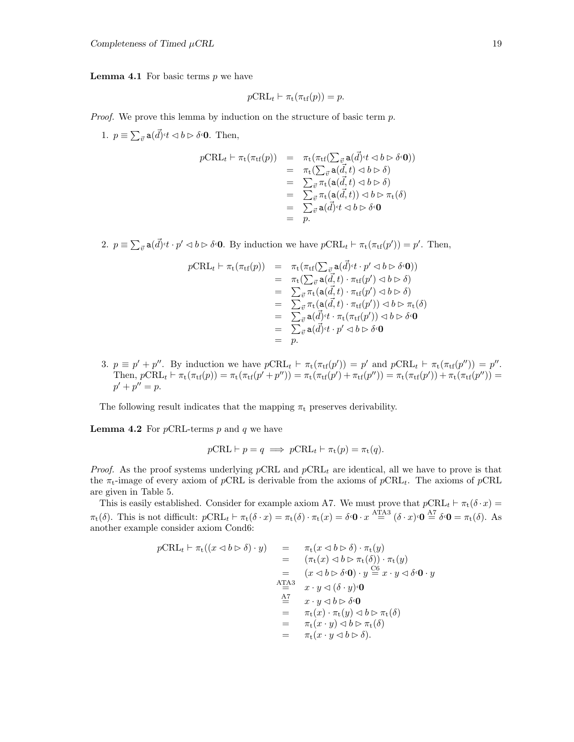**Lemma 4.1** For basic terms $p$ we have

$$p\mathrm{CRL}_t \vdash \pi_{\mathrm{t}}(\pi_{\mathrm{tf}}(p)) = p.$$

*Proof.* We prove this lemma by induction on the structure of basic term $p$.

1. $p \equiv \sum_{\vec{v}} \mathsf{a}(\vec{d})^{\varsigma} t \lhd b \rhd \delta^{\varsigma}\mathbf{0}$. Then,

$$\begin{aligned}
p\mathrm{CRL}_t \vdash \pi_{\mathrm{t}}(\pi_{\mathrm{tf}}(p)) &= \pi_{\mathrm{t}}(\pi_{\mathrm{tf}}(\textstyle\sum_{\vec{v}} \mathsf{a}(\vec{d})^{\varsigma} t \lhd b \rhd \delta^{\varsigma}\mathbf{0}))\\
&= \pi_{\mathrm{t}}(\textstyle\sum_{\vec{v}} \mathsf{a}(\vec{d}, t) \lhd b \rhd \delta)\\
&= \textstyle\sum_{\vec{v}} \pi_{\mathrm{t}}(\mathsf{a}(\vec{d}, t) \lhd b \rhd \delta)\\
&= \textstyle\sum_{\vec{v}} \pi_{\mathrm{t}}(\mathsf{a}(\vec{d}, t)) \lhd b \rhd \pi_{\mathrm{t}}(\delta)\\
&= \textstyle\sum_{\vec{v}} \mathsf{a}(\vec{d})^{\varsigma} t \lhd b \rhd \delta^{\varsigma}\mathbf{0}\\
&= p.
\end{aligned}$$

2. $p \equiv \sum_{\vec{v}} \mathsf{a}(\vec{d})^{\varsigma} t \cdot p' \lhd b \rhd \delta^{\varsigma}\mathbf{0}$. By induction we have $p\mathrm{CRL}_t \vdash \pi_{\mathrm{t}}(\pi_{\mathrm{tf}}(p')) = p'$. Then,

$$\begin{aligned}
p\mathrm{CRL}_t \vdash \pi_{\mathrm{t}}(\pi_{\mathrm{tf}}(p)) &= \pi_{\mathrm{t}}(\pi_{\mathrm{tf}}(\textstyle\sum_{\vec{v}} \mathsf{a}(\vec{d})^{\varsigma} t \cdot p' \lhd b \rhd \delta^{\varsigma}\mathbf{0}))\\
&= \pi_{\mathrm{t}}(\textstyle\sum_{\vec{v}} \mathsf{a}(\vec{d}, t) \cdot \pi_{\mathrm{tf}}(p') \lhd b \rhd \delta)\\
&= \textstyle\sum_{\vec{v}} \pi_{\mathrm{t}}(\mathsf{a}(\vec{d}, t) \cdot \pi_{\mathrm{tf}}(p') \lhd b \rhd \delta)\\
&= \textstyle\sum_{\vec{v}} \pi_{\mathrm{t}}(\mathsf{a}(\vec{d}, t) \cdot \pi_{\mathrm{tf}}(p')) \lhd b \rhd \pi_{\mathrm{t}}(\delta)\\
&= \textstyle\sum_{\vec{v}} \mathsf{a}(\vec{d})^{\varsigma} t \cdot \pi_{\mathrm{t}}(\pi_{\mathrm{tf}}(p')) \lhd b \rhd \delta^{\varsigma}\mathbf{0}\\
&= \textstyle\sum_{\vec{v}} \mathsf{a}(\vec{d})^{\varsigma} t \cdot p' \lhd b \rhd \delta^{\varsigma}\mathbf{0}\\
&= p.
\end{aligned}$$

3. $p \equiv p' + p''$. By induction we have $p\mathrm{CRL}_t \vdash \pi_{\mathrm{t}}(\pi_{\mathrm{tf}}(p')) = p'$ and $p\mathrm{CRL}_t \vdash \pi_{\mathrm{t}}(\pi_{\mathrm{tf}}(p'')) = p''$. Then, $p\mathrm{CRL}_t \vdash \pi_{\mathrm{t}}(\pi_{\mathrm{tf}}(p)) = \pi_{\mathrm{t}}(\pi_{\mathrm{tf}}(p' + p'')) = \pi_{\mathrm{t}}(\pi_{\mathrm{tf}}(p') + \pi_{\mathrm{tf}}(p'')) = \pi_{\mathrm{t}}(\pi_{\mathrm{tf}}(p')) + \pi_{\mathrm{t}}(\pi_{\mathrm{tf}}(p'')) = p' + p'' = p$.

The following result indicates that the mapping $\pi_{\mathrm{t}}$ preserves derivability.

**Lemma 4.2** For $p$CRL-terms $p$ and $q$ we have

$$p\mathrm{CRL} \vdash p = q \implies p\mathrm{CRL}_t \vdash \pi_{\mathrm{t}}(p) = \pi_{\mathrm{t}}(q).$$

*Proof.* As the proof systems underlying $p$CRL and $p\mathrm{CRL}_t$ are identical, all we have to prove is that the $\pi_{\mathrm{t}}$-image of every axiom of $p$CRL is derivable from the axioms of $p\mathrm{CRL}_t$. The axioms of $p$CRL are given in Table 5.

This is easily established. Consider for example axiom A7. We must prove that $p\mathrm{CRL}_t \vdash \pi_{\mathrm{t}}(\delta \cdot x) = \pi_{\mathrm{t}}(\delta)$. This is not difficult: $p\mathrm{CRL}_t \vdash \pi_{\mathrm{t}}(\delta \cdot x) = \pi_{\mathrm{t}}(\delta) \cdot \pi_{\mathrm{t}}(x) = \delta^{\varsigma}\mathbf{0} \cdot x \overset{\mathrm{ATA3}}{=} (\delta \cdot x)^{\varsigma}\mathbf{0} \overset{\mathrm{A7}}{=} \delta^{\varsigma}\mathbf{0} = \pi_{\mathrm{t}}(\delta)$. As another example consider axiom Cond6:

$$\begin{aligned}
p\mathrm{CRL}_t \vdash \pi_{\mathrm{t}}((x \lhd b \rhd \delta) \cdot y) &= \pi_{\mathrm{t}}(x \lhd b \rhd \delta) \cdot \pi_{\mathrm{t}}(y)\\
&= (\pi_{\mathrm{t}}(x) \lhd b \rhd \pi_{\mathrm{t}}(\delta)) \cdot \pi_{\mathrm{t}}(y)\\
&= (x \lhd b \rhd \delta^{\varsigma}\mathbf{0}) \cdot y \overset{\mathrm{C6}}{=} x \cdot y \lhd \delta^{\varsigma}\mathbf{0} \cdot y\\
&\overset{\mathrm{ATA3}}{=} x \cdot y \lhd (\delta \cdot y)^{\varsigma}\mathbf{0}\\
&\overset{\mathrm{A7}}{=} x \cdot y \lhd b \rhd \delta^{\varsigma}\mathbf{0}\\
&= \pi_{\mathrm{t}}(x) \cdot \pi_{\mathrm{t}}(y) \lhd b \rhd \pi_{\mathrm{t}}(\delta)\\
&= \pi_{\mathrm{t}}(x \cdot y) \lhd b \rhd \pi_{\mathrm{t}}(\delta)\\
&= \pi_{\mathrm{t}}(x \cdot y \lhd b \rhd \delta).
\end{aligned}$$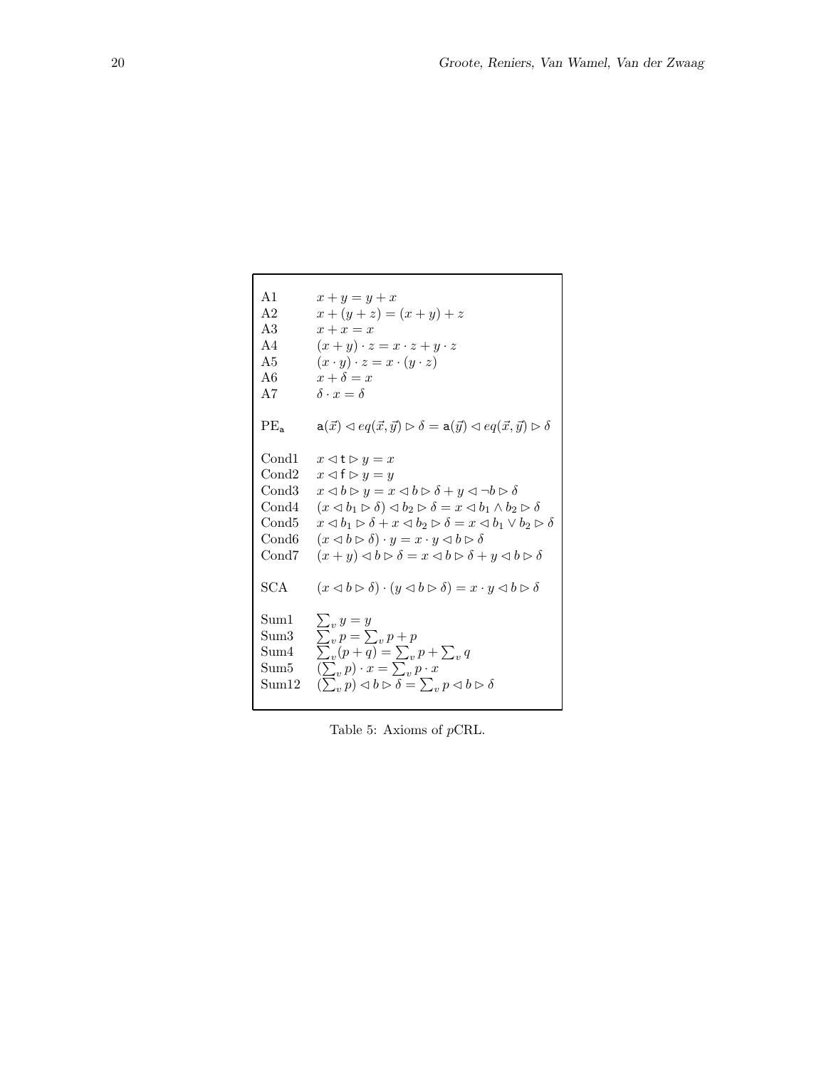| | |
|---|---|
| A1 | $x + y = y + x$ |
| A2 | $x + (y + z) = (x + y) + z$ |
| A3 | $x + x = x$ |
| A4 | $(x + y) \cdot z = x \cdot z + y \cdot z$ |
| A5 | $(x \cdot y) \cdot z = x \cdot (y \cdot z)$ |
| A6 | $x + \delta = x$ |
| A7 | $\delta \cdot x = \delta$ |
| $\text{PE}_{\mathsf{a}}$ | $\mathsf{a}(\vec{x}) \lhd eq(\vec{x}, \vec{y}) \rhd \delta = \mathsf{a}(\vec{y}) \lhd eq(\vec{x}, \vec{y}) \rhd \delta$ |
| Cond1 | $x \lhd \mathsf{t} \rhd y = x$ |
| Cond2 | $x \lhd \mathsf{f} \rhd y = y$ |
| Cond3 | $x \lhd b \rhd y = x \lhd b \rhd \delta + y \lhd \neg b \rhd \delta$ |
| Cond4 | $(x \lhd b_1 \rhd \delta) \lhd b_2 \rhd \delta = x \lhd b_1 \wedge b_2 \rhd \delta$ |
| Cond5 | $x \lhd b_1 \rhd \delta + x \lhd b_2 \rhd \delta = x \lhd b_1 \vee b_2 \rhd \delta$ |
| Cond6 | $(x \lhd b \rhd \delta) \cdot y = x \cdot y \lhd b \rhd \delta$ |
| Cond7 | $(x + y) \lhd b \rhd \delta = x \lhd b \rhd \delta + y \lhd b \rhd \delta$ |
| SCA | $(x \lhd b \rhd \delta) \cdot (y \lhd b \rhd \delta) = x \cdot y \lhd b \rhd \delta$ |
| Sum1 | $\sum_v y = y$ |
| Sum3 | $\sum_v p = \sum_v p + p$ |
| Sum4 | $\sum_v (p + q) = \sum_v p + \sum_v q$ |
| Sum5 | $(\sum_v p) \cdot x = \sum_v p \cdot x$ |
| Sum12 | $(\sum_v p) \lhd b \rhd \delta = \sum_v p \lhd b \rhd \delta$ |

Table 5: Axioms of $p$CRL.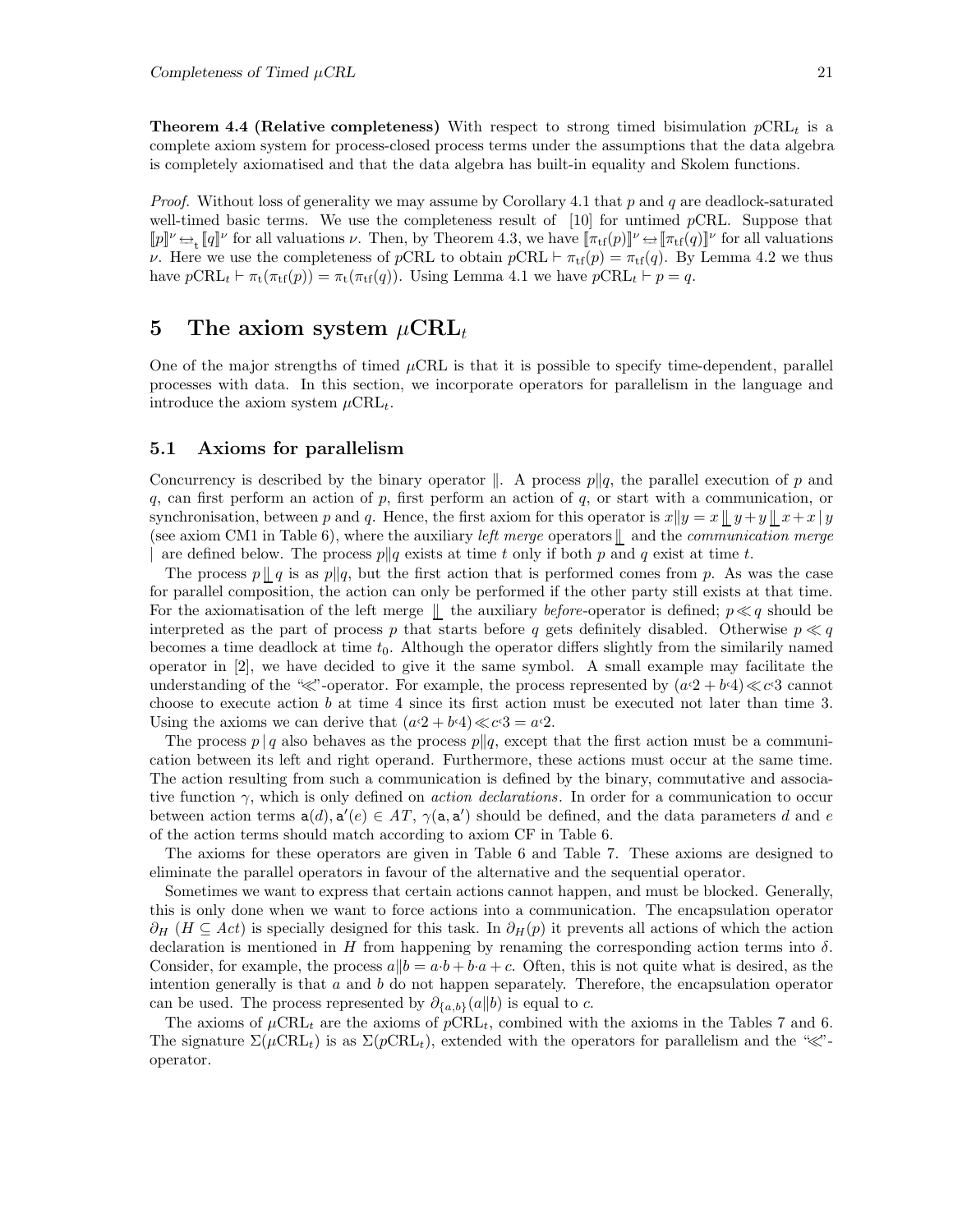**Theorem 4.4 (Relative completeness)** With respect to strong timed bisimulation $p\text{CRL}_t$ is a complete axiom system for process-closed process terms under the assumptions that the data algebra is completely axiomatised and that the data algebra has built-in equality and Skolem functions.

*Proof.* Without loss of generality we may assume by Corollary 4.1 that $p$ and $q$ are deadlock-saturated well-timed basic terms. We use the completeness result of [10] for untimed $p$CRL. Suppose that $[\![p]\!]^\nu \leftrightarrow_{\text{t}} [\![q]\!]^\nu$ for all valuations $\nu$. Then, by Theorem 4.3, we have $[\![\pi_{\text{tf}}(p)]\!]^\nu \leftrightarrow [\![\pi_{\text{tf}}(q)]\!]^\nu$ for all valuations $\nu$. Here we use the completeness of $p$CRL to obtain $p\text{CRL} \vdash \pi_{\text{tf}}(p) = \pi_{\text{tf}}(q)$. By Lemma 4.2 we thus have $p\text{CRL}_t \vdash \pi_{\text{t}}(\pi_{\text{tf}}(p)) = \pi_{\text{t}}(\pi_{\text{tf}}(q))$. Using Lemma 4.1 we have $p\text{CRL}_t \vdash p = q$.

# 5 The axiom system $\mu\text{CRL}_t$

One of the major strengths of timed $\mu$CRL is that it is possible to specify time-dependent, parallel processes with data. In this section, we incorporate operators for parallelism in the language and introduce the axiom system $\mu\text{CRL}_t$.

## 5.1 Axioms for parallelism

Concurrency is described by the binary operator $\|$. A process $p\|q$, the parallel execution of $p$ and $q$, can first perform an action of $p$, first perform an action of $q$, or start with a communication, or synchronisation, between $p$ and $q$. Hence, the first axiom for this operator is $x\|y = x ⌊\!⌊ y + y ⌊\!⌊ x + x \mid y$ (see axiom CM1 in Table 6), where the auxiliary *left merge* operators $⌊\!⌊$ and the *communication merge* $\mid$ are defined below. The process $p\|q$ exists at time $t$ only if both $p$ and $q$ exist at time $t$.

The process $p ⌊\!⌊ q$ is as $p\|q$, but the first action that is performed comes from $p$. As was the case for parallel composition, the action can only be performed if the other party still exists at that time. For the axiomatisation of the left merge $⌊\!⌊$ the auxiliary *before*-operator is defined; $p \ll q$ should be interpreted as the part of process $p$ that starts before $q$ gets definitely disabled. Otherwise $p \ll q$ becomes a time deadlock at time $t_0$. Although the operator differs slightly from the similarily named operator in [2], we have decided to give it the same symbol. A small example may facilitate the understanding of the "$\ll$"-operator. For example, the process represented by $(a{\cdot}2 + b{\cdot}4) \ll c{\cdot}3$ cannot choose to execute action $b$ at time 4 since its first action must be executed not later than time 3. Using the axioms we can derive that $(a{\cdot}2 + b{\cdot}4) \ll c{\cdot}3 = a{\cdot}2$.

The process $p \mid q$ also behaves as the process $p\|q$, except that the first action must be a communication between its left and right operand. Furthermore, these actions must occur at the same time. The action resulting from such a communication is defined by the binary, commutative and associative function $\gamma$, which is only defined on *action declarations*. In order for a communication to occur between action terms $\mathsf{a}(d), \mathsf{a}'(e) \in AT$, $\gamma(\mathsf{a}, \mathsf{a}')$ should be defined, and the data parameters $d$ and $e$ of the action terms should match according to axiom CF in Table 6.

The axioms for these operators are given in Table 6 and Table 7. These axioms are designed to eliminate the parallel operators in favour of the alternative and the sequential operator.

Sometimes we want to express that certain actions cannot happen, and must be blocked. Generally, this is only done when we want to force actions into a communication. The encapsulation operator $\partial_H$ ($H \subseteq Act$) is specially designed for this task. In $\partial_H(p)$ it prevents all actions of which the action declaration is mentioned in $H$ from happening by renaming the corresponding action terms into $\delta$. Consider, for example, the process $a\|b = a{\cdot}b + b{\cdot}a + c$. Often, this is not quite what is desired, as the intention generally is that $a$ and $b$ do not happen separately. Therefore, the encapsulation operator can be used. The process represented by $\partial_{\{a,b\}}(a\|b)$ is equal to $c$.

The axioms of $\mu\text{CRL}_t$ are the axioms of $p\text{CRL}_t$, combined with the axioms in the Tables 7 and 6. The signature $\Sigma(\mu\text{CRL}_t)$ is as $\Sigma(p\text{CRL}_t)$, extended with the operators for parallelism and the "$\ll$"-operator.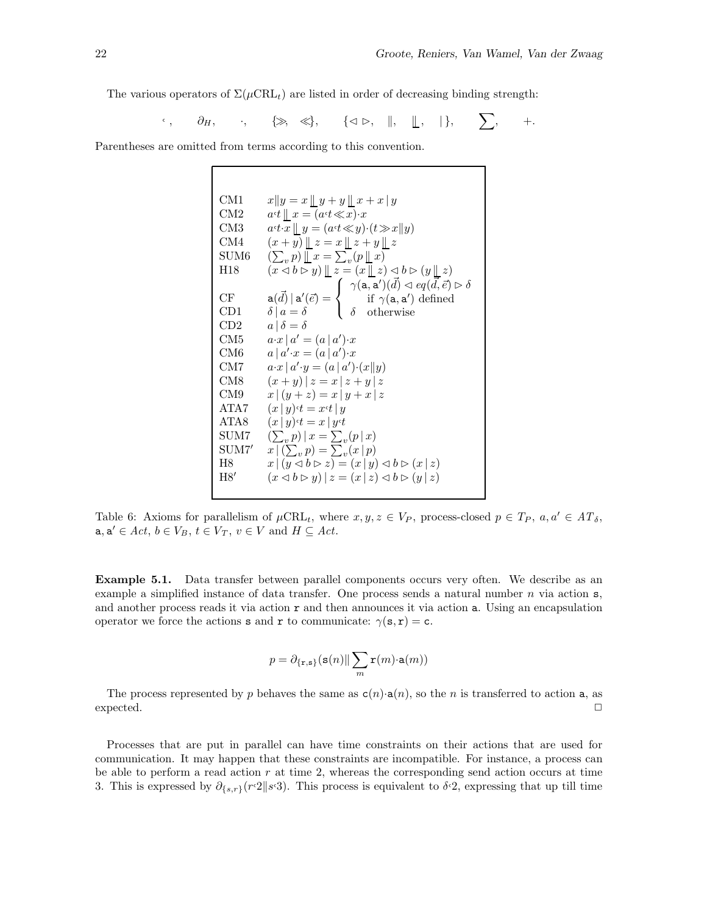The various operators of $\Sigma(\mu\text{CRL}_t)$ are listed in order of decreasing binding strength:

$$^{\varsigma}, \quad \partial_H, \quad \cdot, \quad \{\gg, \ll\}, \quad \{\lhd\,\rhd, \quad \|, \quad \lfloor\!\lfloor, \quad |\,\}, \quad \sum, \quad +.$$

Parentheses are omitted from terms according to this convention.

| | |
|---|---|
| CM1 | $x \| y = x \lfloor\!\lfloor y + y \lfloor\!\lfloor x + x \mid y$ |
| CM2 | $a^{\varsigma}t \lfloor\!\lfloor x = (a^{\varsigma}t \ll x)\cdot x$ |
| CM3 | $a^{\varsigma}t\cdot x \lfloor\!\lfloor y = (a^{\varsigma}t \ll y)\cdot(t \gg x \| y)$ |
| CM4 | $(x+y) \lfloor\!\lfloor z = x \lfloor\!\lfloor z + y \lfloor\!\lfloor z$ |
| SUM6 | $(\sum_v p) \lfloor\!\lfloor x = \sum_v (p \lfloor\!\lfloor x)$ |
| H18 | $(x \lhd b \rhd y) \lfloor\!\lfloor z = (x \lfloor\!\lfloor z) \lhd b \rhd (y \lfloor\!\lfloor z)$ |
| CF | $\mathtt{a}(\vec{d}) \mid \mathtt{a}'(\vec{e}) = \begin{cases} \gamma(\mathtt{a},\mathtt{a}')(\vec{d}) \lhd eq(\vec{d},\vec{e}) \rhd \delta \\ \quad \text{if } \gamma(\mathtt{a},\mathtt{a}') \text{ defined} \\ \delta \quad \text{otherwise} \end{cases}$ |
| CD1 | $\delta \mid a = \delta$ |
| CD2 | $a \mid \delta = \delta$ |
| CM5 | $a\cdot x \mid a' = (a \mid a')\cdot x$ |
| CM6 | $a \mid a'\cdot x = (a \mid a')\cdot x$ |
| CM7 | $a\cdot x \mid a'\cdot y = (a \mid a')\cdot(x \| y)$ |
| CM8 | $(x+y) \mid z = x \mid z + y \mid z$ |
| CM9 | $x \mid (y+z) = x \mid y + x \mid z$ |
| ATA7 | $(x \mid y)^{\varsigma}t = x^{\varsigma}t \mid y$ |
| ATA8 | $(x \mid y)^{\varsigma}t = x \mid y^{\varsigma}t$ |
| SUM7 | $(\sum_v p) \mid x = \sum_v (p \mid x)$ |
| SUM7′ | $x \mid (\sum_v p) = \sum_v (x \mid p)$ |
| H8 | $x \mid (y \lhd b \rhd z) = (x \mid y) \lhd b \rhd (x \mid z)$ |
| H8′ | $(x \lhd b \rhd y) \mid z = (x \mid z) \lhd b \rhd (y \mid z)$ |

Table 6: Axioms for parallelism of $\mu\text{CRL}_t$, where $x, y, z \in V_P$, process-closed $p \in T_P$, $a, a' \in AT_\delta$, $\mathtt{a}, \mathtt{a}' \in Act$, $b \in V_B$, $t \in V_T$, $v \in V$ and $H \subseteq Act$.

**Example 5.1.** Data transfer between parallel components occurs very often. We describe as an example a simplified instance of data transfer. One process sends a natural number $n$ via action $\mathtt{s}$, and another process reads it via action $\mathtt{r}$ and then announces it via action $\mathtt{a}$. Using an encapsulation operator we force the actions $\mathtt{s}$ and $\mathtt{r}$ to communicate: $\gamma(\mathtt{s},\mathtt{r}) = \mathtt{c}$.

$$p = \partial_{\{\mathtt{r},\mathtt{s}\}}(\mathtt{s}(n) \| \sum_m \mathtt{r}(m)\cdot\mathtt{a}(m))$$

The process represented by $p$ behaves the same as $\mathtt{c}(n)\cdot\mathtt{a}(n)$, so the $n$ is transferred to action $\mathtt{a}$, as expected. □

Processes that are put in parallel can have time constraints on their actions that are used for communication. It may happen that these constraints are incompatible. For instance, a process can be able to perform a read action $r$ at time 2, whereas the corresponding send action occurs at time 3. This is expressed by $\partial_{\{s,r\}}(r^{\varsigma}2 \| s^{\varsigma}3)$. This process is equivalent to $\delta^{\varsigma}2$, expressing that up till time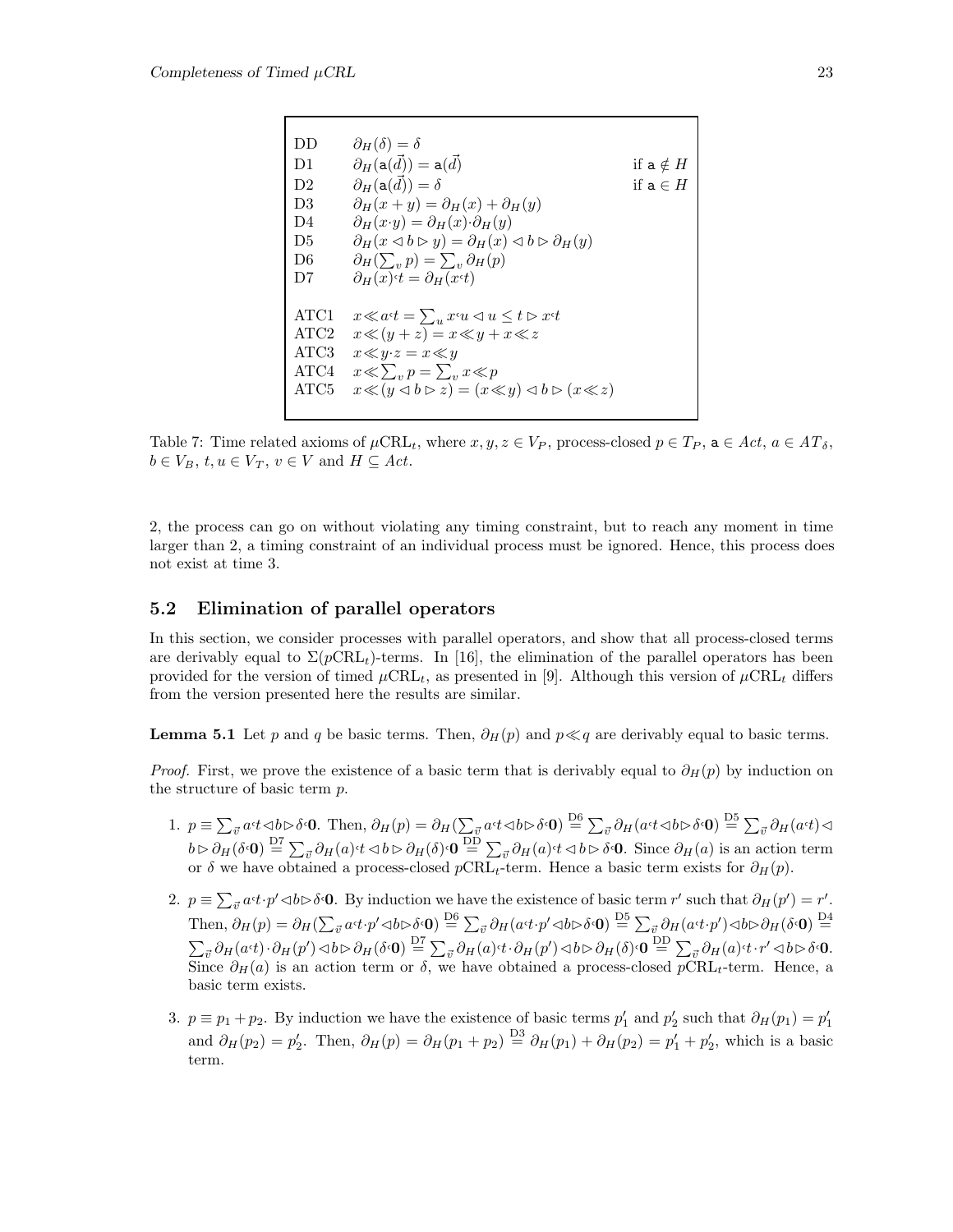| | | |
|---|---|---|
| DD | $\partial_H(\delta) = \delta$ | |
| D1 | $\partial_H(\mathsf{a}(\vec{d})) = \mathsf{a}(\vec{d})$ | if $\mathsf{a} \notin H$ |
| D2 | $\partial_H(\mathsf{a}(\vec{d})) = \delta$ | if $\mathsf{a} \in H$ |
| D3 | $\partial_H(x + y) = \partial_H(x) + \partial_H(y)$ | |
| D4 | $\partial_H(x \cdot y) = \partial_H(x) \cdot \partial_H(y)$ | |
| D5 | $\partial_H(x \lhd b \rhd y) = \partial_H(x) \lhd b \rhd \partial_H(y)$ | |
| D6 | $\partial_H(\sum_v p) = \sum_v \partial_H(p)$ | |
| D7 | $\partial_H(x) ^{\varsigma} t = \partial_H(x ^{\varsigma} t)$ | |
| ATC1 | $x \ll a ^{\varsigma} t = \sum_u x ^{\varsigma} u \lhd u \leq t \rhd x ^{\varsigma} t$ | |
| ATC2 | $x \ll (y + z) = x \ll y + x \ll z$ | |
| ATC3 | $x \ll y \cdot z = x \ll y$ | |
| ATC4 | $x \ll \sum_v p = \sum_v x \ll p$ | |
| ATC5 | $x \ll (y \lhd b \rhd z) = (x \ll y) \lhd b \rhd (x \ll z)$ | |

Table 7: Time related axioms of $\mu$CRL$_t$, where $x, y, z \in V_P$, process-closed $p \in T_P$, $\mathsf{a} \in Act$, $a \in AT_\delta$, $b \in V_B$, $t, u \in V_T$, $v \in V$ and $H \subseteq Act$.

2, the process can go on without violating any timing constraint, but to reach any moment in time larger than 2, a timing constraint of an individual process must be ignored. Hence, this process does not exist at time 3.

## 5.2 Elimination of parallel operators

In this section, we consider processes with parallel operators, and show that all process-closed terms are derivably equal to $\Sigma(p\text{CRL}_t)$-terms. In [16], the elimination of the parallel operators has been provided for the version of timed $\mu$CRL$_t$, as presented in [9]. Although this version of $\mu$CRL$_t$ differs from the version presented here the results are similar.

**Lemma 5.1** Let $p$ and $q$ be basic terms. Then, $\partial_H(p)$ and $p \ll q$ are derivably equal to basic terms.

*Proof.* First, we prove the existence of a basic term that is derivably equal to $\partial_H(p)$ by induction on the structure of basic term $p$.

1. $p \equiv \sum_{\vec{v}} a ^{\varsigma} t \lhd b \rhd \delta ^{\varsigma} \mathbf{0}$. Then, $\partial_H(p) = \partial_H(\sum_{\vec{v}} a ^{\varsigma} t \lhd b \rhd \delta ^{\varsigma} \mathbf{0}) \stackrel{\text{D6}}{=} \sum_{\vec{v}} \partial_H(a ^{\varsigma} t \lhd b \rhd \delta ^{\varsigma} \mathbf{0}) \stackrel{\text{D5}}{=} \sum_{\vec{v}} \partial_H(a ^{\varsigma} t) \lhd b \rhd \partial_H(\delta ^{\varsigma} \mathbf{0}) \stackrel{\text{D7}}{=} \sum_{\vec{v}} \partial_H(a) ^{\varsigma} t \lhd b \rhd \partial_H(\delta) ^{\varsigma} \mathbf{0} \stackrel{\text{DD}}{=} \sum_{\vec{v}} \partial_H(a) ^{\varsigma} t \lhd b \rhd \delta ^{\varsigma} \mathbf{0}$. Since $\partial_H(a)$ is an action term or $\delta$ we have obtained a process-closed $p\text{CRL}_t$-term. Hence a basic term exists for $\partial_H(p)$.

2. $p \equiv \sum_{\vec{v}} a ^{\varsigma} t \cdot p' \lhd b \rhd \delta ^{\varsigma} \mathbf{0}$. By induction we have the existence of basic term $r'$ such that $\partial_H(p') = r'$. Then, $\partial_H(p) = \partial_H(\sum_{\vec{v}} a ^{\varsigma} t \cdot p' \lhd b \rhd \delta ^{\varsigma} \mathbf{0}) \stackrel{\text{D6}}{=} \sum_{\vec{v}} \partial_H(a ^{\varsigma} t \cdot p' \lhd b \rhd \delta ^{\varsigma} \mathbf{0}) \stackrel{\text{D5}}{=} \sum_{\vec{v}} \partial_H(a ^{\varsigma} t \cdot p') \lhd b \rhd \partial_H(\delta ^{\varsigma} \mathbf{0}) \stackrel{\text{D4}}{=} \sum_{\vec{v}} \partial_H(a ^{\varsigma} t) \cdot \partial_H(p') \lhd b \rhd \partial_H(\delta ^{\varsigma} \mathbf{0}) \stackrel{\text{D7}}{=} \sum_{\vec{v}} \partial_H(a) ^{\varsigma} t \cdot \partial_H(p') \lhd b \rhd \partial_H(\delta) ^{\varsigma} \mathbf{0} \stackrel{\text{DD}}{=} \sum_{\vec{v}} \partial_H(a) ^{\varsigma} t \cdot r' \lhd b \rhd \delta ^{\varsigma} \mathbf{0}$. Since $\partial_H(a)$ is an action term or $\delta$, we have obtained a process-closed $p\text{CRL}_t$-term. Hence, a basic term exists.

3. $p \equiv p_1 + p_2$. By induction we have the existence of basic terms $p_1'$ and $p_2'$ such that $\partial_H(p_1) = p_1'$ and $\partial_H(p_2) = p_2'$. Then, $\partial_H(p) = \partial_H(p_1 + p_2) \stackrel{\text{D3}}{=} \partial_H(p_1) + \partial_H(p_2) = p_1' + p_2'$, which is a basic term.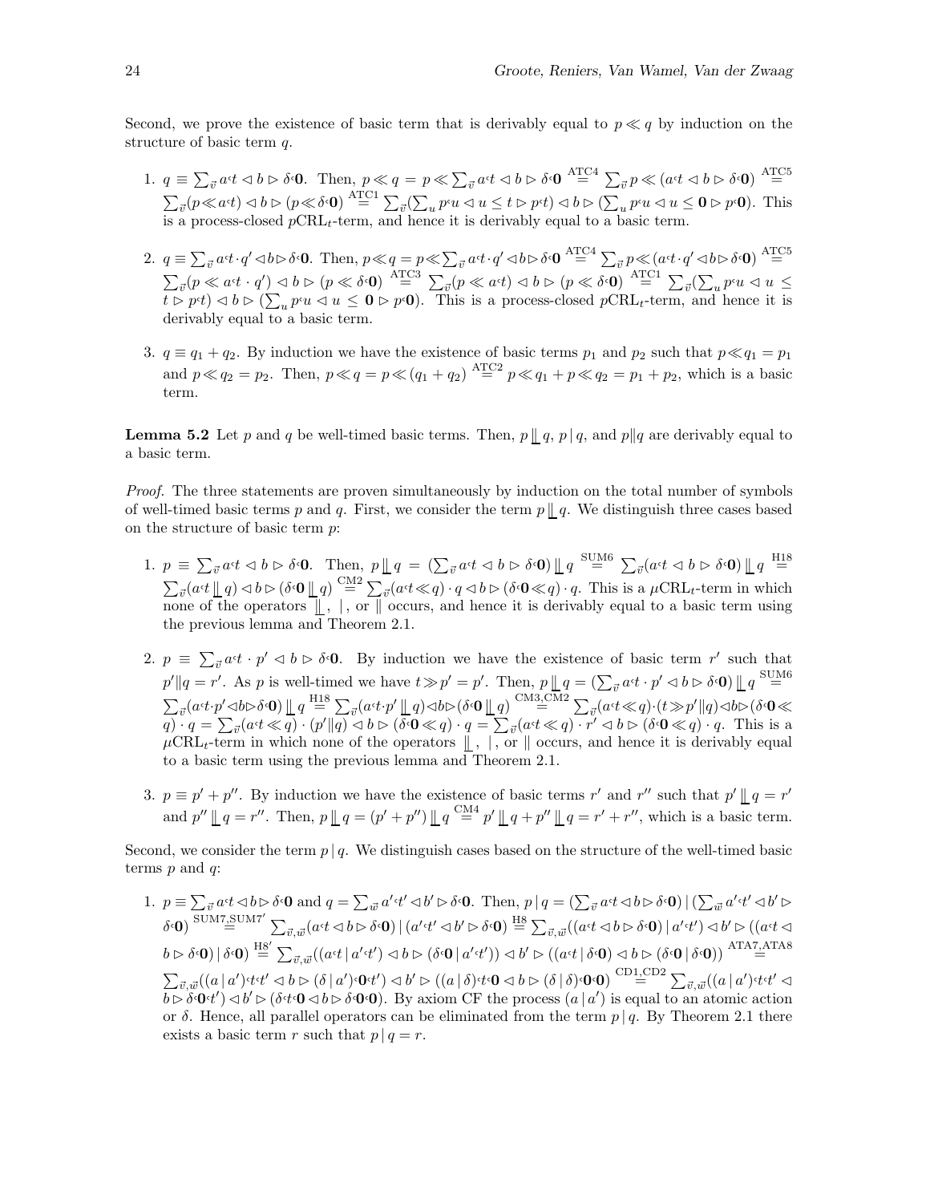Second, we prove the existence of basic term that is derivably equal to $p \ll q$ by induction on the structure of basic term $q$.

1. $q \equiv \sum_{\vec{v}} a^{\epsilon}t \lhd b \rhd \delta^{\epsilon}\mathbf{0}$. Then, $p \ll q = p \ll \sum_{\vec{v}} a^{\epsilon}t \lhd b \rhd \delta^{\epsilon}\mathbf{0} \overset{\text{ATC4}}{=} \sum_{\vec{v}} p \ll (a^{\epsilon}t \lhd b \rhd \delta^{\epsilon}\mathbf{0}) \overset{\text{ATC5}}{=} \sum_{\vec{v}}(p \ll a^{\epsilon}t) \lhd b \rhd (p \ll \delta^{\epsilon}\mathbf{0}) \overset{\text{ATC1}}{=} \sum_{\vec{v}}(\sum_u p^{\epsilon}u \lhd u \leq t \rhd p^{\epsilon}t) \lhd b \rhd (\sum_u p^{\epsilon}u \lhd u \leq \mathbf{0} \rhd p^{\epsilon}\mathbf{0})$. This is a process-closed $p\text{CRL}_t$-term, and hence it is derivably equal to a basic term.

2. $q \equiv \sum_{\vec{v}} a^{\epsilon}t \cdot q' \lhd b \rhd \delta^{\epsilon}\mathbf{0}$. Then, $p \ll q = p \ll \sum_{\vec{v}} a^{\epsilon}t \cdot q' \lhd b \rhd \delta^{\epsilon}\mathbf{0} \overset{\text{ATC4}}{=} \sum_{\vec{v}} p \ll (a^{\epsilon}t \cdot q' \lhd b \rhd \delta^{\epsilon}\mathbf{0}) \overset{\text{ATC5}}{=} \sum_{\vec{v}}(p \ll a^{\epsilon}t \cdot q') \lhd b \rhd (p \ll \delta^{\epsilon}\mathbf{0}) \overset{\text{ATC3}}{=} \sum_{\vec{v}}(p \ll a^{\epsilon}t) \lhd b \rhd (p \ll \delta^{\epsilon}\mathbf{0}) \overset{\text{ATC1}}{=} \sum_{\vec{v}}(\sum_u p^{\epsilon}u \lhd u \leq t \rhd p^{\epsilon}t) \lhd b \rhd (\sum_u p^{\epsilon}u \lhd u \leq \mathbf{0} \rhd p^{\epsilon}\mathbf{0})$. This is a process-closed $p\text{CRL}_t$-term, and hence it is derivably equal to a basic term.

3. $q \equiv q_1 + q_2$. By induction we have the existence of basic terms $p_1$ and $p_2$ such that $p \ll q_1 = p_1$ and $p \ll q_2 = p_2$. Then, $p \ll q = p \ll (q_1 + q_2) \overset{\text{ATC2}}{=} p \ll q_1 + p \ll q_2 = p_1 + p_2$, which is a basic term.

**Lemma 5.2** Let $p$ and $q$ be well-timed basic terms. Then, $p \mathbin{⌊\!⌊} q$, $p \mid q$, and $p \| q$ are derivably equal to a basic term.

*Proof.* The three statements are proven simultaneously by induction on the total number of symbols of well-timed basic terms $p$ and $q$. First, we consider the term $p \mathbin{⌊\!⌊} q$. We distinguish three cases based on the structure of basic term $p$:

1. $p \equiv \sum_{\vec{v}} a^{\epsilon}t \lhd b \rhd \delta^{\epsilon}\mathbf{0}$. Then, $p \mathbin{⌊\!⌊} q = (\sum_{\vec{v}} a^{\epsilon}t \lhd b \rhd \delta^{\epsilon}\mathbf{0}) \mathbin{⌊\!⌊} q \overset{\text{SUM6}}{=} \sum_{\vec{v}}(a^{\epsilon}t \lhd b \rhd \delta^{\epsilon}\mathbf{0}) \mathbin{⌊\!⌊} q \overset{\text{H18}}{=} \sum_{\vec{v}}(a^{\epsilon}t \mathbin{⌊\!⌊} q) \lhd b \rhd (\delta^{\epsilon}\mathbf{0} \mathbin{⌊\!⌊} q) \overset{\text{CM2}}{=} \sum_{\vec{v}}(a^{\epsilon}t \ll q) \cdot q \lhd b \rhd (\delta^{\epsilon}\mathbf{0} \ll q) \cdot q$. This is a $\mu\text{CRL}_t$-term in which none of the operators $\mathbin{⌊\!⌊}$, $\mid$, or $\|$ occurs, and hence it is derivably equal to a basic term using the previous lemma and Theorem 2.1.

2. $p \equiv \sum_{\vec{v}} a^{\epsilon}t \cdot p' \lhd b \rhd \delta^{\epsilon}\mathbf{0}$. By induction we have the existence of basic term $r'$ such that $p' \| q = r'$. As $p$ is well-timed we have $t \gg p' = p'$. Then, $p \mathbin{⌊\!⌊} q = (\sum_{\vec{v}} a^{\epsilon}t \cdot p' \lhd b \rhd \delta^{\epsilon}\mathbf{0}) \mathbin{⌊\!⌊} q \overset{\text{SUM6}}{=} \sum_{\vec{v}}(a^{\epsilon}t \cdot p' \lhd b \rhd \delta^{\epsilon}\mathbf{0}) \mathbin{⌊\!⌊} q \overset{\text{H18}}{=} \sum_{\vec{v}}(a^{\epsilon}t \cdot p' \mathbin{⌊\!⌊} q) \lhd b \rhd (\delta^{\epsilon}\mathbf{0} \mathbin{⌊\!⌊} q) \overset{\text{CM3,CM2}}{=} \sum_{\vec{v}}(a^{\epsilon}t \ll q) \cdot (t \gg p' \| q) \lhd b \rhd ((\delta^{\epsilon}\mathbf{0} \ll q) \cdot q = \sum_{\vec{v}}(a^{\epsilon}t \ll q) \cdot (p' \| q) \lhd b \rhd (\delta^{\epsilon}\mathbf{0} \ll q) \cdot q = \sum_{\vec{v}}(a^{\epsilon}t \ll q) \cdot r' \lhd b \rhd (\delta^{\epsilon}\mathbf{0} \ll q) \cdot q$. This is a $\mu\text{CRL}_t$-term in which none of the operators $\mathbin{⌊\!⌊}$, $\mid$, or $\|$ occurs, and hence it is derivably equal to a basic term using the previous lemma and Theorem 2.1.

3. $p \equiv p' + p''$. By induction we have the existence of basic terms $r'$ and $r''$ such that $p' \mathbin{⌊\!⌊} q = r'$ and $p'' \mathbin{⌊\!⌊} q = r''$. Then, $p \mathbin{⌊\!⌊} q = (p' + p'') \mathbin{⌊\!⌊} q \overset{\text{CM4}}{=} p' \mathbin{⌊\!⌊} q + p'' \mathbin{⌊\!⌊} q = r' + r''$, which is a basic term.

Second, we consider the term $p \mid q$. We distinguish cases based on the structure of the well-timed basic terms $p$ and $q$:

1. $p \equiv \sum_{\vec{v}} a^{\epsilon}t \lhd b \rhd \delta^{\epsilon}\mathbf{0}$ and $q = \sum_{\vec{w}} a'^{\epsilon}t' \lhd b' \rhd \delta^{\epsilon}\mathbf{0}$. Then, $p \mid q = (\sum_{\vec{v}} a^{\epsilon}t \lhd b \rhd \delta^{\epsilon}\mathbf{0}) \mid (\sum_{\vec{w}} a'^{\epsilon}t' \lhd b' \rhd \delta^{\epsilon}\mathbf{0}) \overset{\text{SUM7,SUM7'}}{=} \sum_{\vec{v},\vec{w}}(a^{\epsilon}t \lhd b \rhd \delta^{\epsilon}\mathbf{0}) \mid (a'^{\epsilon}t' \lhd b' \rhd \delta^{\epsilon}\mathbf{0}) \overset{\text{H8}}{=} \sum_{\vec{v},\vec{w}}((a^{\epsilon}t \lhd b \rhd \delta^{\epsilon}\mathbf{0}) \mid a'^{\epsilon}t') \lhd b' \rhd ((a^{\epsilon}t \lhd b \rhd \delta^{\epsilon}\mathbf{0}) \mid \delta^{\epsilon}\mathbf{0}) \overset{\text{H8}'}{=} \sum_{\vec{v},\vec{w}}((a^{\epsilon}t \mid a'^{\epsilon}t') \lhd b \rhd (\delta^{\epsilon}\mathbf{0} \mid a'^{\epsilon}t')) \lhd b' \rhd ((a^{\epsilon}t \mid \delta^{\epsilon}\mathbf{0}) \lhd b \rhd (\delta^{\epsilon}\mathbf{0} \mid \delta^{\epsilon}\mathbf{0})) \overset{\text{ATA7,ATA8}}{=} \sum_{\vec{v},\vec{w}}((a \mid a')^{\epsilon}t^{\epsilon}t' \lhd b \rhd (\delta \mid a')^{\epsilon}\mathbf{0}^{\epsilon}t') \lhd b' \rhd ((a \mid \delta)^{\epsilon}t^{\epsilon}\mathbf{0} \lhd b \rhd (\delta \mid \delta)^{\epsilon}\mathbf{0}^{\epsilon}\mathbf{0}) \overset{\text{CD1,CD2}}{=} \sum_{\vec{v},\vec{w}}((a \mid a')^{\epsilon}t^{\epsilon}t' \lhd b \rhd \delta^{\epsilon}\mathbf{0}^{\epsilon}t') \lhd b' \rhd (\delta^{\epsilon}t^{\epsilon}\mathbf{0} \lhd b \rhd \delta^{\epsilon}\mathbf{0}^{\epsilon}\mathbf{0})$. By axiom CF the process $(a \mid a')$ is equal to an atomic action or $\delta$. Hence, all parallel operators can be eliminated from the term $p \mid q$. By Theorem 2.1 there exists a basic term $r$ such that $p \mid q = r$.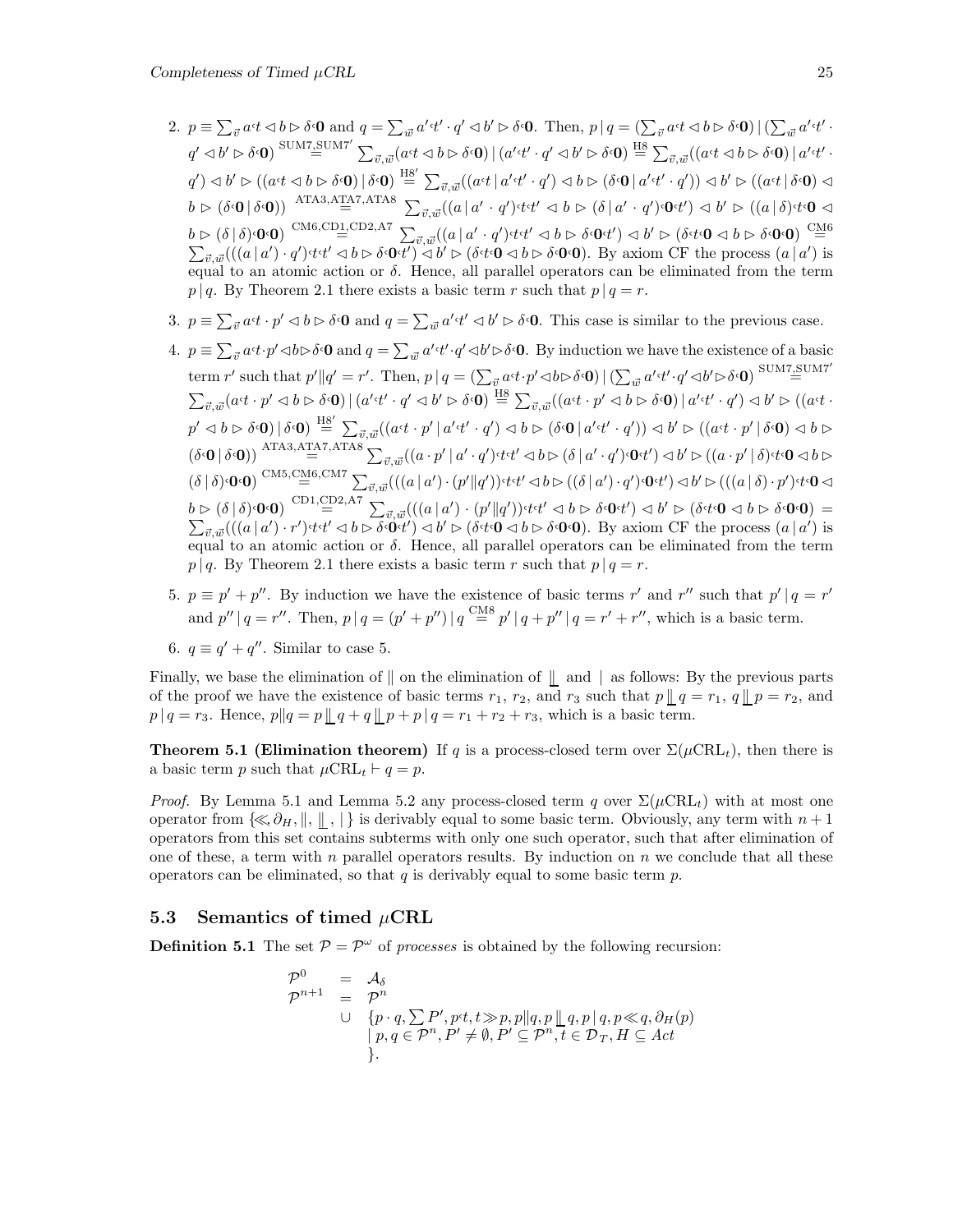2. $p \equiv \sum_{\vec{v}} a\text{ʿ}t \lhd b \rhd \delta\text{ʿ}\mathbf{0}$ and $q = \sum_{\vec{w}} a'\text{ʿ}t' \cdot q' \lhd b' \rhd \delta\text{ʿ}\mathbf{0}$. Then, $p \mid q = (\sum_{\vec{v}} a\text{ʿ}t \lhd b \rhd \delta\text{ʿ}\mathbf{0}) \mid (\sum_{\vec{w}} a'\text{ʿ}t' \cdot q' \lhd b' \rhd \delta\text{ʿ}\mathbf{0}) \overset{\text{SUM7,SUM7}'}{=} \sum_{\vec{v},\vec{w}}(a\text{ʿ}t \lhd b \rhd \delta\text{ʿ}\mathbf{0}) \mid (a'\text{ʿ}t' \cdot q' \lhd b' \rhd \delta\text{ʿ}\mathbf{0}) \overset{\text{H8}}{=} \sum_{\vec{v},\vec{w}}((a\text{ʿ}t \lhd b \rhd \delta\text{ʿ}\mathbf{0}) \mid a'\text{ʿ}t' \cdot q') \lhd b' \rhd ((a\text{ʿ}t \lhd b \rhd \delta\text{ʿ}\mathbf{0}) \mid \delta\text{ʿ}\mathbf{0}) \overset{\text{H8}'}{=} \sum_{\vec{v},\vec{w}}((a\text{ʿ}t \mid a'\text{ʿ}t' \cdot q') \lhd b \rhd (\delta\text{ʿ}\mathbf{0} \mid a'\text{ʿ}t' \cdot q')) \lhd b' \rhd ((a\text{ʿ}t \mid \delta\text{ʿ}\mathbf{0}) \lhd b \rhd (\delta\text{ʿ}\mathbf{0} \mid \delta\text{ʿ}\mathbf{0})) \overset{\text{ATA3,ATA7,ATA8}}{=} \sum_{\vec{v},\vec{w}}((a \mid a' \cdot q')\text{ʿ}t\text{ʿ}t' \lhd b \rhd (\delta \mid a' \cdot q')\text{ʿ}\mathbf{0}\text{ʿ}t') \lhd b' \rhd ((a \mid \delta)\text{ʿ}t\text{ʿ}\mathbf{0} \lhd b \rhd (\delta \mid \delta)\text{ʿ}\mathbf{0}\text{ʿ}\mathbf{0}) \overset{\text{CM6,CD1,CD2,A7}}{=} \sum_{\vec{v},\vec{w}}((a \mid a' \cdot q')\text{ʿ}t\text{ʿ}t' \lhd b \rhd \delta\text{ʿ}\mathbf{0}\text{ʿ}t') \lhd b' \rhd (\delta\text{ʿ}t\text{ʿ}\mathbf{0} \lhd b \rhd \delta\text{ʿ}\mathbf{0}\text{ʿ}\mathbf{0}) \overset{\text{CM6}}{=} \sum_{\vec{v},\vec{w}}(((a \mid a') \cdot q')\text{ʿ}t\text{ʿ}t' \lhd b \rhd \delta\text{ʿ}\mathbf{0}\text{ʿ}t') \lhd b' \rhd (\delta\text{ʿ}t\text{ʿ}\mathbf{0} \lhd b \rhd \delta\text{ʿ}\mathbf{0}\text{ʿ}\mathbf{0})$. By axiom CF the process $(a \mid a')$ is equal to an atomic action or $\delta$. Hence, all parallel operators can be eliminated from the term $p \mid q$. By Theorem 2.1 there exists a basic term $r$ such that $p \mid q = r$.

3. $p \equiv \sum_{\vec{v}} a\text{ʿ}t \cdot p' \lhd b \rhd \delta\text{ʿ}\mathbf{0}$ and $q = \sum_{\vec{w}} a'\text{ʿ}t' \lhd b' \rhd \delta\text{ʿ}\mathbf{0}$. This case is similar to the previous case.

4. $p \equiv \sum_{\vec{v}} a\text{ʿ}t \cdot p' \lhd b \rhd \delta\text{ʿ}\mathbf{0}$ and $q = \sum_{\vec{w}} a'\text{ʿ}t' \cdot q' \lhd b' \rhd \delta\text{ʿ}\mathbf{0}$. By induction we have the existence of a basic term $r'$ such that $p' \| q' = r'$. Then, $p \mid q = (\sum_{\vec{v}} a\text{ʿ}t \cdot p' \lhd b \rhd \delta\text{ʿ}\mathbf{0}) \mid (\sum_{\vec{w}} a'\text{ʿ}t' \cdot q' \lhd b' \rhd \delta\text{ʿ}\mathbf{0}) \overset{\text{SUM7,SUM7}'}{=} \sum_{\vec{v},\vec{w}}(a\text{ʿ}t \cdot p' \lhd b \rhd \delta\text{ʿ}\mathbf{0}) \mid (a'\text{ʿ}t' \cdot q' \lhd b' \rhd \delta\text{ʿ}\mathbf{0}) \overset{\text{H8}}{=} \sum_{\vec{v},\vec{w}}((a\text{ʿ}t \cdot p' \lhd b \rhd \delta\text{ʿ}\mathbf{0}) \mid a'\text{ʿ}t' \cdot q') \lhd b' \rhd ((a\text{ʿ}t \cdot p' \lhd b \rhd \delta\text{ʿ}\mathbf{0}) \mid \delta\text{ʿ}\mathbf{0}) \overset{\text{H8}'}{=} \sum_{\vec{v},\vec{w}}((a\text{ʿ}t \cdot p' \mid a'\text{ʿ}t' \cdot q') \lhd b \rhd (\delta\text{ʿ}\mathbf{0} \mid a'\text{ʿ}t' \cdot q')) \lhd b' \rhd ((a\text{ʿ}t \cdot p' \mid \delta\text{ʿ}\mathbf{0}) \lhd b \rhd (\delta\text{ʿ}\mathbf{0} \mid \delta\text{ʿ}\mathbf{0})) \overset{\text{ATA3,ATA7,ATA8}}{=} \sum_{\vec{v},\vec{w}}((a \cdot p' \mid a' \cdot q')\text{ʿ}t\text{ʿ}t' \lhd b \rhd (\delta \mid a' \cdot q')\text{ʿ}\mathbf{0}\text{ʿ}t') \lhd b' \rhd ((a \cdot p' \mid \delta)\text{ʿ}t\text{ʿ}\mathbf{0} \lhd b \rhd (\delta \mid \delta)\text{ʿ}\mathbf{0}\text{ʿ}\mathbf{0}) \overset{\text{CM5,CM6,CM7}}{=} \sum_{\vec{v},\vec{w}}(((a \mid a') \cdot (p' \| q'))\text{ʿ}t\text{ʿ}t' \lhd b \rhd ((\delta \mid a') \cdot q')\text{ʿ}\mathbf{0}\text{ʿ}t') \lhd b' \rhd (((a \mid \delta) \cdot p')\text{ʿ}t\text{ʿ}\mathbf{0} \lhd b \rhd (\delta \mid \delta)\text{ʿ}\mathbf{0}\text{ʿ}\mathbf{0}) \overset{\text{CD1,CD2,A7}}{=} \sum_{\vec{v},\vec{w}}(((a \mid a') \cdot (p' \| q'))\text{ʿ}t\text{ʿ}t' \lhd b \rhd \delta\text{ʿ}\mathbf{0}\text{ʿ}t') \lhd b' \rhd (\delta\text{ʿ}t\text{ʿ}\mathbf{0} \lhd b \rhd \delta\text{ʿ}\mathbf{0}\text{ʿ}\mathbf{0}) = \sum_{\vec{v},\vec{w}}(((a \mid a') \cdot r')\text{ʿ}t\text{ʿ}t' \lhd b \rhd \delta\text{ʿ}\mathbf{0}\text{ʿ}t') \lhd b' \rhd (\delta\text{ʿ}t\text{ʿ}\mathbf{0} \lhd b \rhd \delta\text{ʿ}\mathbf{0}\text{ʿ}\mathbf{0})$. By axiom CF the process $(a \mid a')$ is equal to an atomic action or $\delta$. Hence, all parallel operators can be eliminated from the term $p \mid q$. By Theorem 2.1 there exists a basic term $r$ such that $p \mid q = r$.

5. $p \equiv p' + p''$. By induction we have the existence of basic terms $r'$ and $r''$ such that $p' \mid q = r'$ and $p'' \mid q = r''$. Then, $p \mid q = (p' + p'') \mid q \overset{\text{CM8}}{=} p' \mid q + p'' \mid q = r' + r''$, which is a basic term.

6. $q \equiv q' + q''$. Similar to case 5.

Finally, we base the elimination of $\|$ on the elimination of $\lfloor\!\lfloor$ and $\mid$ as follows: By the previous parts of the proof we have the existence of basic terms $r_1$, $r_2$, and $r_3$ such that $p \lfloor\!\lfloor q = r_1$, $q \lfloor\!\lfloor p = r_2$, and $p \mid q = r_3$. Hence, $p \| q = p \lfloor\!\lfloor q + q \lfloor\!\lfloor p + p \mid q = r_1 + r_2 + r_3$, which is a basic term.

**Theorem 5.1 (Elimination theorem)** If $q$ is a process-closed term over $\Sigma(\mu\text{CRL}_t)$, then there is a basic term $p$ such that $\mu\text{CRL}_t \vdash q = p$.

*Proof.* By Lemma 5.1 and Lemma 5.2 any process-closed term $q$ over $\Sigma(\mu\text{CRL}_t)$ with at most one operator from $\{\ll, \partial_H, \|, \lfloor\!\lfloor, \mid\}$ is derivably equal to some basic term. Obviously, any term with $n+1$ operators from this set contains subterms with only one such operator, such that after elimination of one of these, a term with $n$ parallel operators results. By induction on $n$ we conclude that all these operators can be eliminated, so that $q$ is derivably equal to some basic term $p$.

## 5.3 Semantics of timed $\mu$CRL

**Definition 5.1** The set $\mathcal{P} = \mathcal{P}^\omega$ of *processes* is obtained by the following recursion:

$$\begin{array}{rcl}
\mathcal{P}^0 & = & \mathcal{A}_\delta \\
\mathcal{P}^{n+1} & = & \mathcal{P}^n \\
& \cup & \{p \cdot q, \sum P', p\text{ʿ}t, t \gg p, p \| q, p \lfloor\!\lfloor q, p \mid q, p \ll q, \partial_H(p) \\
& & \mid p, q \in \mathcal{P}^n, P' \neq \emptyset, P' \subseteq \mathcal{P}^n, t \in \mathcal{D}_T, H \subseteq Act \\
& & \}.
\end{array}$$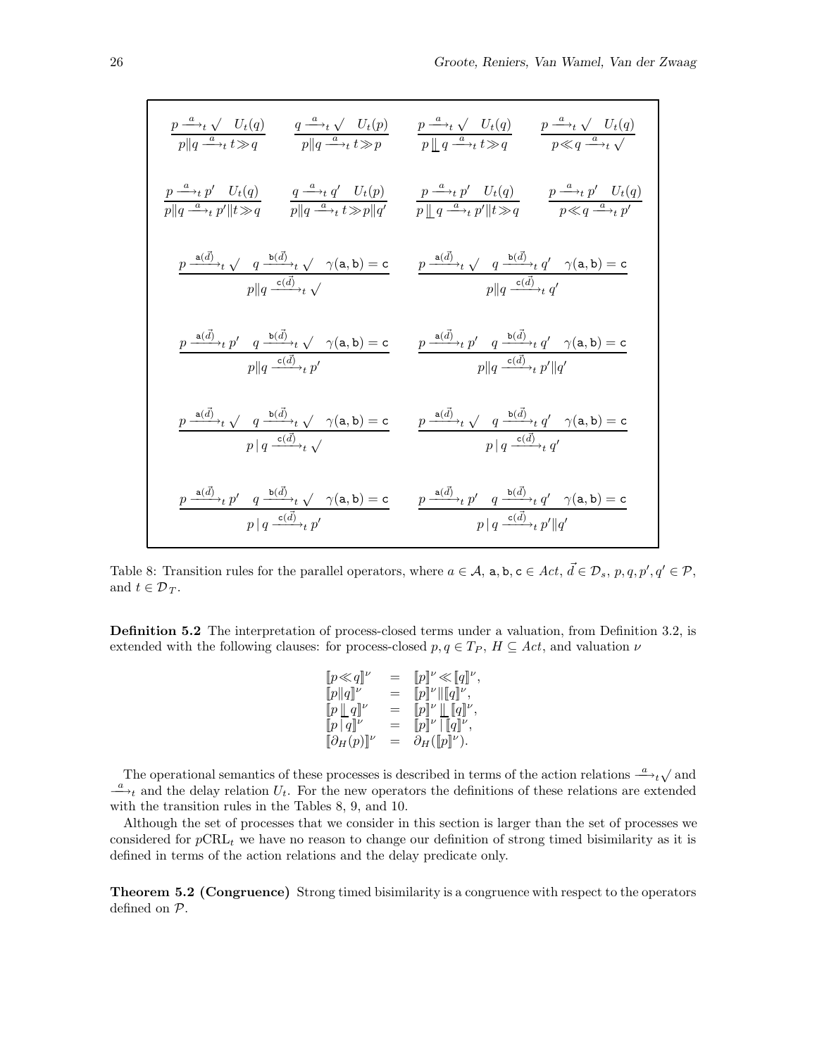$$\frac{p \xrightarrow{a}_t \surd \quad U_t(q)}{p \| q \xrightarrow{a}_t t \gg q} \qquad \frac{q \xrightarrow{a}_t \surd \quad U_t(p)}{p \| q \xrightarrow{a}_t t \gg p} \qquad \frac{p \xrightarrow{a}_t \surd \quad U_t(q)}{p \mathbin{\lfloor\!\lfloor} q \xrightarrow{a}_t t \gg q} \qquad \frac{p \xrightarrow{a}_t \surd \quad U_t(q)}{p \ll q \xrightarrow{a}_t \surd}$$

$$\frac{p \xrightarrow{a}_t p' \quad U_t(q)}{p \| q \xrightarrow{a}_t p' \| t \gg q} \qquad \frac{q \xrightarrow{a}_t q' \quad U_t(p)}{p \| q \xrightarrow{a}_t t \gg p \| q'} \qquad \frac{p \xrightarrow{a}_t p' \quad U_t(q)}{p \mathbin{\lfloor\!\lfloor} q \xrightarrow{a}_t p' \| t \gg q} \qquad \frac{p \xrightarrow{a}_t p' \quad U_t(q)}{p \ll q \xrightarrow{a}_t p'}$$

$$\frac{p \xrightarrow{\mathtt{a}(\vec{d})}_t \surd \quad q \xrightarrow{\mathtt{b}(\vec{d})}_t \surd \quad \gamma(\mathtt{a}, \mathtt{b}) = \mathtt{c}}{p \| q \xrightarrow{\mathtt{c}(\vec{d})}_t \surd} \qquad \frac{p \xrightarrow{\mathtt{a}(\vec{d})}_t \surd \quad q \xrightarrow{\mathtt{b}(\vec{d})}_t q' \quad \gamma(\mathtt{a}, \mathtt{b}) = \mathtt{c}}{p \| q \xrightarrow{\mathtt{c}(\vec{d})}_t q'}$$

$$\frac{p \xrightarrow{\mathtt{a}(\vec{d})}_t p' \quad q \xrightarrow{\mathtt{b}(\vec{d})}_t \surd \quad \gamma(\mathtt{a}, \mathtt{b}) = \mathtt{c}}{p \| q \xrightarrow{\mathtt{c}(\vec{d})}_t p'} \qquad \frac{p \xrightarrow{\mathtt{a}(\vec{d})}_t p' \quad q \xrightarrow{\mathtt{b}(\vec{d})}_t q' \quad \gamma(\mathtt{a}, \mathtt{b}) = \mathtt{c}}{p \| q \xrightarrow{\mathtt{c}(\vec{d})}_t p' \| q'}$$

$$\frac{p \xrightarrow{\mathtt{a}(\vec{d})}_t \surd \quad q \xrightarrow{\mathtt{b}(\vec{d})}_t \surd \quad \gamma(\mathtt{a}, \mathtt{b}) = \mathtt{c}}{p \mid q \xrightarrow{\mathtt{c}(\vec{d})}_t \surd} \qquad \frac{p \xrightarrow{\mathtt{a}(\vec{d})}_t \surd \quad q \xrightarrow{\mathtt{b}(\vec{d})}_t q' \quad \gamma(\mathtt{a}, \mathtt{b}) = \mathtt{c}}{p \mid q \xrightarrow{\mathtt{c}(\vec{d})}_t q'}$$

$$\frac{p \xrightarrow{\mathtt{a}(\vec{d})}_t p' \quad q \xrightarrow{\mathtt{b}(\vec{d})}_t \surd \quad \gamma(\mathtt{a}, \mathtt{b}) = \mathtt{c}}{p \mid q \xrightarrow{\mathtt{c}(\vec{d})}_t p'} \qquad \frac{p \xrightarrow{\mathtt{a}(\vec{d})}_t p' \quad q \xrightarrow{\mathtt{b}(\vec{d})}_t q' \quad \gamma(\mathtt{a}, \mathtt{b}) = \mathtt{c}}{p \mid q \xrightarrow{\mathtt{c}(\vec{d})}_t p' \| q'}$$

Table 8: Transition rules for the parallel operators, where $a \in \mathcal{A}$, $\mathtt{a}, \mathtt{b}, \mathtt{c} \in Act$, $\vec{d} \in \mathcal{D}_s$, $p, q, p', q' \in \mathcal{P}$, and $t \in \mathcal{D}_T$.

**Definition 5.2** The interpretation of process-closed terms under a valuation, from Definition 3.2, is extended with the following clauses: for process-closed $p, q \in T_P$, $H \subseteq Act$, and valuation $\nu$

$$\begin{array}{lcl}
[\![p \ll q]\!]^\nu & = & [\![p]\!]^\nu \ll [\![q]\!]^\nu, \\
[\![p \| q]\!]^\nu & = & [\![p]\!]^\nu \| [\![q]\!]^\nu, \\
[\![p \mathbin{\lfloor\!\lfloor} q]\!]^\nu & = & [\![p]\!]^\nu \mathbin{\lfloor\!\lfloor} [\![q]\!]^\nu, \\
[\![p \mid q]\!]^\nu & = & [\![p]\!]^\nu \mid [\![q]\!]^\nu, \\
[\![\partial_H(p)]\!]^\nu & = & \partial_H([\![p]\!]^\nu).
\end{array}$$

The operational semantics of these processes is described in terms of the action relations $\xrightarrow{a}_t \surd$ and $\xrightarrow{a}_t$ and the delay relation $U_t$. For the new operators the definitions of these relations are extended with the transition rules in the Tables 8, 9, and 10.

Although the set of processes that we consider in this section is larger than the set of processes we considered for $p\mathrm{CRL}_t$ we have no reason to change our definition of strong timed bisimilarity as it is defined in terms of the action relations and the delay predicate only.

**Theorem 5.2 (Congruence)** Strong timed bisimilarity is a congruence with respect to the operators defined on $\mathcal{P}$.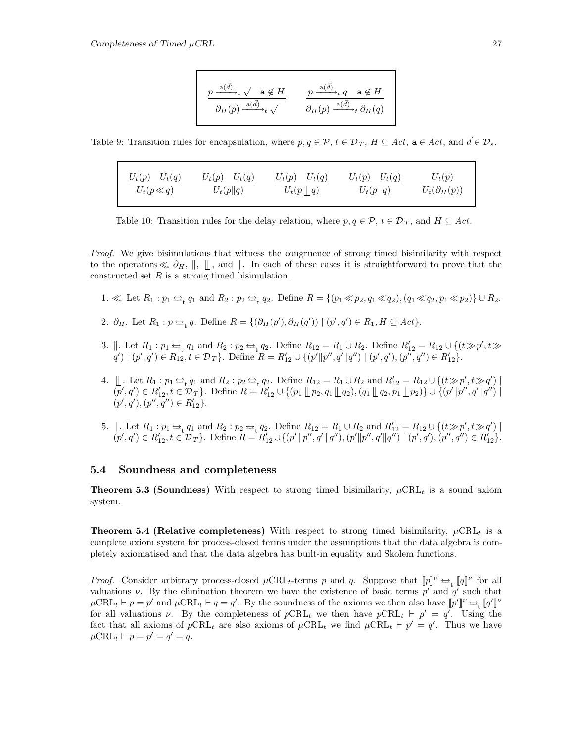$$\frac{p \xrightarrow{\mathrm{a}(\vec{d})}_t \surd \quad \mathtt{a} \notin H}{\partial_H(p) \xrightarrow{\mathrm{a}(\vec{d})}_t \surd} \qquad \frac{p \xrightarrow{\mathrm{a}(\vec{d})}_t q \quad \mathtt{a} \notin H}{\partial_H(p) \xrightarrow{\mathrm{a}(\vec{d})}_t \partial_H(q)}$$

Table 9: Transition rules for encapsulation, where $p, q \in \mathcal{P}$, $t \in \mathcal{D}_T$, $H \subseteq Act$, $\mathtt{a} \in Act$, and $\vec{d} \in \mathcal{D}_s$.

$$\frac{U_t(p) \quad U_t(q)}{U_t(p \ll q)} \qquad \frac{U_t(p) \quad U_t(q)}{U_t(p \| q)} \qquad \frac{U_t(p) \quad U_t(q)}{U_t(p \mathbin{\|\!\_} q)} \qquad \frac{U_t(p) \quad U_t(q)}{U_t(p \mid q)} \qquad \frac{U_t(p)}{U_t(\partial_H(p))}$$

Table 10: Transition rules for the delay relation, where $p, q \in \mathcal{P}$, $t \in \mathcal{D}_T$, and $H \subseteq Act$.

*Proof.* We give bisimulations that witness the congruence of strong timed bisimilarity with respect to the operators $\ll$, $\partial_H$, $\|$, $\mathbin{\|\!\_}$, and $\mid$. In each of these cases it is straightforward to prove that the constructed set $R$ is a strong timed bisimulation.

1. $\ll$. Let $R_1 : p_1 \leftrightarrow_t q_1$ and $R_2 : p_2 \leftrightarrow_t q_2$. Define $R = \{(p_1 \ll p_2, q_1 \ll q_2), (q_1 \ll q_2, p_1 \ll p_2)\} \cup R_2$.

2. $\partial_H$. Let $R_1 : p \leftrightarrow_t q$. Define $R = \{(\partial_H(p'), \partial_H(q')) \mid (p', q') \in R_1, H \subseteq Act\}$.

3. $\|$. Let $R_1 : p_1 \leftrightarrow_t q_1$ and $R_2 : p_2 \leftrightarrow_t q_2$. Define $R_{12} = R_1 \cup R_2$. Define $R'_{12} = R_{12} \cup \{(t \gg p', t \gg q') \mid (p', q') \in R_{12}, t \in \mathcal{D}_T\}$. Define $R = R'_{12} \cup \{(p' \| p'', q' \| q'') \mid (p', q'), (p'', q'') \in R'_{12}\}$.

4. $\mathbin{\|\!\_}$. Let $R_1 : p_1 \leftrightarrow_t q_1$ and $R_2 : p_2 \leftrightarrow_t q_2$. Define $R_{12} = R_1 \cup R_2$ and $R'_{12} = R_{12} \cup \{(t \gg p', t \gg q') \mid (p', q') \in R'_{12}, t \in \mathcal{D}_T\}$. Define $R = R'_{12} \cup \{(p_1 \mathbin{\|\!\_} p_2, q_1 \mathbin{\|\!\_} q_2), (q_1 \mathbin{\|\!\_} q_2, p_1 \mathbin{\|\!\_} p_2)\} \cup \{(p' \| p'', q' \| q'') \mid (p', q'), (p'', q'') \in R'_{12}\}$.

5. $\mid$. Let $R_1 : p_1 \leftrightarrow_t q_1$ and $R_2 : p_2 \leftrightarrow_t q_2$. Define $R_{12} = R_1 \cup R_2$ and $R'_{12} = R_{12} \cup \{(t \gg p', t \gg q') \mid (p', q') \in R'_{12}, t \in \mathcal{D}_T\}$. Define $R = R'_{12} \cup \{(p' \mid p'', q' \mid q''), (p' \| p'', q' \| q'') \mid (p', q'), (p'', q'') \in R'_{12}\}$.

## 5.4 Soundness and completeness

**Theorem 5.3 (Soundness)** With respect to strong timed bisimilarity, $\mu$CRL$_t$ is a sound axiom system.

**Theorem 5.4 (Relative completeness)** With respect to strong timed bisimilarity, $\mu$CRL$_t$ is a complete axiom system for process-closed terms under the assumptions that the data algebra is completely axiomatised and that the data algebra has built-in equality and Skolem functions.

*Proof.* Consider arbitrary process-closed $\mu$CRL$_t$-terms $p$ and $q$. Suppose that $[\![p]\!]^\nu \leftrightarrow_t [\![q]\!]^\nu$ for all valuations $\nu$. By the elimination theorem we have the existence of basic terms $p'$ and $q'$ such that $\mu\text{CRL}_t \vdash p = p'$ and $\mu\text{CRL}_t \vdash q = q'$. By the soundness of the axioms we then also have $[\![p']\!]^\nu \leftrightarrow_t [\![q']\!]^\nu$ for all valuations $\nu$. By the completeness of $p$CRL$_t$ we then have $p\text{CRL}_t \vdash p' = q'$. Using the fact that all axioms of $p$CRL$_t$ are also axioms of $\mu$CRL$_t$ we find $\mu\text{CRL}_t \vdash p' = q'$. Thus we have $\mu\text{CRL}_t \vdash p = p' = q' = q$.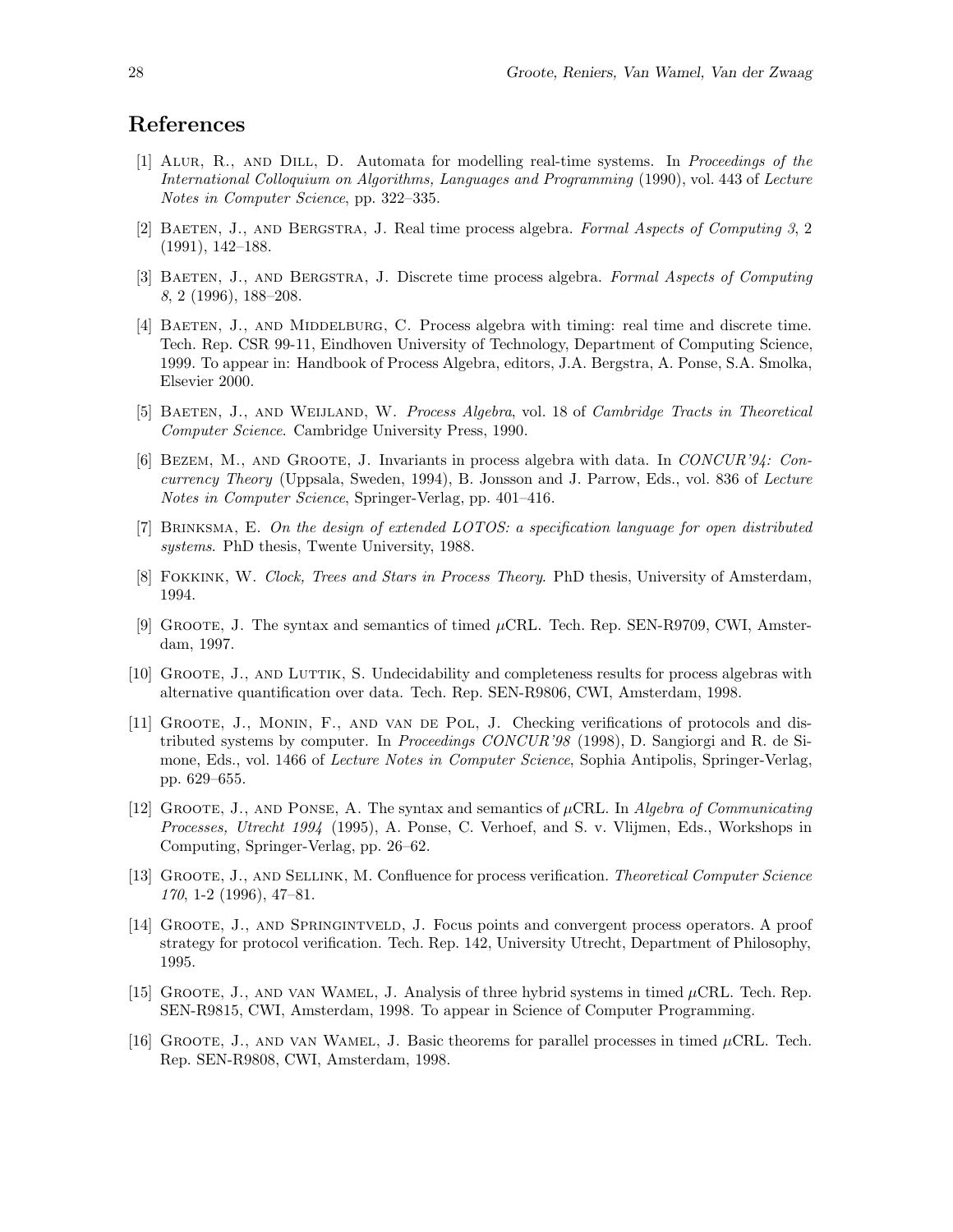## References

[1] Alur, R., and Dill, D. Automata for modelling real-time systems. In *Proceedings of the International Colloquium on Algorithms, Languages and Programming* (1990), vol. 443 of *Lecture Notes in Computer Science*, pp. 322–335.

[2] Baeten, J., and Bergstra, J. Real time process algebra. *Formal Aspects of Computing 3*, 2 (1991), 142–188.

[3] Baeten, J., and Bergstra, J. Discrete time process algebra. *Formal Aspects of Computing 8*, 2 (1996), 188–208.

[4] Baeten, J., and Middelburg, C. Process algebra with timing: real time and discrete time. Tech. Rep. CSR 99-11, Eindhoven University of Technology, Department of Computing Science, 1999. To appear in: Handbook of Process Algebra, editors, J.A. Bergstra, A. Ponse, S.A. Smolka, Elsevier 2000.

[5] Baeten, J., and Weijland, W. *Process Algebra*, vol. 18 of *Cambridge Tracts in Theoretical Computer Science*. Cambridge University Press, 1990.

[6] Bezem, M., and Groote, J. Invariants in process algebra with data. In *CONCUR'94: Concurrency Theory* (Uppsala, Sweden, 1994), B. Jonsson and J. Parrow, Eds., vol. 836 of *Lecture Notes in Computer Science*, Springer-Verlag, pp. 401–416.

[7] Brinksma, E. *On the design of extended LOTOS: a specification language for open distributed systems*. PhD thesis, Twente University, 1988.

[8] Fokkink, W. *Clock, Trees and Stars in Process Theory*. PhD thesis, University of Amsterdam, 1994.

[9] Groote, J. The syntax and semantics of timed $\mu$CRL. Tech. Rep. SEN-R9709, CWI, Amsterdam, 1997.

[10] Groote, J., and Luttik, S. Undecidability and completeness results for process algebras with alternative quantification over data. Tech. Rep. SEN-R9806, CWI, Amsterdam, 1998.

[11] Groote, J., Monin, F., and van de Pol, J. Checking verifications of protocols and distributed systems by computer. In *Proceedings CONCUR'98* (1998), D. Sangiorgi and R. de Simone, Eds., vol. 1466 of *Lecture Notes in Computer Science*, Sophia Antipolis, Springer-Verlag, pp. 629–655.

[12] Groote, J., and Ponse, A. The syntax and semantics of $\mu$CRL. In *Algebra of Communicating Processes, Utrecht 1994* (1995), A. Ponse, C. Verhoef, and S. v. Vlijmen, Eds., Workshops in Computing, Springer-Verlag, pp. 26–62.

[13] Groote, J., and Sellink, M. Confluence for process verification. *Theoretical Computer Science 170*, 1-2 (1996), 47–81.

[14] Groote, J., and Springintveld, J. Focus points and convergent process operators. A proof strategy for protocol verification. Tech. Rep. 142, University Utrecht, Department of Philosophy, 1995.

[15] Groote, J., and van Wamel, J. Analysis of three hybrid systems in timed $\mu$CRL. Tech. Rep. SEN-R9815, CWI, Amsterdam, 1998. To appear in Science of Computer Programming.

[16] Groote, J., and van Wamel, J. Basic theorems for parallel processes in timed $\mu$CRL. Tech. Rep. SEN-R9808, CWI, Amsterdam, 1998.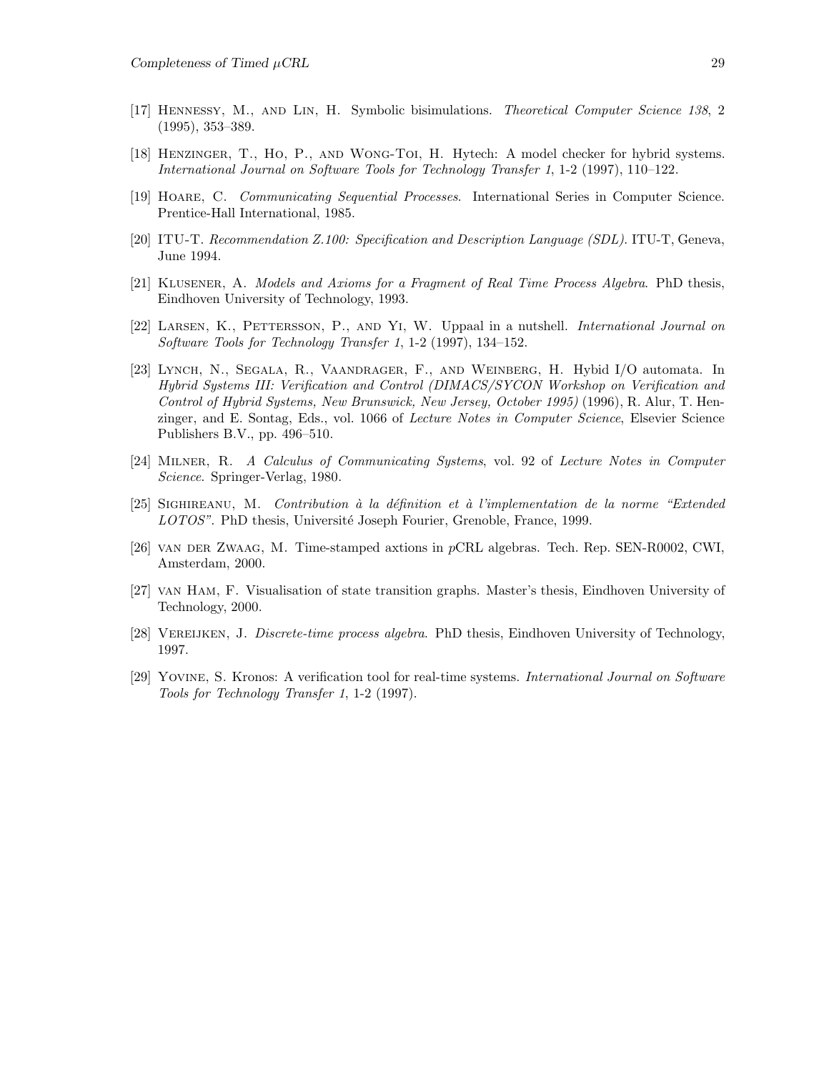[17] Hennessy, M., and Lin, H. Symbolic bisimulations. *Theoretical Computer Science 138*, 2 (1995), 353–389.

[18] Henzinger, T., Ho, P., and Wong-Toi, H. Hytech: A model checker for hybrid systems. *International Journal on Software Tools for Technology Transfer 1*, 1-2 (1997), 110–122.

[19] Hoare, C. *Communicating Sequential Processes*. International Series in Computer Science. Prentice-Hall International, 1985.

[20] ITU-T. *Recommendation Z.100: Specification and Description Language (SDL)*. ITU-T, Geneva, June 1994.

[21] Klusener, A. *Models and Axioms for a Fragment of Real Time Process Algebra*. PhD thesis, Eindhoven University of Technology, 1993.

[22] Larsen, K., Pettersson, P., and Yi, W. Uppaal in a nutshell. *International Journal on Software Tools for Technology Transfer 1*, 1-2 (1997), 134–152.

[23] Lynch, N., Segala, R., Vaandrager, F., and Weinberg, H. Hybid I/O automata. In *Hybrid Systems III: Verification and Control (DIMACS/SYCON Workshop on Verification and Control of Hybrid Systems, New Brunswick, New Jersey, October 1995)* (1996), R. Alur, T. Henzinger, and E. Sontag, Eds., vol. 1066 of *Lecture Notes in Computer Science*, Elsevier Science Publishers B.V., pp. 496–510.

[24] Milner, R. *A Calculus of Communicating Systems*, vol. 92 of *Lecture Notes in Computer Science*. Springer-Verlag, 1980.

[25] Sighireanu, M. *Contribution à la définition et à l'implementation de la norme "Extended LOTOS"*. PhD thesis, Université Joseph Fourier, Grenoble, France, 1999.

[26] van der Zwaag, M. Time-stamped axtions in *p*CRL algebras. Tech. Rep. SEN-R0002, CWI, Amsterdam, 2000.

[27] van Ham, F. Visualisation of state transition graphs. Master's thesis, Eindhoven University of Technology, 2000.

[28] Vereijken, J. *Discrete-time process algebra*. PhD thesis, Eindhoven University of Technology, 1997.

[29] Yovine, S. Kronos: A verification tool for real-time systems. *International Journal on Software Tools for Technology Transfer 1*, 1-2 (1997).